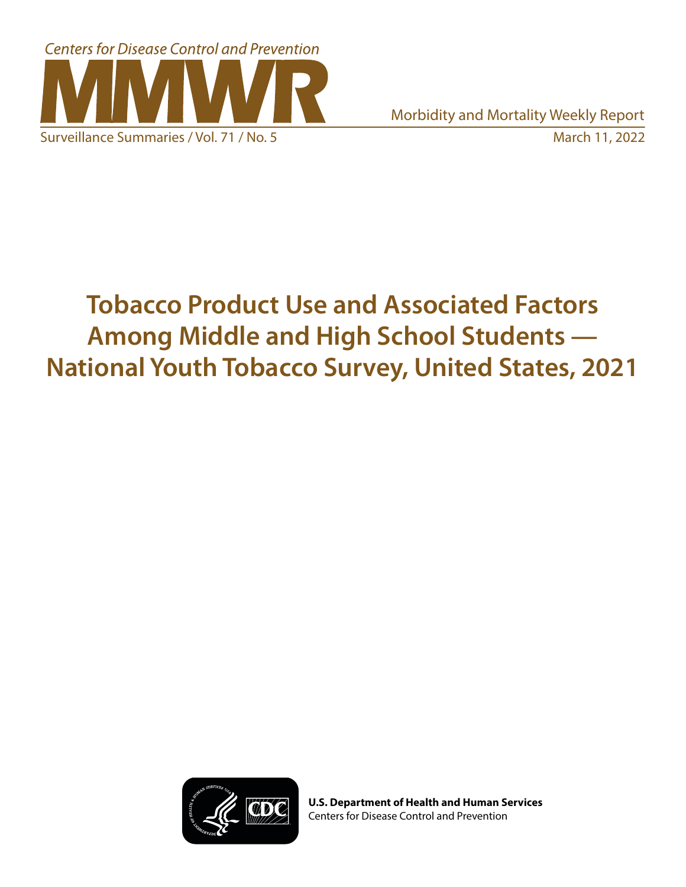Centers for Disease Control and Prevention

# MMWR

Morbidity and Mortality Weekly Report

Surveillance Summaries / Vol. 71 / No. 5

March 11, 2022

# Tobacco Product Use and Associated Factors Among Middle and High School Students — National Youth Tobacco Survey, United States, 2021

**U.S. Department of Health and Human Services**
Centers for Disease Control and Prevention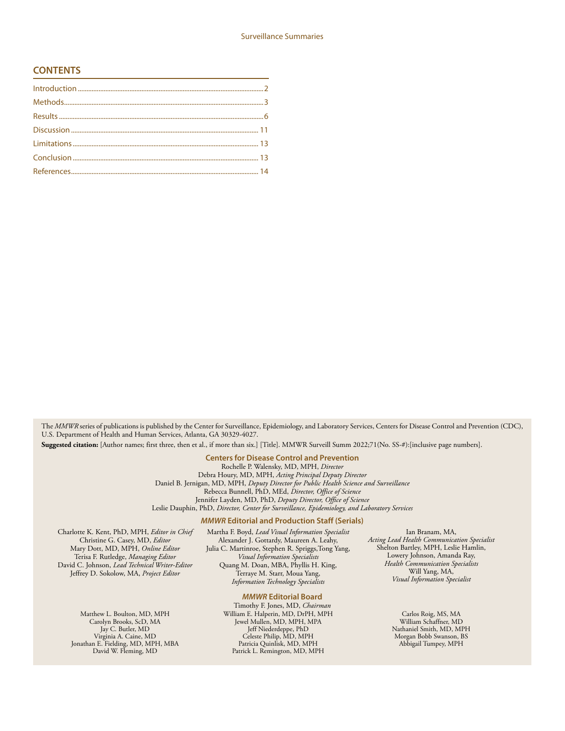## CONTENTS

Introduction ....................................................................................................2
Methods............................................................................................................3
Results ...............................................................................................................6
Discussion .....................................................................................................11
Limitations .....................................................................................................13
Conclusion .....................................................................................................13
References......................................................................................................14

The *MMWR* series of publications is published by the Center for Surveillance, Epidemiology, and Laboratory Services, Centers for Disease Control and Prevention (CDC), U.S. Department of Health and Human Services, Atlanta, GA 30329-4027.

**Suggested citation:** [Author names; first three, then et al., if more than six.] [Title]. MMWR Surveill Summ 2022;71(No. SS-#):[inclusive page numbers].

### Centers for Disease Control and Prevention

Rochelle P. Walensky, MD, MPH, *Director*
Debra Houry, MD, MPH, *Acting Principal Deputy Director*
Daniel B. Jernigan, MD, MPH, *Deputy Director for Public Health Science and Surveillance*
Rebecca Bunnell, PhD, MEd, *Director, Office of Science*
Jennifer Layden, MD, PhD, *Deputy Director, Office of Science*
Leslie Dauphin, PhD, *Director, Center for Surveillance, Epidemiology, and Laboratory Services*

### *MMWR* Editorial and Production Staff (Serials)

Charlotte K. Kent, PhD, MPH, *Editor in Chief*
Christine G. Casey, MD, *Editor*
Mary Dott, MD, MPH, *Online Editor*
Terisa F. Rutledge, *Managing Editor*
David C. Johnson, *Lead Technical Writer-Editor*
Jeffrey D. Sokolow, MA, *Project Editor*

Martha F. Boyd, *Lead Visual Information Specialist*
Alexander J. Gottardy, Maureen A. Leahy,
Julia C. Martinroe, Stephen R. Spriggs,Tong Yang,
*Visual Information Specialists*
Quang M. Doan, MBA, Phyllis H. King,
Terraye M. Starr, Moua Yang,
*Information Technology Specialists*

Ian Branam, MA,
*Acting Lead Health Communication Specialist*
Shelton Bartley, MPH, Leslie Hamlin,
Lowery Johnson, Amanda Ray,
*Health Communication Specialists*
Will Yang, MA,
*Visual Information Specialist*

### *MMWR* Editorial Board

Timothy F. Jones, MD, *Chairman*

Matthew L. Boulton, MD, MPH
Carolyn Brooks, ScD, MA
Jay C. Butler, MD
Virginia A. Caine, MD
Jonathan E. Fielding, MD, MPH, MBA
David W. Fleming, MD

William E. Halperin, MD, DrPH, MPH
Jewel Mullen, MD, MPH, MPA
Jeff Niederdeppe, PhD
Celeste Philip, MD, MPH
Patricia Quinlisk, MD, MPH
Patrick L. Remington, MD, MPH

Carlos Roig, MS, MA
William Schaffner, MD
Nathaniel Smith, MD, MPH
Morgan Bobb Swanson, BS
Abbigail Tumpey, MPH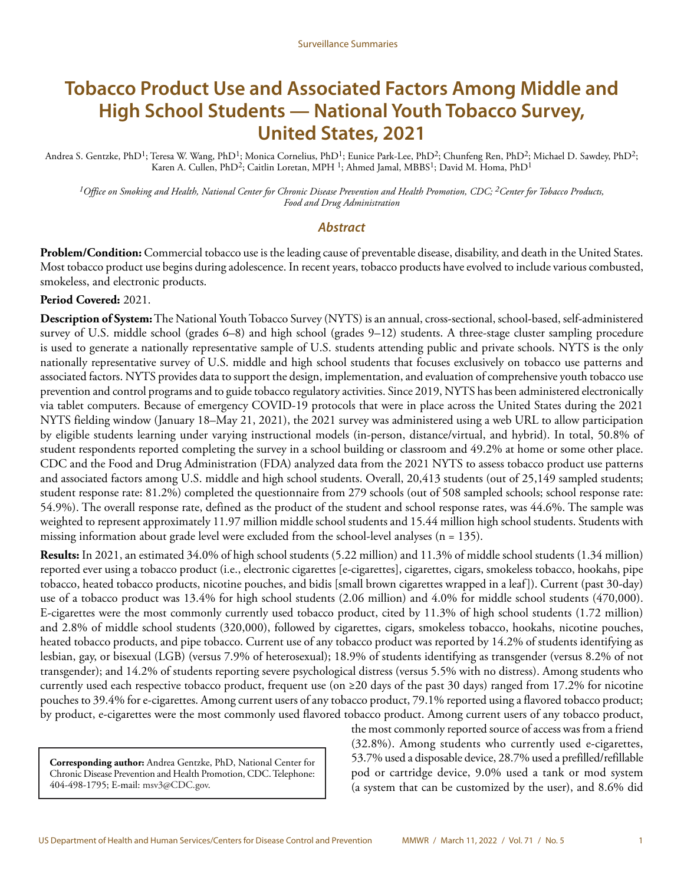# Tobacco Product Use and Associated Factors Among Middle and High School Students — National Youth Tobacco Survey, United States, 2021

Andrea S. Gentzke, PhD[1]; Teresa W. Wang, PhD[1]; Monica Cornelius, PhD[1]; Eunice Park-Lee, PhD[2]; Chunfeng Ren, PhD[2]; Michael D. Sawdey, PhD[2]; Karen A. Cullen, PhD[2]; Caitlin Loretan, MPH [1]; Ahmed Jamal, MBBS[1]; David M. Homa, PhD[1]

*[1]Office on Smoking and Health, National Center for Chronic Disease Prevention and Health Promotion, CDC; [2]Center for Tobacco Products, Food and Drug Administration*

## *Abstract*

**Problem/Condition:** Commercial tobacco use is the leading cause of preventable disease, disability, and death in the United States. Most tobacco product use begins during adolescence. In recent years, tobacco products have evolved to include various combusted, smokeless, and electronic products.

**Period Covered:** 2021.

**Description of System:** The National Youth Tobacco Survey (NYTS) is an annual, cross-sectional, school-based, self-administered survey of U.S. middle school (grades 6–8) and high school (grades 9–12) students. A three-stage cluster sampling procedure is used to generate a nationally representative sample of U.S. students attending public and private schools. NYTS is the only nationally representative survey of U.S. middle and high school students that focuses exclusively on tobacco use patterns and associated factors. NYTS provides data to support the design, implementation, and evaluation of comprehensive youth tobacco use prevention and control programs and to guide tobacco regulatory activities. Since 2019, NYTS has been administered electronically via tablet computers. Because of emergency COVID-19 protocols that were in place across the United States during the 2021 NYTS fielding window (January 18–May 21, 2021), the 2021 survey was administered using a web URL to allow participation by eligible students learning under varying instructional models (in-person, distance/virtual, and hybrid). In total, 50.8% of student respondents reported completing the survey in a school building or classroom and 49.2% at home or some other place. CDC and the Food and Drug Administration (FDA) analyzed data from the 2021 NYTS to assess tobacco product use patterns and associated factors among U.S. middle and high school students. Overall, 20,413 students (out of 25,149 sampled students; student response rate: 81.2%) completed the questionnaire from 279 schools (out of 508 sampled schools; school response rate: 54.9%). The overall response rate, defined as the product of the student and school response rates, was 44.6%. The sample was weighted to represent approximately 11.97 million middle school students and 15.44 million high school students. Students with missing information about grade level were excluded from the school-level analyses (n = 135).

**Results:** In 2021, an estimated 34.0% of high school students (5.22 million) and 11.3% of middle school students (1.34 million) reported ever using a tobacco product (i.e., electronic cigarettes [e-cigarettes], cigarettes, cigars, smokeless tobacco, hookahs, pipe tobacco, heated tobacco products, nicotine pouches, and bidis [small brown cigarettes wrapped in a leaf]). Current (past 30-day) use of a tobacco product was 13.4% for high school students (2.06 million) and 4.0% for middle school students (470,000). E-cigarettes were the most commonly currently used tobacco product, cited by 11.3% of high school students (1.72 million) and 2.8% of middle school students (320,000), followed by cigarettes, cigars, smokeless tobacco, hookahs, nicotine pouches, heated tobacco products, and pipe tobacco. Current use of any tobacco product was reported by 14.2% of students identifying as lesbian, gay, or bisexual (LGB) (versus 7.9% of heterosexual); 18.9% of students identifying as transgender (versus 8.2% of not transgender); and 14.2% of students reporting severe psychological distress (versus 5.5% with no distress). Among students who currently used each respective tobacco product, frequent use (on ≥20 days of the past 30 days) ranged from 17.2% for nicotine pouches to 39.4% for e-cigarettes. Among current users of any tobacco product, 79.1% reported using a flavored tobacco product; by product, e-cigarettes were the most commonly used flavored tobacco product. Among current users of any tobacco product, the most commonly reported source of access was from a friend (32.8%). Among students who currently used e-cigarettes, 53.7% used a disposable device, 28.7% used a prefilled/refillable pod or cartridge device, 9.0% used a tank or mod system (a system that can be customized by the user), and 8.6% did

**Corresponding author:** Andrea Gentzke, PhD, National Center for Chronic Disease Prevention and Health Promotion, CDC. Telephone: 404-498-1795; E-mail: msv3@CDC.gov.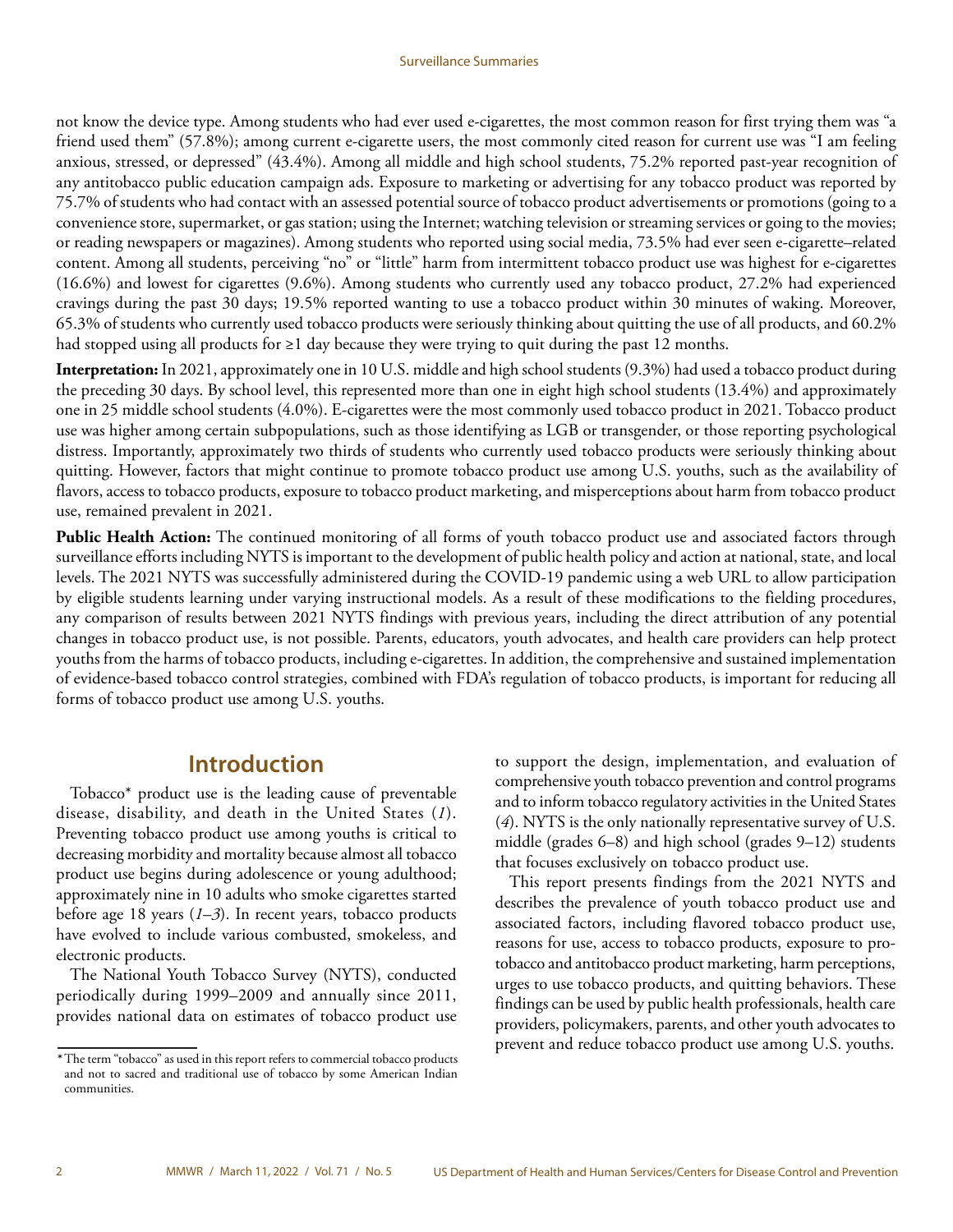not know the device type. Among students who had ever used e-cigarettes, the most common reason for first trying them was "a friend used them" (57.8%); among current e-cigarette users, the most commonly cited reason for current use was "I am feeling anxious, stressed, or depressed" (43.4%). Among all middle and high school students, 75.2% reported past-year recognition of any antitobacco public education campaign ads. Exposure to marketing or advertising for any tobacco product was reported by 75.7% of students who had contact with an assessed potential source of tobacco product advertisements or promotions (going to a convenience store, supermarket, or gas station; using the Internet; watching television or streaming services or going to the movies; or reading newspapers or magazines). Among students who reported using social media, 73.5% had ever seen e-cigarette–related content. Among all students, perceiving "no" or "little" harm from intermittent tobacco product use was highest for e-cigarettes (16.6%) and lowest for cigarettes (9.6%). Among students who currently used any tobacco product, 27.2% had experienced cravings during the past 30 days; 19.5% reported wanting to use a tobacco product within 30 minutes of waking. Moreover, 65.3% of students who currently used tobacco products were seriously thinking about quitting the use of all products, and 60.2% had stopped using all products for ≥1 day because they were trying to quit during the past 12 months.

**Interpretation:** In 2021, approximately one in 10 U.S. middle and high school students (9.3%) had used a tobacco product during the preceding 30 days. By school level, this represented more than one in eight high school students (13.4%) and approximately one in 25 middle school students (4.0%). E-cigarettes were the most commonly used tobacco product in 2021. Tobacco product use was higher among certain subpopulations, such as those identifying as LGB or transgender, or those reporting psychological distress. Importantly, approximately two thirds of students who currently used tobacco products were seriously thinking about quitting. However, factors that might continue to promote tobacco product use among U.S. youths, such as the availability of flavors, access to tobacco products, exposure to tobacco product marketing, and misperceptions about harm from tobacco product use, remained prevalent in 2021.

**Public Health Action:** The continued monitoring of all forms of youth tobacco product use and associated factors through surveillance efforts including NYTS is important to the development of public health policy and action at national, state, and local levels. The 2021 NYTS was successfully administered during the COVID-19 pandemic using a web URL to allow participation by eligible students learning under varying instructional models. As a result of these modifications to the fielding procedures, any comparison of results between 2021 NYTS findings with previous years, including the direct attribution of any potential changes in tobacco product use, is not possible. Parents, educators, youth advocates, and health care providers can help protect youths from the harms of tobacco products, including e-cigarettes. In addition, the comprehensive and sustained implementation of evidence-based tobacco control strategies, combined with FDA's regulation of tobacco products, is important for reducing all forms of tobacco product use among U.S. youths.

## Introduction

Tobacco* product use is the leading cause of preventable disease, disability, and death in the United States (*1*). Preventing tobacco product use among youths is critical to decreasing morbidity and mortality because almost all tobacco product use begins during adolescence or young adulthood; approximately nine in 10 adults who smoke cigarettes started before age 18 years (*1*–*3*). In recent years, tobacco products have evolved to include various combusted, smokeless, and electronic products.

The National Youth Tobacco Survey (NYTS), conducted periodically during 1999–2009 and annually since 2011, provides national data on estimates of tobacco product use to support the design, implementation, and evaluation of comprehensive youth tobacco prevention and control programs and to inform tobacco regulatory activities in the United States (*4*). NYTS is the only nationally representative survey of U.S. middle (grades 6–8) and high school (grades 9–12) students that focuses exclusively on tobacco product use.

This report presents findings from the 2021 NYTS and describes the prevalence of youth tobacco product use and associated factors, including flavored tobacco product use, reasons for use, access to tobacco products, exposure to pro-tobacco and antitobacco product marketing, harm perceptions, urges to use tobacco products, and quitting behaviors. These findings can be used by public health professionals, health care providers, policymakers, parents, and other youth advocates to prevent and reduce tobacco product use among U.S. youths.

* The term "tobacco" as used in this report refers to commercial tobacco products and not to sacred and traditional use of tobacco by some American Indian communities.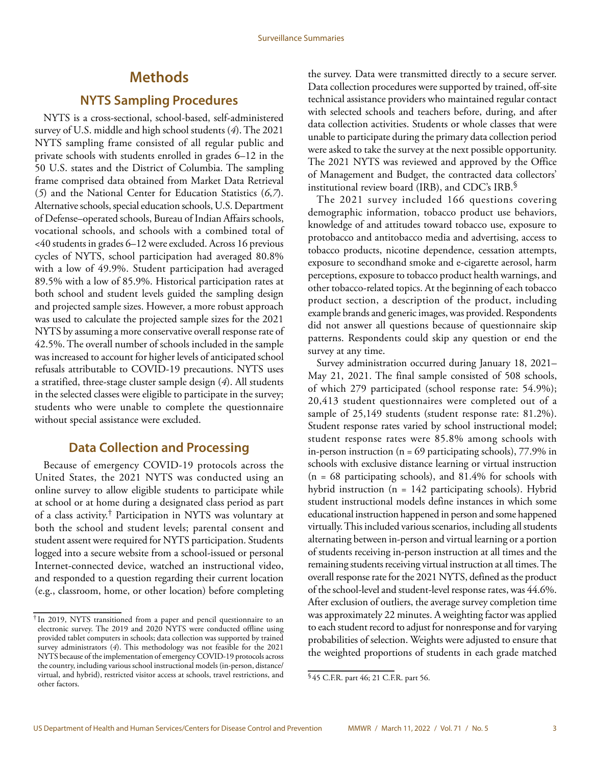# Methods

## NYTS Sampling Procedures

NYTS is a cross-sectional, school-based, self-administered survey of U.S. middle and high school students (*4*). The 2021 NYTS sampling frame consisted of all regular public and private schools with students enrolled in grades 6–12 in the 50 U.S. states and the District of Columbia. The sampling frame comprised data obtained from Market Data Retrieval (*5*) and the National Center for Education Statistics (*6*,*7*). Alternative schools, special education schools, U.S. Department of Defense–operated schools, Bureau of Indian Affairs schools, vocational schools, and schools with a combined total of <40 students in grades 6–12 were excluded. Across 16 previous cycles of NYTS, school participation had averaged 80.8% with a low of 49.9%. Student participation had averaged 89.5% with a low of 85.9%. Historical participation rates at both school and student levels guided the sampling design and projected sample sizes. However, a more robust approach was used to calculate the projected sample sizes for the 2021 NYTS by assuming a more conservative overall response rate of 42.5%. The overall number of schools included in the sample was increased to account for higher levels of anticipated school refusals attributable to COVID-19 precautions. NYTS uses a stratified, three-stage cluster sample design (*4*). All students in the selected classes were eligible to participate in the survey; students who were unable to complete the questionnaire without special assistance were excluded.

## Data Collection and Processing

Because of emergency COVID-19 protocols across the United States, the 2021 NYTS was conducted using an online survey to allow eligible students to participate while at school or at home during a designated class period as part of a class activity.[†] Participation in NYTS was voluntary at both the school and student levels; parental consent and student assent were required for NYTS participation. Students logged into a secure website from a school-issued or personal Internet-connected device, watched an instructional video, and responded to a question regarding their current location (e.g., classroom, home, or other location) before completing the survey. Data were transmitted directly to a secure server. Data collection procedures were supported by trained, off-site technical assistance providers who maintained regular contact with selected schools and teachers before, during, and after data collection activities. Students or whole classes that were unable to participate during the primary data collection period were asked to take the survey at the next possible opportunity. The 2021 NYTS was reviewed and approved by the Office of Management and Budget, the contracted data collectors' institutional review board (IRB), and CDC's IRB.[§]

The 2021 survey included 166 questions covering demographic information, tobacco product use behaviors, knowledge of and attitudes toward tobacco use, exposure to protobacco and antitobacco media and advertising, access to tobacco products, nicotine dependence, cessation attempts, exposure to secondhand smoke and e-cigarette aerosol, harm perceptions, exposure to tobacco product health warnings, and other tobacco-related topics. At the beginning of each tobacco product section, a description of the product, including example brands and generic images, was provided. Respondents did not answer all questions because of questionnaire skip patterns. Respondents could skip any question or end the survey at any time.

Survey administration occurred during January 18, 2021–May 21, 2021. The final sample consisted of 508 schools, of which 279 participated (school response rate: 54.9%); 20,413 student questionnaires were completed out of a sample of 25,149 students (student response rate: 81.2%). Student response rates varied by school instructional model; student response rates were 85.8% among schools with in-person instruction (n = 69 participating schools), 77.9% in schools with exclusive distance learning or virtual instruction (n = 68 participating schools), and 81.4% for schools with hybrid instruction (n = 142 participating schools). Hybrid student instructional models define instances in which some educational instruction happened in person and some happened virtually. This included various scenarios, including all students alternating between in-person and virtual learning or a portion of students receiving in-person instruction at all times and the remaining students receiving virtual instruction at all times. The overall response rate for the 2021 NYTS, defined as the product of the school-level and student-level response rates, was 44.6%. After exclusion of outliers, the average survey completion time was approximately 22 minutes. A weighting factor was applied to each student record to adjust for nonresponse and for varying probabilities of selection. Weights were adjusted to ensure that the weighted proportions of students in each grade matched

---

[†] In 2019, NYTS transitioned from a paper and pencil questionnaire to an electronic survey. The 2019 and 2020 NYTS were conducted offline using provided tablet computers in schools; data collection was supported by trained survey administrators (*4*). This methodology was not feasible for the 2021 NYTS because of the implementation of emergency COVID-19 protocols across the country, including various school instructional models (in-person, distance/virtual, and hybrid), restricted visitor access at schools, travel restrictions, and other factors.

[§] 45 C.F.R. part 46; 21 C.F.R. part 56.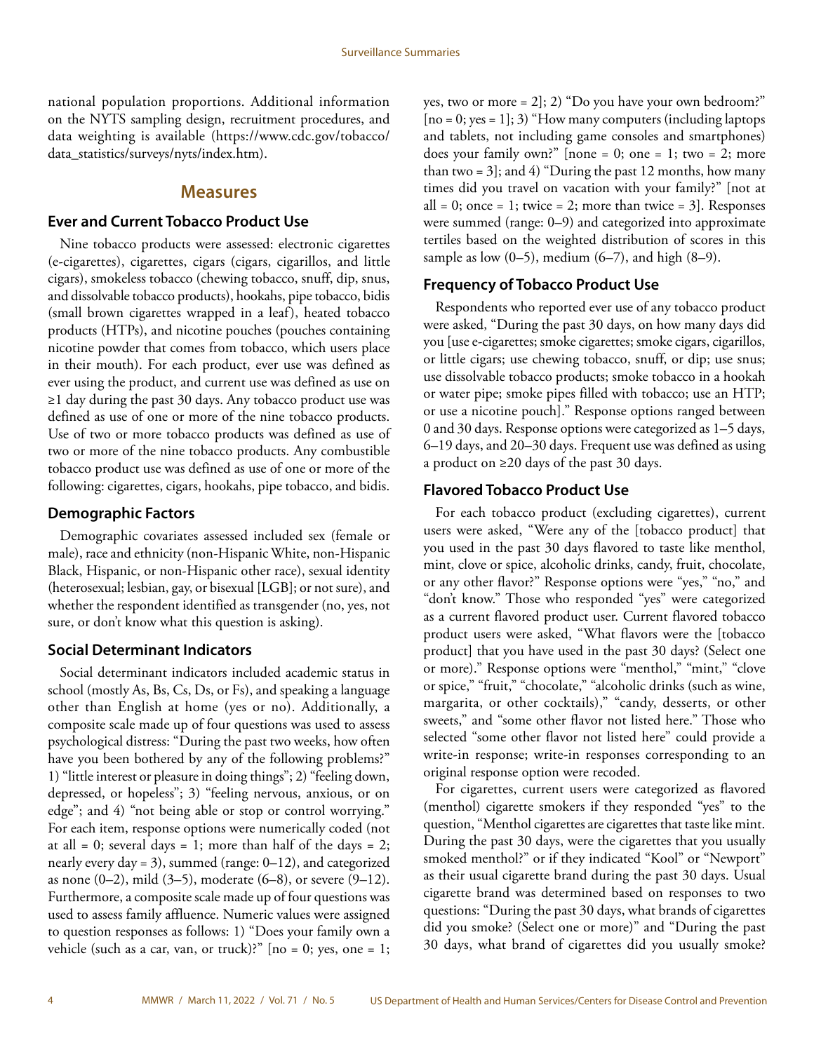national population proportions. Additional information on the NYTS sampling design, recruitment procedures, and data weighting is available (https://www.cdc.gov/tobacco/data_statistics/surveys/nyts/index.htm).

## Measures

### Ever and Current Tobacco Product Use

Nine tobacco products were assessed: electronic cigarettes (e-cigarettes), cigarettes, cigars (cigars, cigarillos, and little cigars), smokeless tobacco (chewing tobacco, snuff, dip, snus, and dissolvable tobacco products), hookahs, pipe tobacco, bidis (small brown cigarettes wrapped in a leaf), heated tobacco products (HTPs), and nicotine pouches (pouches containing nicotine powder that comes from tobacco, which users place in their mouth). For each product, ever use was defined as ever using the product, and current use was defined as use on ≥1 day during the past 30 days. Any tobacco product use was defined as use of one or more of the nine tobacco products. Use of two or more tobacco products was defined as use of two or more of the nine tobacco products. Any combustible tobacco product use was defined as use of one or more of the following: cigarettes, cigars, hookahs, pipe tobacco, and bidis.

### Demographic Factors

Demographic covariates assessed included sex (female or male), race and ethnicity (non-Hispanic White, non-Hispanic Black, Hispanic, or non-Hispanic other race), sexual identity (heterosexual; lesbian, gay, or bisexual [LGB]; or not sure), and whether the respondent identified as transgender (no, yes, not sure, or don't know what this question is asking).

### Social Determinant Indicators

Social determinant indicators included academic status in school (mostly As, Bs, Cs, Ds, or Fs), and speaking a language other than English at home (yes or no). Additionally, a composite scale made up of four questions was used to assess psychological distress: "During the past two weeks, how often have you been bothered by any of the following problems?" 1) "little interest or pleasure in doing things"; 2) "feeling down, depressed, or hopeless"; 3) "feeling nervous, anxious, or on edge"; and 4) "not being able or stop or control worrying." For each item, response options were numerically coded (not at all = 0; several days = 1; more than half of the days = 2; nearly every day = 3), summed (range: 0–12), and categorized as none (0–2), mild (3–5), moderate (6–8), or severe (9–12). Furthermore, a composite scale made up of four questions was used to assess family affluence. Numeric values were assigned to question responses as follows: 1) "Does your family own a vehicle (such as a car, van, or truck)?" [no = 0; yes, one = 1; yes, two or more = 2]; 2) "Do you have your own bedroom?" [no = 0; yes = 1]; 3) "How many computers (including laptops and tablets, not including game consoles and smartphones) does your family own?" [none = 0; one = 1; two = 2; more than two = 3]; and 4) "During the past 12 months, how many times did you travel on vacation with your family?" [not at all = 0; once = 1; twice = 2; more than twice = 3]. Responses were summed (range: 0–9) and categorized into approximate tertiles based on the weighted distribution of scores in this sample as low (0–5), medium (6–7), and high (8–9).

### Frequency of Tobacco Product Use

Respondents who reported ever use of any tobacco product were asked, "During the past 30 days, on how many days did you [use e-cigarettes; smoke cigarettes; smoke cigars, cigarillos, or little cigars; use chewing tobacco, snuff, or dip; use snus; use dissolvable tobacco products; smoke tobacco in a hookah or water pipe; smoke pipes filled with tobacco; use an HTP; or use a nicotine pouch]." Response options ranged between 0 and 30 days. Response options were categorized as 1–5 days, 6–19 days, and 20–30 days. Frequent use was defined as using a product on ≥20 days of the past 30 days.

### Flavored Tobacco Product Use

For each tobacco product (excluding cigarettes), current users were asked, "Were any of the [tobacco product] that you used in the past 30 days flavored to taste like menthol, mint, clove or spice, alcoholic drinks, candy, fruit, chocolate, or any other flavor?" Response options were "yes," "no," and "don't know." Those who responded "yes" were categorized as a current flavored product user. Current flavored tobacco product users were asked, "What flavors were the [tobacco product] that you have used in the past 30 days? (Select one or more)." Response options were "menthol," "mint," "clove or spice," "fruit," "chocolate," "alcoholic drinks (such as wine, margarita, or other cocktails)," "candy, desserts, or other sweets," and "some other flavor not listed here." Those who selected "some other flavor not listed here" could provide a write-in response; write-in responses corresponding to an original response option were recoded.

For cigarettes, current users were categorized as flavored (menthol) cigarette smokers if they responded "yes" to the question, "Menthol cigarettes are cigarettes that taste like mint. During the past 30 days, were the cigarettes that you usually smoked menthol?" or if they indicated "Kool" or "Newport" as their usual cigarette brand during the past 30 days. Usual cigarette brand was determined based on responses to two questions: "During the past 30 days, what brands of cigarettes did you smoke? (Select one or more)" and "During the past 30 days, what brand of cigarettes did you usually smoke?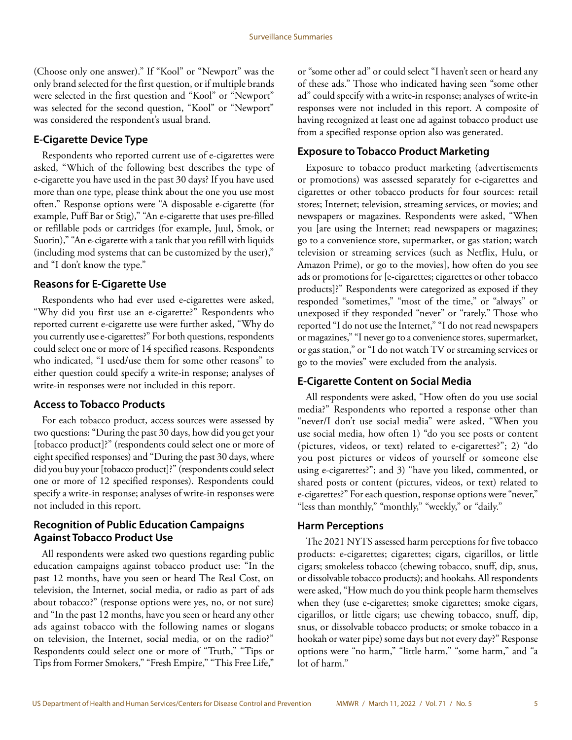(Choose only one answer)." If "Kool" or "Newport" was the only brand selected for the first question, or if multiple brands were selected in the first question and "Kool" or "Newport" was selected for the second question, "Kool" or "Newport" was considered the respondent's usual brand.

## E-Cigarette Device Type

Respondents who reported current use of e-cigarettes were asked, "Which of the following best describes the type of e-cigarette you have used in the past 30 days? If you have used more than one type, please think about the one you use most often." Response options were "A disposable e-cigarette (for example, Puff Bar or Stig)," "An e-cigarette that uses pre-filled or refillable pods or cartridges (for example, Juul, Smok, or Suorin)," "An e-cigarette with a tank that you refill with liquids (including mod systems that can be customized by the user)," and "I don't know the type."

## Reasons for E-Cigarette Use

Respondents who had ever used e-cigarettes were asked, "Why did you first use an e-cigarette?" Respondents who reported current e-cigarette use were further asked, "Why do you currently use e-cigarettes?" For both questions, respondents could select one or more of 14 specified reasons. Respondents who indicated, "I used/use them for some other reasons" to either question could specify a write-in response; analyses of write-in responses were not included in this report.

## Access to Tobacco Products

For each tobacco product, access sources were assessed by two questions: "During the past 30 days, how did you get your [tobacco product]?" (respondents could select one or more of eight specified responses) and "During the past 30 days, where did you buy your [tobacco product]?" (respondents could select one or more of 12 specified responses). Respondents could specify a write-in response; analyses of write-in responses were not included in this report.

## Recognition of Public Education Campaigns Against Tobacco Product Use

All respondents were asked two questions regarding public education campaigns against tobacco product use: "In the past 12 months, have you seen or heard The Real Cost, on television, the Internet, social media, or radio as part of ads about tobacco?" (response options were yes, no, or not sure) and "In the past 12 months, have you seen or heard any other ads against tobacco with the following names or slogans on television, the Internet, social media, or on the radio?" Respondents could select one or more of "Truth," "Tips or Tips from Former Smokers," "Fresh Empire," "This Free Life," or "some other ad" or could select "I haven't seen or heard any of these ads." Those who indicated having seen "some other ad" could specify with a write-in response; analyses of write-in responses were not included in this report. A composite of having recognized at least one ad against tobacco product use from a specified response option also was generated.

## Exposure to Tobacco Product Marketing

Exposure to tobacco product marketing (advertisements or promotions) was assessed separately for e-cigarettes and cigarettes or other tobacco products for four sources: retail stores; Internet; television, streaming services, or movies; and newspapers or magazines. Respondents were asked, "When you [are using the Internet; read newspapers or magazines; go to a convenience store, supermarket, or gas station; watch television or streaming services (such as Netflix, Hulu, or Amazon Prime), or go to the movies], how often do you see ads or promotions for [e-cigarettes; cigarettes or other tobacco products]?" Respondents were categorized as exposed if they responded "sometimes," "most of the time," or "always" or unexposed if they responded "never" or "rarely." Those who reported "I do not use the Internet," "I do not read newspapers or magazines," "I never go to a convenience stores, supermarket, or gas station," or "I do not watch TV or streaming services or go to the movies" were excluded from the analysis.

## E-Cigarette Content on Social Media

All respondents were asked, "How often do you use social media?" Respondents who reported a response other than "never/I don't use social media" were asked, "When you use social media, how often 1) "do you see posts or content (pictures, videos, or text) related to e-cigarettes?"; 2) "do you post pictures or videos of yourself or someone else using e-cigarettes?"; and 3) "have you liked, commented, or shared posts or content (pictures, videos, or text) related to e-cigarettes?" For each question, response options were "never," "less than monthly," "monthly," "weekly," or "daily."

## Harm Perceptions

The 2021 NYTS assessed harm perceptions for five tobacco products: e-cigarettes; cigarettes; cigars, cigarillos, or little cigars; smokeless tobacco (chewing tobacco, snuff, dip, snus, or dissolvable tobacco products); and hookahs. All respondents were asked, "How much do you think people harm themselves when they (use e-cigarettes; smoke cigarettes; smoke cigars, cigarillos, or little cigars; use chewing tobacco, snuff, dip, snus, or dissolvable tobacco products; or smoke tobacco in a hookah or water pipe) some days but not every day?" Response options were "no harm," "little harm," "some harm," and "a lot of harm."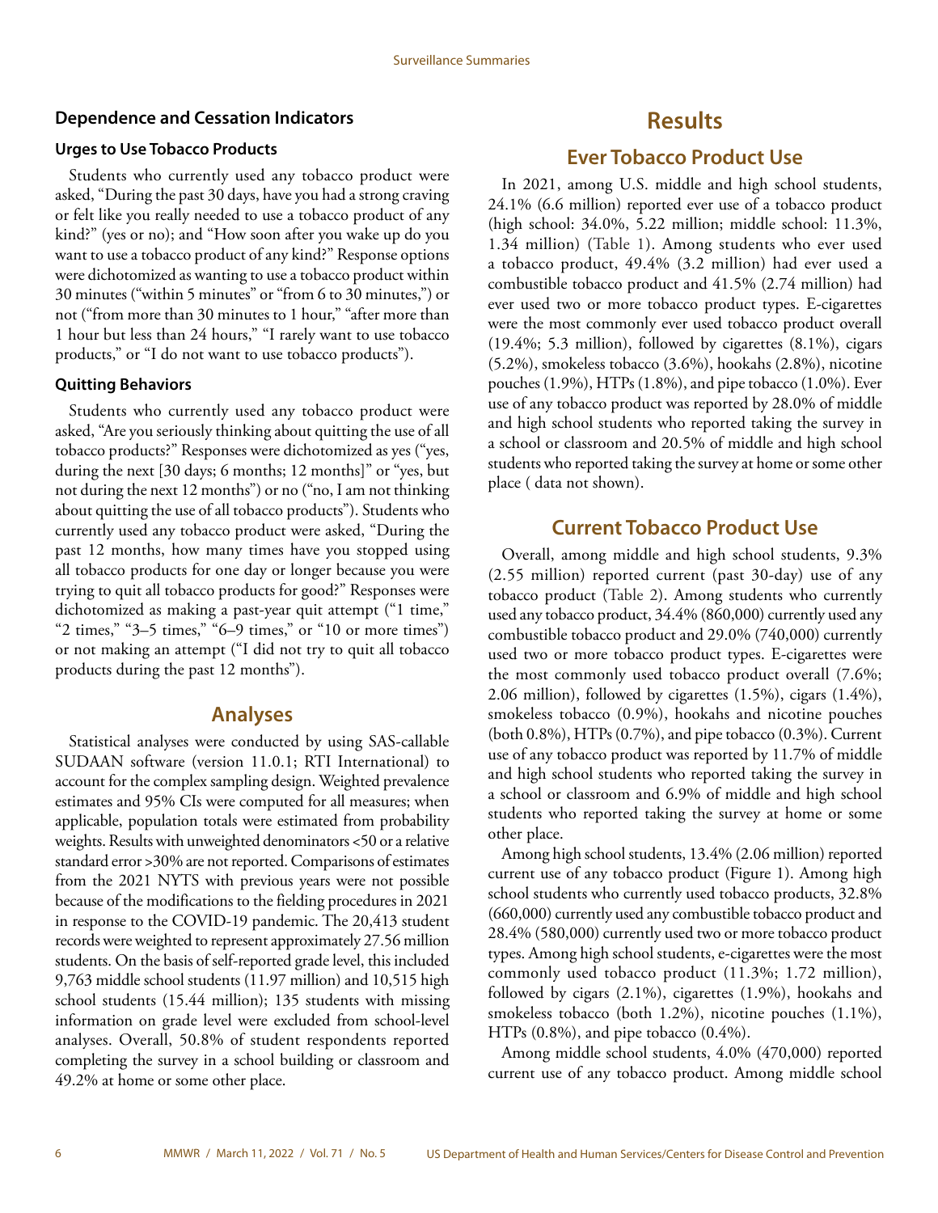### Dependence and Cessation Indicators

#### Urges to Use Tobacco Products

Students who currently used any tobacco product were asked, "During the past 30 days, have you had a strong craving or felt like you really needed to use a tobacco product of any kind?" (yes or no); and "How soon after you wake up do you want to use a tobacco product of any kind?" Response options were dichotomized as wanting to use a tobacco product within 30 minutes ("within 5 minutes" or "from 6 to 30 minutes,") or not ("from more than 30 minutes to 1 hour," "after more than 1 hour but less than 24 hours," "I rarely want to use tobacco products," or "I do not want to use tobacco products").

#### Quitting Behaviors

Students who currently used any tobacco product were asked, "Are you seriously thinking about quitting the use of all tobacco products?" Responses were dichotomized as yes ("yes, during the next [30 days; 6 months; 12 months]" or "yes, but not during the next 12 months") or no ("no, I am not thinking about quitting the use of all tobacco products"). Students who currently used any tobacco product were asked, "During the past 12 months, how many times have you stopped using all tobacco products for one day or longer because you were trying to quit all tobacco products for good?" Responses were dichotomized as making a past-year quit attempt ("1 time," "2 times," "3–5 times," "6–9 times," or "10 or more times") or not making an attempt ("I did not try to quit all tobacco products during the past 12 months").

## Analyses

Statistical analyses were conducted by using SAS-callable SUDAAN software (version 11.0.1; RTI International) to account for the complex sampling design. Weighted prevalence estimates and 95% CIs were computed for all measures; when applicable, population totals were estimated from probability weights. Results with unweighted denominators <50 or a relative standard error >30% are not reported. Comparisons of estimates from the 2021 NYTS with previous years were not possible because of the modifications to the fielding procedures in 2021 in response to the COVID-19 pandemic. The 20,413 student records were weighted to represent approximately 27.56 million students. On the basis of self-reported grade level, this included 9,763 middle school students (11.97 million) and 10,515 high school students (15.44 million); 135 students with missing information on grade level were excluded from school-level analyses. Overall, 50.8% of student respondents reported completing the survey in a school building or classroom and 49.2% at home or some other place.

# Results

## Ever Tobacco Product Use

In 2021, among U.S. middle and high school students, 24.1% (6.6 million) reported ever use of a tobacco product (high school: 34.0%, 5.22 million; middle school: 11.3%, 1.34 million) (Table 1). Among students who ever used a tobacco product, 49.4% (3.2 million) had ever used a combustible tobacco product and 41.5% (2.74 million) had ever used two or more tobacco product types. E-cigarettes were the most commonly ever used tobacco product overall (19.4%; 5.3 million), followed by cigarettes (8.1%), cigars (5.2%), smokeless tobacco (3.6%), hookahs (2.8%), nicotine pouches (1.9%), HTPs (1.8%), and pipe tobacco (1.0%). Ever use of any tobacco product was reported by 28.0% of middle and high school students who reported taking the survey in a school or classroom and 20.5% of middle and high school students who reported taking the survey at home or some other place ( data not shown).

## Current Tobacco Product Use

Overall, among middle and high school students, 9.3% (2.55 million) reported current (past 30-day) use of any tobacco product (Table 2). Among students who currently used any tobacco product, 34.4% (860,000) currently used any combustible tobacco product and 29.0% (740,000) currently used two or more tobacco product types. E-cigarettes were the most commonly used tobacco product overall (7.6%; 2.06 million), followed by cigarettes (1.5%), cigars (1.4%), smokeless tobacco (0.9%), hookahs and nicotine pouches (both 0.8%), HTPs (0.7%), and pipe tobacco (0.3%). Current use of any tobacco product was reported by 11.7% of middle and high school students who reported taking the survey in a school or classroom and 6.9% of middle and high school students who reported taking the survey at home or some other place.

Among high school students, 13.4% (2.06 million) reported current use of any tobacco product (Figure 1). Among high school students who currently used tobacco products, 32.8% (660,000) currently used any combustible tobacco product and 28.4% (580,000) currently used two or more tobacco product types. Among high school students, e-cigarettes were the most commonly used tobacco product (11.3%; 1.72 million), followed by cigars (2.1%), cigarettes (1.9%), hookahs and smokeless tobacco (both 1.2%), nicotine pouches (1.1%), HTPs (0.8%), and pipe tobacco (0.4%).

Among middle school students, 4.0% (470,000) reported current use of any tobacco product. Among middle school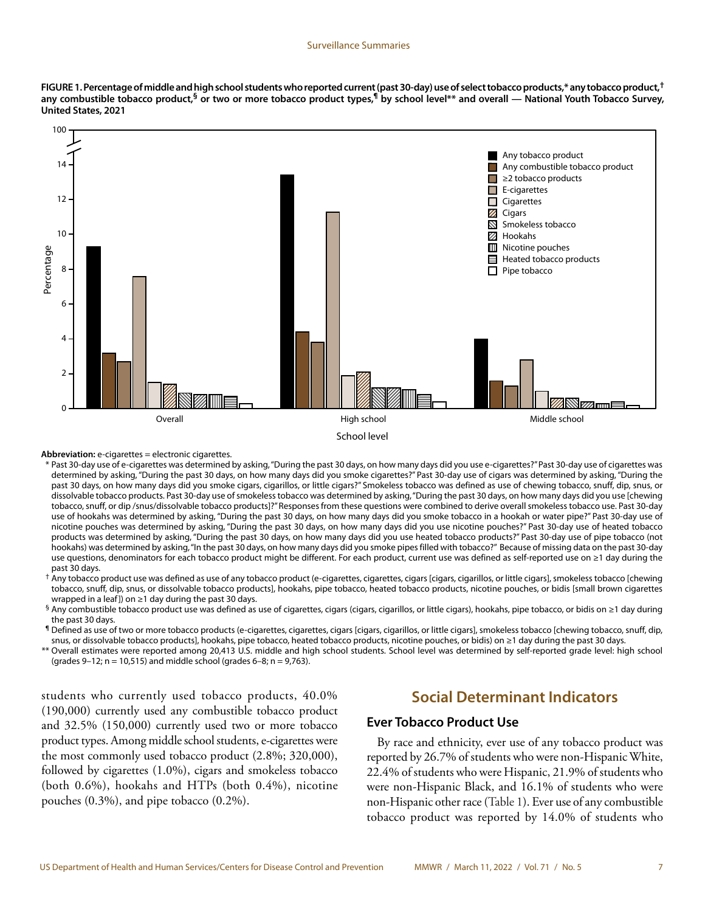**FIGURE 1. Percentage of middle and high school students who reported current (past 30-day) use of select tobacco products,* any tobacco product,[†] any combustible tobacco product,[§] or two or more tobacco product types,[¶] by school level** and overall — National Youth Tobacco Survey, United States, 2021**

**Abbreviation:** e-cigarettes = electronic cigarettes.

\* Past 30-day use of e-cigarettes was determined by asking, "During the past 30 days, on how many days did you use e-cigarettes?" Past 30-day use of cigarettes was determined by asking, "During the past 30 days, on how many days did you smoke cigarettes?" Past 30-day use of cigars was determined by asking, "During the past 30 days, on how many days did you smoke cigars, cigarillos, or little cigars?" Smokeless tobacco was defined as use of chewing tobacco, snuff, dip, snus, or dissolvable tobacco products. Past 30-day use of smokeless tobacco was determined by asking, "During the past 30 days, on how many days did you use [chewing tobacco, snuff, or dip /snus/dissolvable tobacco products]?" Responses from these questions were combined to derive overall smokeless tobacco use. Past 30-day use of hookahs was determined by asking, "During the past 30 days, on how many days did you smoke tobacco in a hookah or water pipe?" Past 30-day use of nicotine pouches was determined by asking, "During the past 30 days, on how many days did you use nicotine pouches?" Past 30-day use of heated tobacco products was determined by asking, "During the past 30 days, on how many days did you use heated tobacco products?" Past 30-day use of pipe tobacco (not hookahs) was determined by asking, "In the past 30 days, on how many days did you smoke pipes filled with tobacco?" Because of missing data on the past 30-day use questions, denominators for each tobacco product might be different. For each product, current use was defined as self-reported use on ≥1 day during the past 30 days.

[†] Any tobacco product use was defined as use of any tobacco product (e-cigarettes, cigarettes, cigars [cigars, cigarillos, or little cigars], smokeless tobacco [chewing tobacco, snuff, dip, snus, or dissolvable tobacco products], hookahs, pipe tobacco, heated tobacco products, nicotine pouches, or bidis [small brown cigarettes wrapped in a leaf]) on ≥1 day during the past 30 days.

[§] Any combustible tobacco product use was defined as use of cigarettes, cigars (cigars, cigarillos, or little cigars), hookahs, pipe tobacco, or bidis on ≥1 day during the past 30 days.

[¶] Defined as use of two or more tobacco products (e-cigarettes, cigarettes, cigars [cigars, cigarillos, or little cigars], smokeless tobacco [chewing tobacco, snuff, dip, snus, or dissolvable tobacco products], hookahs, pipe tobacco, heated tobacco products, nicotine pouches, or bidis) on ≥1 day during the past 30 days.

** Overall estimates were reported among 20,413 U.S. middle and high school students. School level was determined by self-reported grade level: high school (grades 9–12; n = 10,515) and middle school (grades 6–8; n = 9,763).

students who currently used tobacco products, 40.0% (190,000) currently used any combustible tobacco product and 32.5% (150,000) currently used two or more tobacco product types. Among middle school students, e-cigarettes were the most commonly used tobacco product (2.8%; 320,000), followed by cigarettes (1.0%), cigars and smokeless tobacco (both 0.6%), hookahs and HTPs (both 0.4%), nicotine pouches (0.3%), and pipe tobacco (0.2%).

## Social Determinant Indicators

### Ever Tobacco Product Use

By race and ethnicity, ever use of any tobacco product was reported by 26.7% of students who were non-Hispanic White, 22.4% of students who were Hispanic, 21.9% of students who were non-Hispanic Black, and 16.1% of students who were non-Hispanic other race (Table 1). Ever use of any combustible tobacco product was reported by 14.0% of students who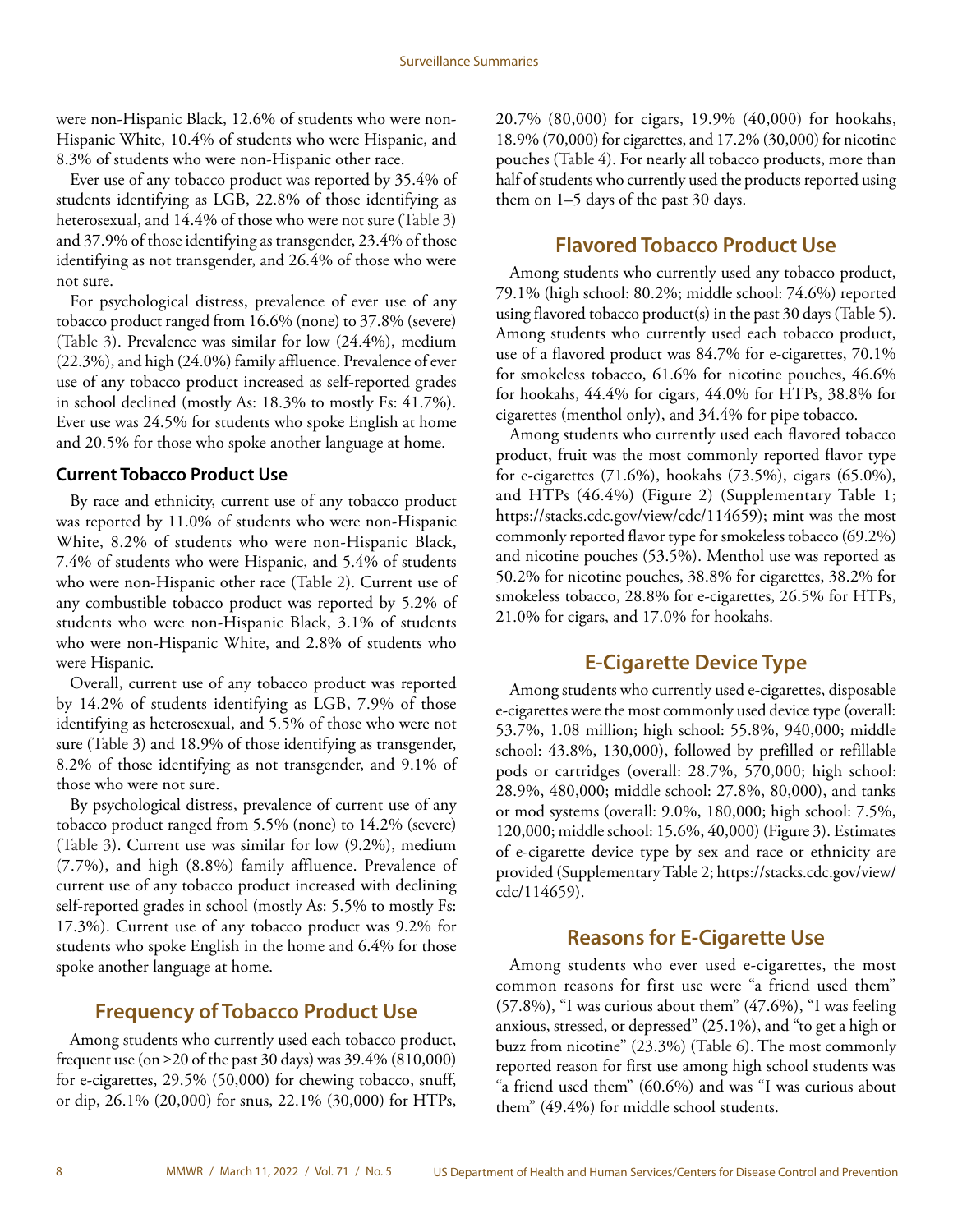were non-Hispanic Black, 12.6% of students who were non-Hispanic White, 10.4% of students who were Hispanic, and 8.3% of students who were non-Hispanic other race.

Ever use of any tobacco product was reported by 35.4% of students identifying as LGB, 22.8% of those identifying as heterosexual, and 14.4% of those who were not sure (Table 3) and 37.9% of those identifying as transgender, 23.4% of those identifying as not transgender, and 26.4% of those who were not sure.

For psychological distress, prevalence of ever use of any tobacco product ranged from 16.6% (none) to 37.8% (severe) (Table 3). Prevalence was similar for low (24.4%), medium (22.3%), and high (24.0%) family affluence. Prevalence of ever use of any tobacco product increased as self-reported grades in school declined (mostly As: 18.3% to mostly Fs: 41.7%). Ever use was 24.5% for students who spoke English at home and 20.5% for those who spoke another language at home.

### Current Tobacco Product Use

By race and ethnicity, current use of any tobacco product was reported by 11.0% of students who were non-Hispanic White, 8.2% of students who were non-Hispanic Black, 7.4% of students who were Hispanic, and 5.4% of students who were non-Hispanic other race (Table 2). Current use of any combustible tobacco product was reported by 5.2% of students who were non-Hispanic Black, 3.1% of students who were non-Hispanic White, and 2.8% of students who were Hispanic.

Overall, current use of any tobacco product was reported by 14.2% of students identifying as LGB, 7.9% of those identifying as heterosexual, and 5.5% of those who were not sure (Table 3) and 18.9% of those identifying as transgender, 8.2% of those identifying as not transgender, and 9.1% of those who were not sure.

By psychological distress, prevalence of current use of any tobacco product ranged from 5.5% (none) to 14.2% (severe) (Table 3). Current use was similar for low (9.2%), medium (7.7%), and high (8.8%) family affluence. Prevalence of current use of any tobacco product increased with declining self-reported grades in school (mostly As: 5.5% to mostly Fs: 17.3%). Current use of any tobacco product was 9.2% for students who spoke English in the home and 6.4% for those spoke another language at home.

## Frequency of Tobacco Product Use

Among students who currently used each tobacco product, frequent use (on ≥20 of the past 30 days) was 39.4% (810,000) for e-cigarettes, 29.5% (50,000) for chewing tobacco, snuff, or dip, 26.1% (20,000) for snus, 22.1% (30,000) for HTPs, 20.7% (80,000) for cigars, 19.9% (40,000) for hookahs, 18.9% (70,000) for cigarettes, and 17.2% (30,000) for nicotine pouches (Table 4). For nearly all tobacco products, more than half of students who currently used the products reported using them on 1–5 days of the past 30 days.

## Flavored Tobacco Product Use

Among students who currently used any tobacco product, 79.1% (high school: 80.2%; middle school: 74.6%) reported using flavored tobacco product(s) in the past 30 days (Table 5). Among students who currently used each tobacco product, use of a flavored product was 84.7% for e-cigarettes, 70.1% for smokeless tobacco, 61.6% for nicotine pouches, 46.6% for hookahs, 44.4% for cigars, 44.0% for HTPs, 38.8% for cigarettes (menthol only), and 34.4% for pipe tobacco.

Among students who currently used each flavored tobacco product, fruit was the most commonly reported flavor type for e-cigarettes (71.6%), hookahs (73.5%), cigars (65.0%), and HTPs (46.4%) (Figure 2) (Supplementary Table 1; https://stacks.cdc.gov/view/cdc/114659); mint was the most commonly reported flavor type for smokeless tobacco (69.2%) and nicotine pouches (53.5%). Menthol use was reported as 50.2% for nicotine pouches, 38.8% for cigarettes, 38.2% for smokeless tobacco, 28.8% for e-cigarettes, 26.5% for HTPs, 21.0% for cigars, and 17.0% for hookahs.

## E-Cigarette Device Type

Among students who currently used e-cigarettes, disposable e-cigarettes were the most commonly used device type (overall: 53.7%, 1.08 million; high school: 55.8%, 940,000; middle school: 43.8%, 130,000), followed by prefilled or refillable pods or cartridges (overall: 28.7%, 570,000; high school: 28.9%, 480,000; middle school: 27.8%, 80,000), and tanks or mod systems (overall: 9.0%, 180,000; high school: 7.5%, 120,000; middle school: 15.6%, 40,000) (Figure 3). Estimates of e-cigarette device type by sex and race or ethnicity are provided (Supplementary Table 2; https://stacks.cdc.gov/view/cdc/114659).

## Reasons for E-Cigarette Use

Among students who ever used e-cigarettes, the most common reasons for first use were "a friend used them" (57.8%), "I was curious about them" (47.6%), "I was feeling anxious, stressed, or depressed" (25.1%), and "to get a high or buzz from nicotine" (23.3%) (Table 6). The most commonly reported reason for first use among high school students was "a friend used them" (60.6%) and was "I was curious about them" (49.4%) for middle school students.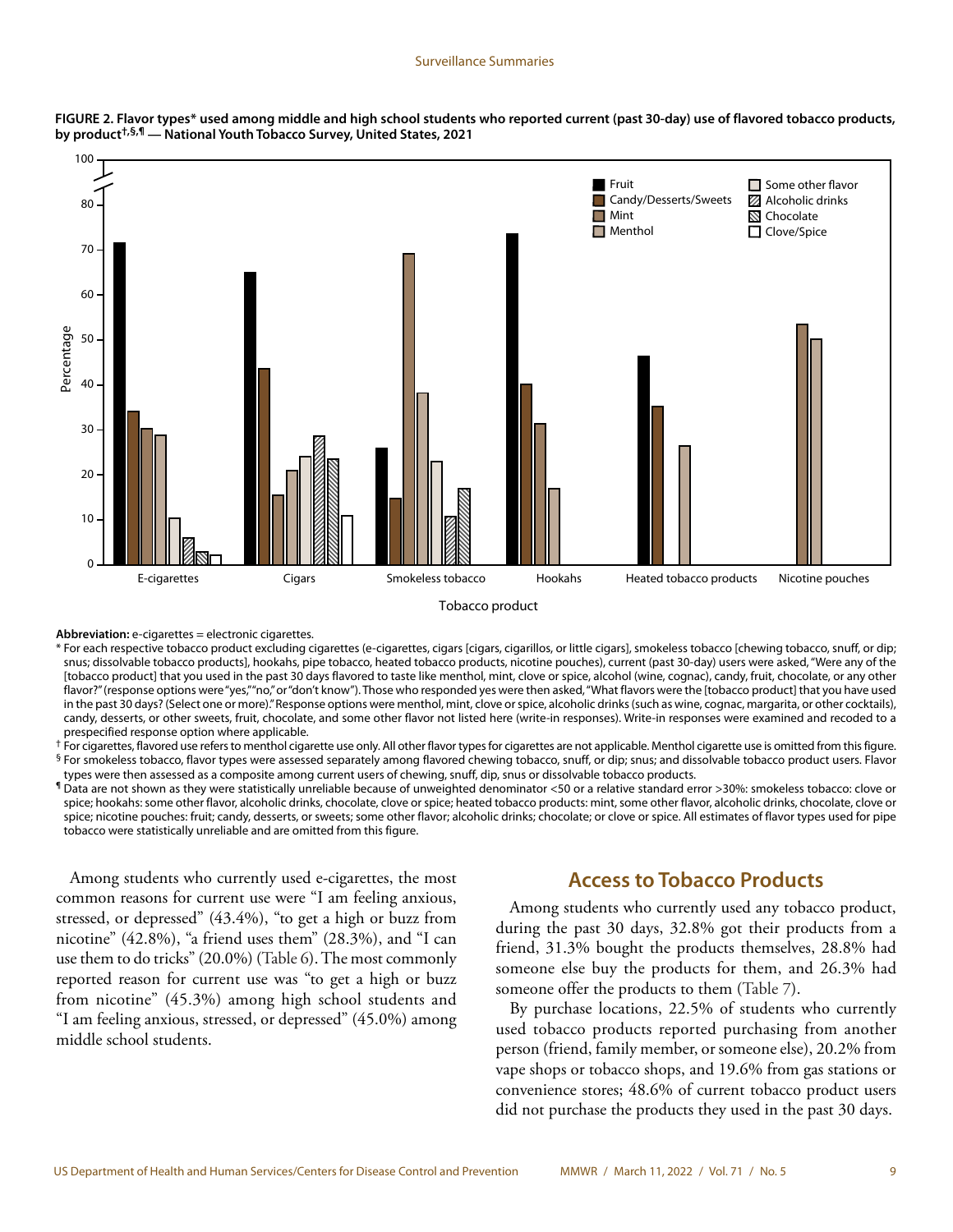**FIGURE 2. Flavor types* used among middle and high school students who reported current (past 30-day) use of flavored tobacco products, by product†,§,¶ — National Youth Tobacco Survey, United States, 2021**

**Abbreviation:** e-cigarettes = electronic cigarettes.

* For each respective tobacco product excluding cigarettes (e-cigarettes, cigars [cigars, cigarillos, or little cigars], smokeless tobacco [chewing tobacco, snuff, or dip; snus; dissolvable tobacco products], hookahs, pipe tobacco, heated tobacco products, nicotine pouches), current (past 30-day) users were asked, "Were any of the [tobacco product] that you used in the past 30 days flavored to taste like menthol, mint, clove or spice, alcohol (wine, cognac), candy, fruit, chocolate, or any other flavor?" (response options were "yes," "no," or "don't know"). Those who responded yes were then asked, "What flavors were the [tobacco product] that you have used in the past 30 days? (Select one or more)." Response options were menthol, mint, clove or spice, alcoholic drinks (such as wine, cognac, margarita, or other cocktails), candy, desserts, or other sweets, fruit, chocolate, and some other flavor not listed here (write-in responses). Write-in responses were examined and recoded to a prespecified response option where applicable.

† For cigarettes, flavored use refers to menthol cigarette use only. All other flavor types for cigarettes are not applicable. Menthol cigarette use is omitted from this figure.

§ For smokeless tobacco, flavor types were assessed separately among flavored chewing tobacco, snuff, or dip; snus; and dissolvable tobacco product users. Flavor types were then assessed as a composite among current users of chewing, snuff, dip, snus or dissolvable tobacco products.

¶ Data are not shown as they were statistically unreliable because of unweighted denominator <50 or a relative standard error >30%: smokeless tobacco: clove or spice; hookahs: some other flavor, alcoholic drinks, chocolate, clove or spice; heated tobacco products: mint, some other flavor, alcoholic drinks, chocolate, clove or spice; nicotine pouches: fruit; candy, desserts, or sweets; some other flavor; alcoholic drinks; chocolate; or clove or spice. All estimates of flavor types used for pipe tobacco were statistically unreliable and are omitted from this figure.

Among students who currently used e-cigarettes, the most common reasons for current use were "I am feeling anxious, stressed, or depressed" (43.4%), "to get a high or buzz from nicotine" (42.8%), "a friend uses them" (28.3%), and "I can use them to do tricks" (20.0%) (Table 6). The most commonly reported reason for current use was "to get a high or buzz from nicotine" (45.3%) among high school students and "I am feeling anxious, stressed, or depressed" (45.0%) among middle school students.

## Access to Tobacco Products

Among students who currently used any tobacco product, during the past 30 days, 32.8% got their products from a friend, 31.3% bought the products themselves, 28.8% had someone else buy the products for them, and 26.3% had someone offer the products to them (Table 7).

By purchase locations, 22.5% of students who currently used tobacco products reported purchasing from another person (friend, family member, or someone else), 20.2% from vape shops or tobacco shops, and 19.6% from gas stations or convenience stores; 48.6% of current tobacco product users did not purchase the products they used in the past 30 days.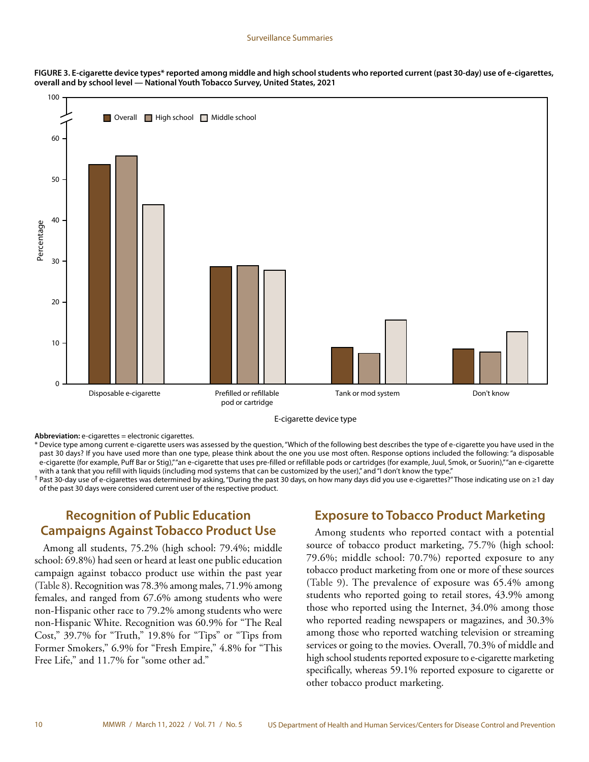**FIGURE 3. E-cigarette device types* reported among middle and high school students who reported current (past 30-day) use of e-cigarettes, overall and by school level — National Youth Tobacco Survey, United States, 2021**

**Abbreviation:** e-cigarettes = electronic cigarettes.

* Device type among current e-cigarette users was assessed by the question, "Which of the following best describes the type of e-cigarette you have used in the past 30 days? If you have used more than one type, please think about the one you use most often. Response options included the following: "a disposable e-cigarette (for example, Puff Bar or Stig)," "an e-cigarette that uses pre-filled or refillable pods or cartridges (for example, Juul, Smok, or Suorin)," "an e-cigarette with a tank that you refill with liquids (including mod systems that can be customized by the user)," and "I don't know the type."

† Past 30-day use of e-cigarettes was determined by asking, "During the past 30 days, on how many days did you use e-cigarettes?" Those indicating use on ≥1 day of the past 30 days were considered current user of the respective product.

## Recognition of Public Education Campaigns Against Tobacco Product Use

Among all students, 75.2% (high school: 79.4%; middle school: 69.8%) had seen or heard at least one public education campaign against tobacco product use within the past year (Table 8). Recognition was 78.3% among males, 71.9% among females, and ranged from 67.6% among students who were non-Hispanic other race to 79.2% among students who were non-Hispanic White. Recognition was 60.9% for "The Real Cost," 39.7% for "Truth," 19.8% for "Tips" or "Tips from Former Smokers," 6.9% for "Fresh Empire," 4.8% for "This Free Life," and 11.7% for "some other ad."

## Exposure to Tobacco Product Marketing

Among students who reported contact with a potential source of tobacco product marketing, 75.7% (high school: 79.6%; middle school: 70.7%) reported exposure to any tobacco product marketing from one or more of these sources (Table 9). The prevalence of exposure was 65.4% among students who reported going to retail stores, 43.9% among those who reported using the Internet, 34.0% among those who reported reading newspapers or magazines, and 30.3% among those who reported watching television or streaming services or going to the movies. Overall, 70.3% of middle and high school students reported exposure to e-cigarette marketing specifically, whereas 59.1% reported exposure to cigarette or other tobacco product marketing.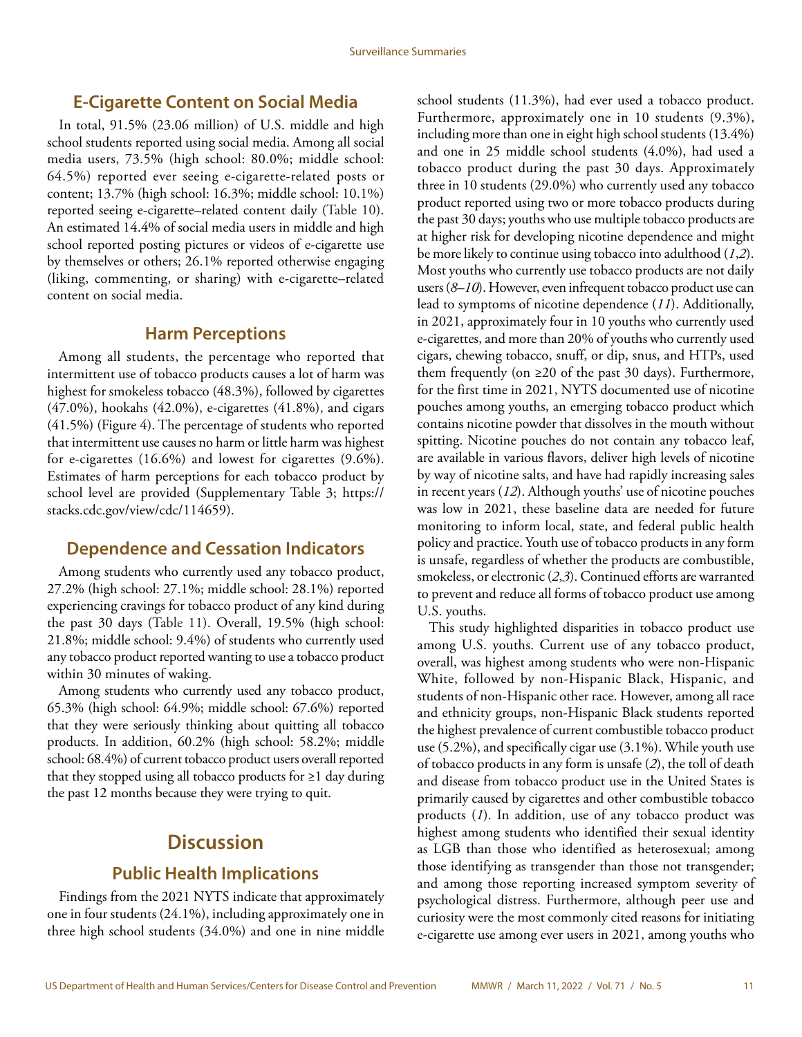## E-Cigarette Content on Social Media

In total, 91.5% (23.06 million) of U.S. middle and high school students reported using social media. Among all social media users, 73.5% (high school: 80.0%; middle school: 64.5%) reported ever seeing e-cigarette-related posts or content; 13.7% (high school: 16.3%; middle school: 10.1%) reported seeing e-cigarette–related content daily (Table 10). An estimated 14.4% of social media users in middle and high school reported posting pictures or videos of e-cigarette use by themselves or others; 26.1% reported otherwise engaging (liking, commenting, or sharing) with e-cigarette–related content on social media.

## Harm Perceptions

Among all students, the percentage who reported that intermittent use of tobacco products causes a lot of harm was highest for smokeless tobacco (48.3%), followed by cigarettes (47.0%), hookahs (42.0%), e-cigarettes (41.8%), and cigars (41.5%) (Figure 4). The percentage of students who reported that intermittent use causes no harm or little harm was highest for e-cigarettes (16.6%) and lowest for cigarettes (9.6%). Estimates of harm perceptions for each tobacco product by school level are provided (Supplementary Table 3; https://stacks.cdc.gov/view/cdc/114659).

## Dependence and Cessation Indicators

Among students who currently used any tobacco product, 27.2% (high school: 27.1%; middle school: 28.1%) reported experiencing cravings for tobacco product of any kind during the past 30 days (Table 11). Overall, 19.5% (high school: 21.8%; middle school: 9.4%) of students who currently used any tobacco product reported wanting to use a tobacco product within 30 minutes of waking.

Among students who currently used any tobacco product, 65.3% (high school: 64.9%; middle school: 67.6%) reported that they were seriously thinking about quitting all tobacco products. In addition, 60.2% (high school: 58.2%; middle school: 68.4%) of current tobacco product users overall reported that they stopped using all tobacco products for ≥1 day during the past 12 months because they were trying to quit.

# Discussion

## Public Health Implications

Findings from the 2021 NYTS indicate that approximately one in four students (24.1%), including approximately one in three high school students (34.0%) and one in nine middle school students (11.3%), had ever used a tobacco product. Furthermore, approximately one in 10 students (9.3%), including more than one in eight high school students (13.4%) and one in 25 middle school students (4.0%), had used a tobacco product during the past 30 days. Approximately three in 10 students (29.0%) who currently used any tobacco product reported using two or more tobacco products during the past 30 days; youths who use multiple tobacco products are at higher risk for developing nicotine dependence and might be more likely to continue using tobacco into adulthood (*1*,*2*). Most youths who currently use tobacco products are not daily users (*8*–*10*). However, even infrequent tobacco product use can lead to symptoms of nicotine dependence (*11*). Additionally, in 2021, approximately four in 10 youths who currently used e-cigarettes, and more than 20% of youths who currently used cigars, chewing tobacco, snuff, or dip, snus, and HTPs, used them frequently (on ≥20 of the past 30 days). Furthermore, for the first time in 2021, NYTS documented use of nicotine pouches among youths, an emerging tobacco product which contains nicotine powder that dissolves in the mouth without spitting. Nicotine pouches do not contain any tobacco leaf, are available in various flavors, deliver high levels of nicotine by way of nicotine salts, and have had rapidly increasing sales in recent years (*12*). Although youths' use of nicotine pouches was low in 2021, these baseline data are needed for future monitoring to inform local, state, and federal public health policy and practice. Youth use of tobacco products in any form is unsafe, regardless of whether the products are combustible, smokeless, or electronic (*2*,*3*). Continued efforts are warranted to prevent and reduce all forms of tobacco product use among U.S. youths.

This study highlighted disparities in tobacco product use among U.S. youths. Current use of any tobacco product, overall, was highest among students who were non-Hispanic White, followed by non-Hispanic Black, Hispanic, and students of non-Hispanic other race. However, among all race and ethnicity groups, non-Hispanic Black students reported the highest prevalence of current combustible tobacco product use (5.2%), and specifically cigar use (3.1%). While youth use of tobacco products in any form is unsafe (*2*), the toll of death and disease from tobacco product use in the United States is primarily caused by cigarettes and other combustible tobacco products (*1*). In addition, use of any tobacco product was highest among students who identified their sexual identity as LGB than those who identified as heterosexual; among those identifying as transgender than those not transgender; and among those reporting increased symptom severity of psychological distress. Furthermore, although peer use and curiosity were the most commonly cited reasons for initiating e-cigarette use among ever users in 2021, among youths who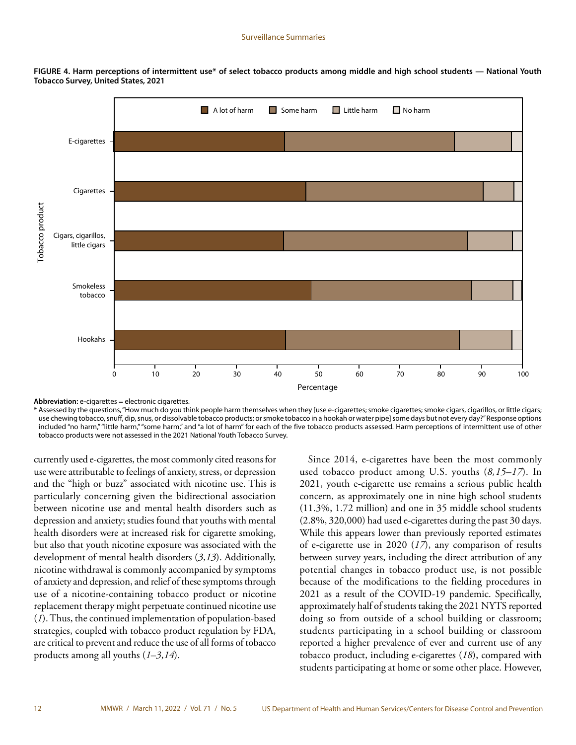**FIGURE 4. Harm perceptions of intermittent use* of select tobacco products among middle and high school students — National Youth Tobacco Survey, United States, 2021**

**Abbreviation:** e-cigarettes = electronic cigarettes.

\* Assessed by the questions, "How much do you think people harm themselves when they [use e-cigarettes; smoke cigarettes; smoke cigars, cigarillos, or little cigars; use chewing tobacco, snuff, dip, snus, or dissolvable tobacco products; or smoke tobacco in a hookah or water pipe] some days but not every day?" Response options included "no harm," "little harm," "some harm," and "a lot of harm" for each of the five tobacco products assessed. Harm perceptions of intermittent use of other tobacco products were not assessed in the 2021 National Youth Tobacco Survey.

currently used e-cigarettes, the most commonly cited reasons for use were attributable to feelings of anxiety, stress, or depression and the "high or buzz" associated with nicotine use. This is particularly concerning given the bidirectional association between nicotine use and mental health disorders such as depression and anxiety; studies found that youths with mental health disorders were at increased risk for cigarette smoking, but also that youth nicotine exposure was associated with the development of mental health disorders (*3*,*13*). Additionally, nicotine withdrawal is commonly accompanied by symptoms of anxiety and depression, and relief of these symptoms through use of a nicotine-containing tobacco product or nicotine replacement therapy might perpetuate continued nicotine use (*1*). Thus, the continued implementation of population-based strategies, coupled with tobacco product regulation by FDA, are critical to prevent and reduce the use of all forms of tobacco products among all youths (*1*–*3*,*14*).

Since 2014, e-cigarettes have been the most commonly used tobacco product among U.S. youths (*8*,*15*–*17*). In 2021, youth e-cigarette use remains a serious public health concern, as approximately one in nine high school students (11.3%, 1.72 million) and one in 35 middle school students (2.8%, 320,000) had used e-cigarettes during the past 30 days. While this appears lower than previously reported estimates of e-cigarette use in 2020 (*17*), any comparison of results between survey years, including the direct attribution of any potential changes in tobacco product use, is not possible because of the modifications to the fielding procedures in 2021 as a result of the COVID-19 pandemic. Specifically, approximately half of students taking the 2021 NYTS reported doing so from outside of a school building or classroom; students participating in a school building or classroom reported a higher prevalence of ever and current use of any tobacco product, including e-cigarettes (*18*), compared with students participating at home or some other place. However,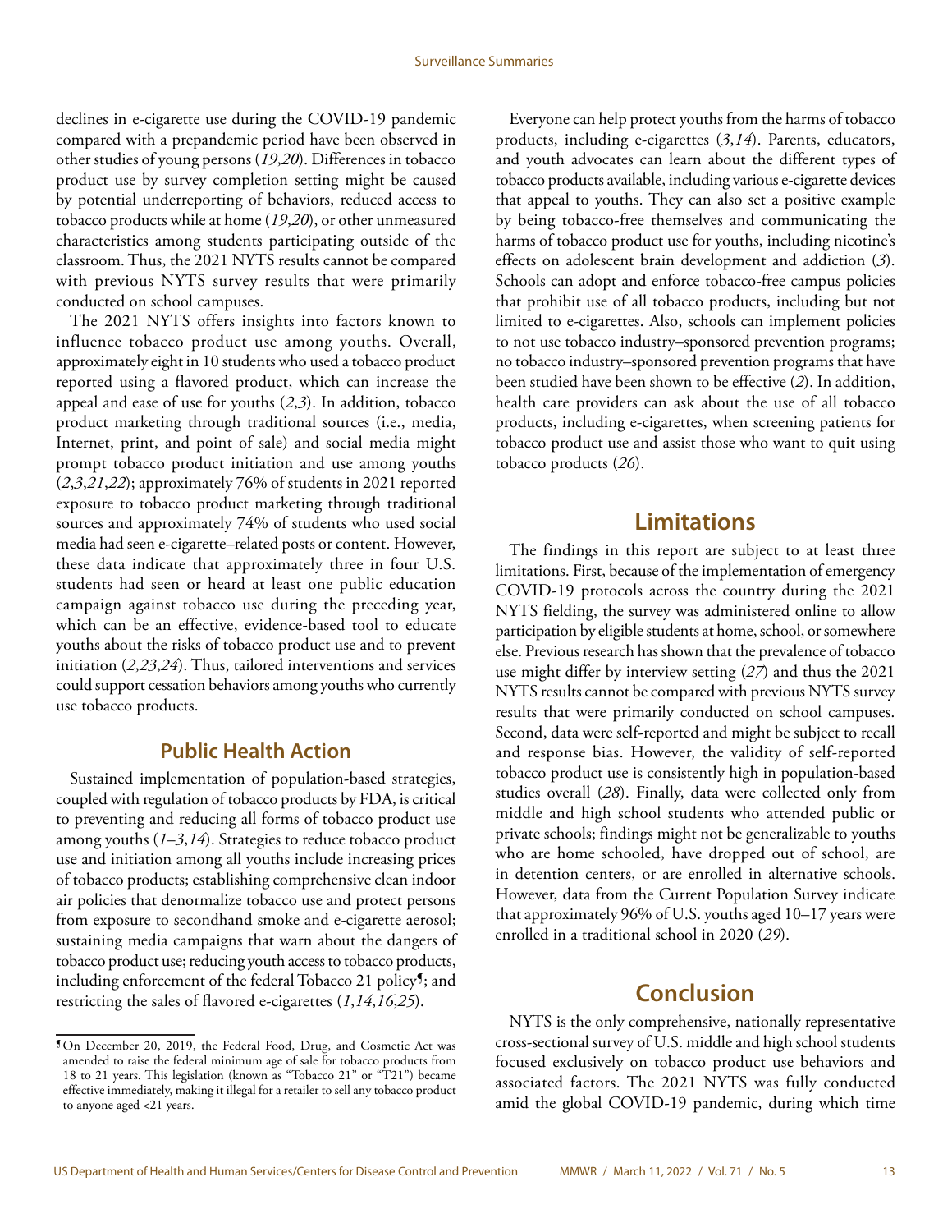declines in e-cigarette use during the COVID-19 pandemic compared with a prepandemic period have been observed in other studies of young persons (*19*,*20*). Differences in tobacco product use by survey completion setting might be caused by potential underreporting of behaviors, reduced access to tobacco products while at home (*19*,*20*), or other unmeasured characteristics among students participating outside of the classroom. Thus, the 2021 NYTS results cannot be compared with previous NYTS survey results that were primarily conducted on school campuses.

The 2021 NYTS offers insights into factors known to influence tobacco product use among youths. Overall, approximately eight in 10 students who used a tobacco product reported using a flavored product, which can increase the appeal and ease of use for youths (*2*,*3*). In addition, tobacco product marketing through traditional sources (i.e., media, Internet, print, and point of sale) and social media might prompt tobacco product initiation and use among youths (*2*,*3*,*21*,*22*); approximately 76% of students in 2021 reported exposure to tobacco product marketing through traditional sources and approximately 74% of students who used social media had seen e-cigarette–related posts or content. However, these data indicate that approximately three in four U.S. students had seen or heard at least one public education campaign against tobacco use during the preceding year, which can be an effective, evidence-based tool to educate youths about the risks of tobacco product use and to prevent initiation (*2*,*23*,*24*). Thus, tailored interventions and services could support cessation behaviors among youths who currently use tobacco products.

## Public Health Action

Sustained implementation of population-based strategies, coupled with regulation of tobacco products by FDA, is critical to preventing and reducing all forms of tobacco product use among youths (*1*–*3*,*14*). Strategies to reduce tobacco product use and initiation among all youths include increasing prices of tobacco products; establishing comprehensive clean indoor air policies that denormalize tobacco use and protect persons from exposure to secondhand smoke and e-cigarette aerosol; sustaining media campaigns that warn about the dangers of tobacco product use; reducing youth access to tobacco products, including enforcement of the federal Tobacco 21 policy[¶]; and restricting the sales of flavored e-cigarettes (*1*,*14*,*16*,*25*).

Everyone can help protect youths from the harms of tobacco products, including e-cigarettes (*3*,*14*). Parents, educators, and youth advocates can learn about the different types of tobacco products available, including various e-cigarette devices that appeal to youths. They can also set a positive example by being tobacco-free themselves and communicating the harms of tobacco product use for youths, including nicotine's effects on adolescent brain development and addiction (*3*). Schools can adopt and enforce tobacco-free campus policies that prohibit use of all tobacco products, including but not limited to e-cigarettes. Also, schools can implement policies to not use tobacco industry–sponsored prevention programs; no tobacco industry–sponsored prevention programs that have been studied have been shown to be effective (*2*). In addition, health care providers can ask about the use of all tobacco products, including e-cigarettes, when screening patients for tobacco product use and assist those who want to quit using tobacco products (*26*).

## Limitations

The findings in this report are subject to at least three limitations. First, because of the implementation of emergency COVID-19 protocols across the country during the 2021 NYTS fielding, the survey was administered online to allow participation by eligible students at home, school, or somewhere else. Previous research has shown that the prevalence of tobacco use might differ by interview setting (*27*) and thus the 2021 NYTS results cannot be compared with previous NYTS survey results that were primarily conducted on school campuses. Second, data were self-reported and might be subject to recall and response bias. However, the validity of self-reported tobacco product use is consistently high in population-based studies overall (*28*). Finally, data were collected only from middle and high school students who attended public or private schools; findings might not be generalizable to youths who are home schooled, have dropped out of school, are in detention centers, or are enrolled in alternative schools. However, data from the Current Population Survey indicate that approximately 96% of U.S. youths aged 10–17 years were enrolled in a traditional school in 2020 (*29*).

## Conclusion

NYTS is the only comprehensive, nationally representative cross-sectional survey of U.S. middle and high school students focused exclusively on tobacco product use behaviors and associated factors. The 2021 NYTS was fully conducted amid the global COVID-19 pandemic, during which time

---

¶ On December 20, 2019, the Federal Food, Drug, and Cosmetic Act was amended to raise the federal minimum age of sale for tobacco products from 18 to 21 years. This legislation (known as "Tobacco 21" or "T21") became effective immediately, making it illegal for a retailer to sell any tobacco product to anyone aged <21 years.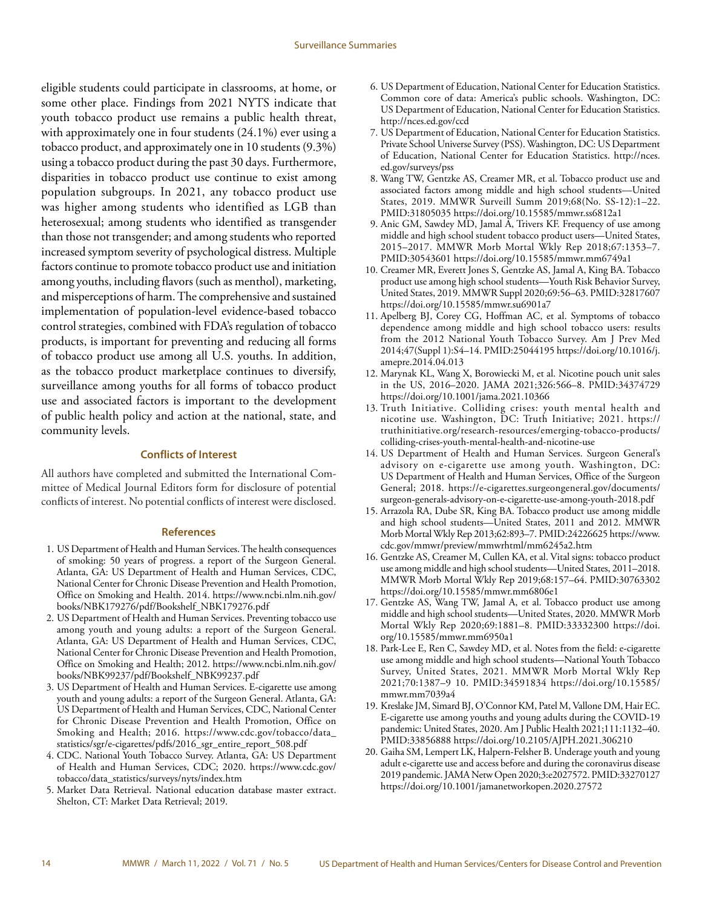eligible students could participate in classrooms, at home, or some other place. Findings from 2021 NYTS indicate that youth tobacco product use remains a public health threat, with approximately one in four students (24.1%) ever using a tobacco product, and approximately one in 10 students (9.3%) using a tobacco product during the past 30 days. Furthermore, disparities in tobacco product use continue to exist among population subgroups. In 2021, any tobacco product use was higher among students who identified as LGB than heterosexual; among students who identified as transgender than those not transgender; and among students who reported increased symptom severity of psychological distress. Multiple factors continue to promote tobacco product use and initiation among youths, including flavors (such as menthol), marketing, and misperceptions of harm. The comprehensive and sustained implementation of population-level evidence-based tobacco control strategies, combined with FDA's regulation of tobacco products, is important for preventing and reducing all forms of tobacco product use among all U.S. youths. In addition, as the tobacco product marketplace continues to diversify, surveillance among youths for all forms of tobacco product use and associated factors is important to the development of public health policy and action at the national, state, and community levels.

## Conflicts of Interest

All authors have completed and submitted the International Committee of Medical Journal Editors form for disclosure of potential conflicts of interest. No potential conflicts of interest were disclosed.

## References

1. US Department of Health and Human Services. The health consequences of smoking: 50 years of progress. a report of the Surgeon General. Atlanta, GA: US Department of Health and Human Services, CDC, National Center for Chronic Disease Prevention and Health Promotion, Office on Smoking and Health. 2014. https://www.ncbi.nlm.nih.gov/books/NBK179276/pdf/Bookshelf_NBK179276.pdf
2. US Department of Health and Human Services. Preventing tobacco use among youth and young adults: a report of the Surgeon General. Atlanta, GA: US Department of Health and Human Services, CDC, National Center for Chronic Disease Prevention and Health Promotion, Office on Smoking and Health; 2012. https://www.ncbi.nlm.nih.gov/books/NBK99237/pdf/Bookshelf_NBK99237.pdf
3. US Department of Health and Human Services. E-cigarette use among youth and young adults: a report of the Surgeon General. Atlanta, GA: US Department of Health and Human Services, CDC, National Center for Chronic Disease Prevention and Health Promotion, Office on Smoking and Health; 2016. https://www.cdc.gov/tobacco/data_statistics/sgr/e-cigarettes/pdfs/2016_sgr_entire_report_508.pdf
4. CDC. National Youth Tobacco Survey. Atlanta, GA: US Department of Health and Human Services, CDC; 2020. https://www.cdc.gov/tobacco/data_statistics/surveys/nyts/index.htm
5. Market Data Retrieval. National education database master extract. Shelton, CT: Market Data Retrieval; 2019.
6. US Department of Education, National Center for Education Statistics. Common core of data: America's public schools. Washington, DC: US Department of Education, National Center for Education Statistics. http://nces.ed.gov/ccd
7. US Department of Education, National Center for Education Statistics. Private School Universe Survey (PSS). Washington, DC: US Department of Education, National Center for Education Statistics. http://nces.ed.gov/surveys/pss
8. Wang TW, Gentzke AS, Creamer MR, et al. Tobacco product use and associated factors among middle and high school students—United States, 2019. MMWR Surveill Summ 2019;68(No. SS-12):1–22. PMID:31805035 https://doi.org/10.15585/mmwr.ss6812a1
9. Anic GM, Sawdey MD, Jamal A, Trivers KF. Frequency of use among middle and high school student tobacco product users—United States, 2015–2017. MMWR Morb Mortal Wkly Rep 2018;67:1353–7. PMID:30543601 https://doi.org/10.15585/mmwr.mm6749a1
10. Creamer MR, Everett Jones S, Gentzke AS, Jamal A, King BA. Tobacco product use among high school students—Youth Risk Behavior Survey, United States, 2019. MMWR Suppl 2020;69:56–63. PMID:32817607 https://doi.org/10.15585/mmwr.su6901a7
11. Apelberg BJ, Corey CG, Hoffman AC, et al. Symptoms of tobacco dependence among middle and high school tobacco users: results from the 2012 National Youth Tobacco Survey. Am J Prev Med 2014;47(Suppl 1):S4–14. PMID:25044195 https://doi.org/10.1016/j.amepre.2014.04.013
12. Marynak KL, Wang X, Borowiecki M, et al. Nicotine pouch unit sales in the US, 2016–2020. JAMA 2021;326:566–8. PMID:34374729 https://doi.org/10.1001/jama.2021.10366
13. Truth Initiative. Colliding crises: youth mental health and nicotine use. Washington, DC: Truth Initiative; 2021. https://truthinitiative.org/research-resources/emerging-tobacco-products/colliding-crises-youth-mental-health-and-nicotine-use
14. US Department of Health and Human Services. Surgeon General's advisory on e-cigarette use among youth. Washington, DC: US Department of Health and Human Services, Office of the Surgeon General; 2018. https://e-cigarettes.surgeongeneral.gov/documents/surgeon-generals-advisory-on-e-cigarette-use-among-youth-2018.pdf
15. Arrazola RA, Dube SR, King BA. Tobacco product use among middle and high school students—United States, 2011 and 2012. MMWR Morb Mortal Wkly Rep 2013;62:893–7. PMID:24226625 https://www.cdc.gov/mmwr/preview/mmwrhtml/mm6245a2.htm
16. Gentzke AS, Creamer M, Cullen KA, et al. Vital signs: tobacco product use among middle and high school students—United States, 2011–2018. MMWR Morb Mortal Wkly Rep 2019;68:157–64. PMID:30763302 https://doi.org/10.15585/mmwr.mm6806e1
17. Gentzke AS, Wang TW, Jamal A, et al. Tobacco product use among middle and high school students—United States, 2020. MMWR Morb Mortal Wkly Rep 2020;69:1881–8. PMID:33332300 https://doi.org/10.15585/mmwr.mm6950a1
18. Park-Lee E, Ren C, Sawdey MD, et al. Notes from the field: e-cigarette use among middle and high school students—National Youth Tobacco Survey, United States, 2021. MMWR Morb Mortal Wkly Rep 2021;70:1387–9 10. PMID:34591834 https://doi.org/10.15585/mmwr.mm7039a4
19. Kreslake JM, Simard BJ, O'Connor KM, Patel M, Vallone DM, Hair EC. E-cigarette use among youths and young adults during the COVID-19 pandemic: United States, 2020. Am J Public Health 2021;111:1132–40. PMID:33856888 https://doi.org/10.2105/AJPH.2021.306210
20. Gaiha SM, Lempert LK, Halpern-Felsher B. Underage youth and young adult e-cigarette use and access before and during the coronavirus disease 2019 pandemic. JAMA Netw Open 2020;3:e2027572. PMID:33270127 https://doi.org/10.1001/jamanetworkopen.2020.27572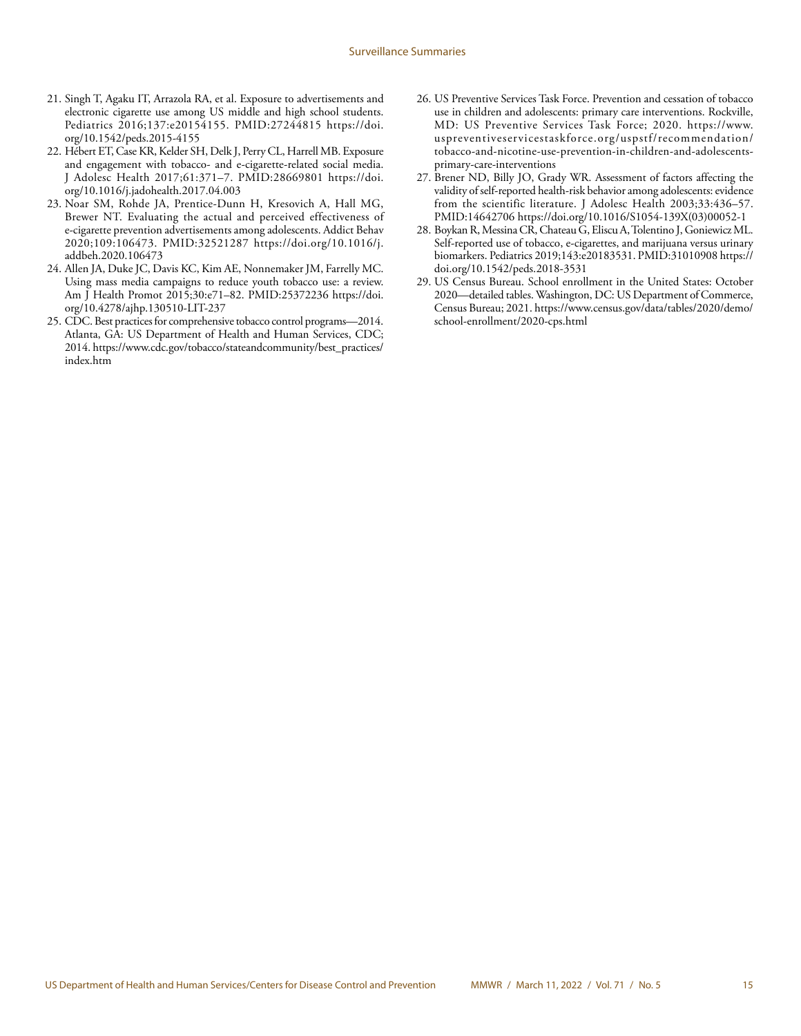21. Singh T, Agaku IT, Arrazola RA, et al. Exposure to advertisements and electronic cigarette use among US middle and high school students. Pediatrics 2016;137:e20154155. PMID:27244815 https://doi.org/10.1542/peds.2015-4155
22. Hébert ET, Case KR, Kelder SH, Delk J, Perry CL, Harrell MB. Exposure and engagement with tobacco- and e-cigarette-related social media. J Adolesc Health 2017;61:371–7. PMID:28669801 https://doi.org/10.1016/j.jadohealth.2017.04.003
23. Noar SM, Rohde JA, Prentice-Dunn H, Kresovich A, Hall MG, Brewer NT. Evaluating the actual and perceived effectiveness of e-cigarette prevention advertisements among adolescents. Addict Behav 2020;109:106473. PMID:32521287 https://doi.org/10.1016/j.addbeh.2020.106473
24. Allen JA, Duke JC, Davis KC, Kim AE, Nonnemaker JM, Farrelly MC. Using mass media campaigns to reduce youth tobacco use: a review. Am J Health Promot 2015;30:e71–82. PMID:25372236 https://doi.org/10.4278/ajhp.130510-LIT-237
25. CDC. Best practices for comprehensive tobacco control programs—2014. Atlanta, GA: US Department of Health and Human Services, CDC; 2014. https://www.cdc.gov/tobacco/stateandcommunity/best_practices/index.htm
26. US Preventive Services Task Force. Prevention and cessation of tobacco use in children and adolescents: primary care interventions. Rockville, MD: US Preventive Services Task Force; 2020. https://www.uspreventiveservicestaskforce.org/uspstf/recommendation/tobacco-and-nicotine-use-prevention-in-children-and-adolescents-primary-care-interventions
27. Brener ND, Billy JO, Grady WR. Assessment of factors affecting the validity of self-reported health-risk behavior among adolescents: evidence from the scientific literature. J Adolesc Health 2003;33:436–57. PMID:14642706 https://doi.org/10.1016/S1054-139X(03)00052-1
28. Boykan R, Messina CR, Chateau G, Eliscu A, Tolentino J, Goniewicz ML. Self-reported use of tobacco, e-cigarettes, and marijuana versus urinary biomarkers. Pediatrics 2019;143:e20183531. PMID:31010908 https://doi.org/10.1542/peds.2018-3531
29. US Census Bureau. School enrollment in the United States: October 2020—detailed tables. Washington, DC: US Department of Commerce, Census Bureau; 2021. https://www.census.gov/data/tables/2020/demo/school-enrollment/2020-cps.html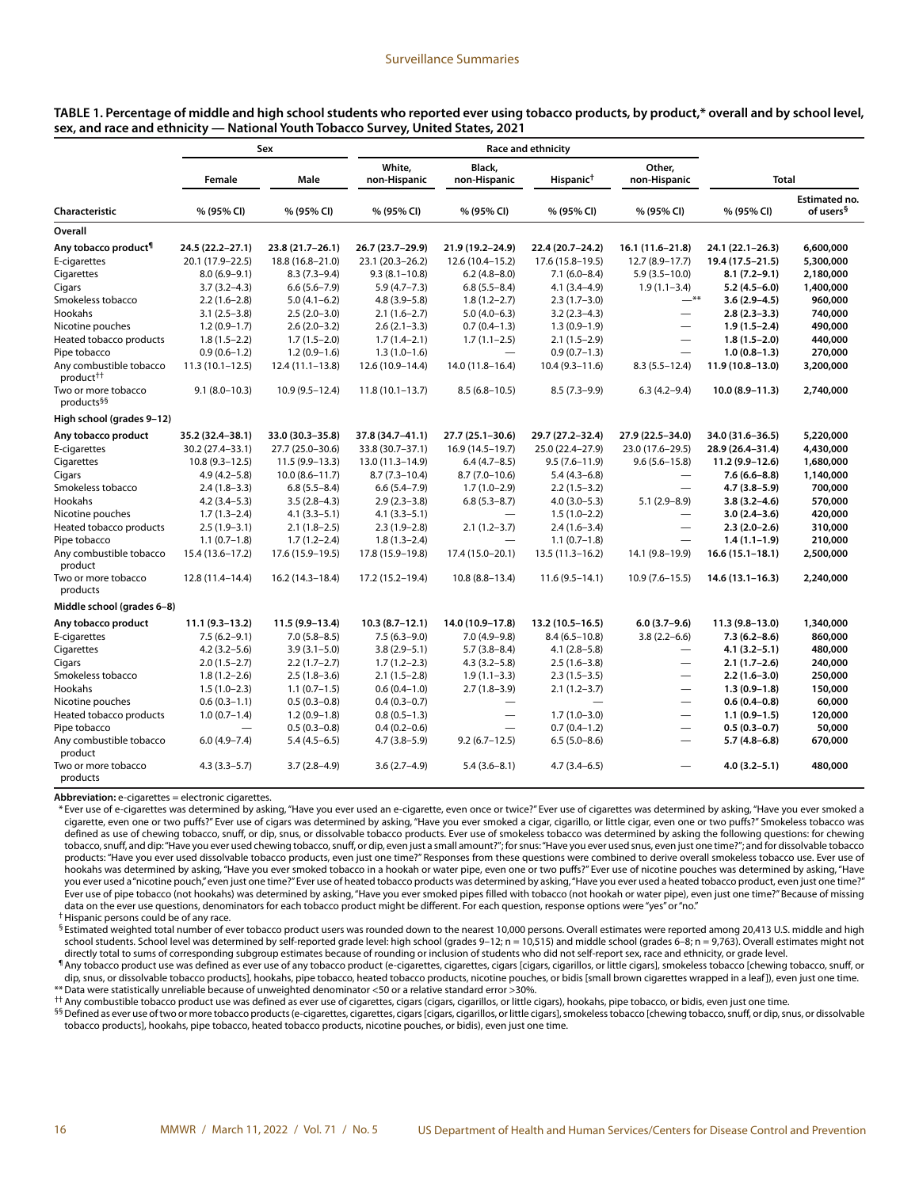**TABLE 1. Percentage of middle and high school students who reported ever using tobacco products, by product,* overall and by school level, sex, and race and ethnicity — National Youth Tobacco Survey, United States, 2021**

| | Sex | | Race and ethnicity | | | | Total | |
|---|---|---|---|---|---|---|---|---|
| | Female | Male | White, non-Hispanic | Black, non-Hispanic | Hispanic† | Other, non-Hispanic | | |
| Characteristic | % (95% CI) | % (95% CI) | % (95% CI) | % (95% CI) | % (95% CI) | % (95% CI) | % (95% CI) | Estimated no. of users§ |
| **Overall** | | | | | | | | |
| **Any tobacco product¶** | **24.5 (22.2–27.1)** | **23.8 (21.7–26.1)** | **26.7 (23.7–29.9)** | **21.9 (19.2–24.9)** | **22.4 (20.7–24.2)** | **16.1 (11.6–21.8)** | **24.1 (22.1–26.3)** | **6,600,000** |
| E-cigarettes | 20.1 (17.9–22.5) | 18.8 (16.8–21.0) | 23.1 (20.3–26.2) | 12.6 (10.4–15.2) | 17.6 (15.8–19.5) | 12.7 (8.9–17.7) | **19.4 (17.5–21.5)** | **5,300,000** |
| Cigarettes | 8.0 (6.9–9.1) | 8.3 (7.3–9.4) | 9.3 (8.1–10.8) | 6.2 (4.8–8.0) | 7.1 (6.0–8.4) | 5.9 (3.5–10.0) | **8.1 (7.2–9.1)** | **2,180,000** |
| Cigars | 3.7 (3.2–4.3) | 6.6 (5.6–7.9) | 5.9 (4.7–7.3) | 6.8 (5.5–8.4) | 4.1 (3.4–4.9) | 1.9 (1.1–3.4) | **5.2 (4.5–6.0)** | **1,400,000** |
| Smokeless tobacco | 2.2 (1.6–2.8) | 5.0 (4.1–6.2) | 4.8 (3.9–5.8) | 1.8 (1.2–2.7) | 2.3 (1.7–3.0) | —** | **3.6 (2.9–4.5)** | **960,000** |
| Hookahs | 3.1 (2.5–3.8) | 2.5 (2.0–3.0) | 2.1 (1.6–2.7) | 5.0 (4.0–6.3) | 3.2 (2.3–4.3) | — | **2.8 (2.3–3.3)** | **740,000** |
| Nicotine pouches | 1.2 (0.9–1.7) | 2.6 (2.0–3.2) | 2.6 (2.1–3.3) | 0.7 (0.4–1.3) | 1.3 (0.9–1.9) | — | **1.9 (1.5–2.4)** | **490,000** |
| Heated tobacco products | 1.8 (1.5–2.2) | 1.7 (1.5–2.0) | 1.7 (1.4–2.1) | 1.7 (1.1–2.5) | 2.1 (1.5–2.9) | — | **1.8 (1.5–2.0)** | **440,000** |
| Pipe tobacco | 0.9 (0.6–1.2) | 1.2 (0.9–1.6) | 1.3 (1.0–1.6) | — | 0.9 (0.7–1.3) | — | **1.0 (0.8–1.3)** | **270,000** |
| Any combustible tobacco product†† | 11.3 (10.1–12.5) | 12.4 (11.1–13.8) | 12.6 (10.9–14.4) | 14.0 (11.8–16.4) | 10.4 (9.3–11.6) | 8.3 (5.5–12.4) | **11.9 (10.8–13.0)** | **3,200,000** |
| Two or more tobacco products§§ | 9.1 (8.0–10.3) | 10.9 (9.5–12.4) | 11.8 (10.1–13.7) | 8.5 (6.8–10.5) | 8.5 (7.3–9.9) | 6.3 (4.2–9.4) | **10.0 (8.9–11.3)** | **2,740,000** |
| **High school (grades 9–12)** | | | | | | | | |
| **Any tobacco product** | **35.2 (32.4–38.1)** | **33.0 (30.3–35.8)** | **37.8 (34.7–41.1)** | **27.7 (25.1–30.6)** | **29.7 (27.2–32.4)** | **27.9 (22.5–34.0)** | **34.0 (31.6–36.5)** | **5,220,000** |
| E-cigarettes | 30.2 (27.4–33.1) | 27.7 (25.0–30.6) | 33.8 (30.7–37.1) | 16.9 (14.5–19.7) | 25.0 (22.4–27.9) | 23.0 (17.6–29.5) | **28.9 (26.4–31.4)** | **4,430,000** |
| Cigarettes | 10.8 (9.3–12.5) | 11.5 (9.9–13.3) | 13.0 (11.3–14.9) | 6.4 (4.7–8.5) | 9.5 (7.6–11.9) | 9.6 (5.6–15.8) | **11.2 (9.9–12.6)** | **1,680,000** |
| Cigars | 4.9 (4.2–5.8) | 10.0 (8.6–11.7) | 8.7 (7.3–10.4) | 8.7 (7.0–10.6) | 5.4 (4.3–6.8) | — | **7.6 (6.6–8.8)** | **1,140,000** |
| Smokeless tobacco | 2.4 (1.8–3.3) | 6.8 (5.5–8.4) | 6.6 (5.4–7.9) | 1.7 (1.0–2.9) | 2.2 (1.5–3.2) | — | **4.7 (3.8–5.9)** | **700,000** |
| Hookahs | 4.2 (3.4–5.3) | 3.5 (2.8–4.3) | 2.9 (2.3–3.8) | 6.8 (5.3–8.7) | 4.0 (3.0–5.3) | 5.1 (2.9–8.9) | **3.8 (3.2–4.6)** | **570,000** |
| Nicotine pouches | 1.7 (1.3–2.4) | 4.1 (3.3–5.1) | 4.1 (3.3–5.1) | — | 1.5 (1.0–2.2) | — | **3.0 (2.4–3.6)** | **420,000** |
| Heated tobacco products | 2.5 (1.9–3.1) | 2.1 (1.8–2.5) | 2.3 (1.9–2.8) | 2.1 (1.2–3.7) | 2.4 (1.6–3.4) | — | **2.3 (2.0–2.6)** | **310,000** |
| Pipe tobacco | 1.1 (0.7–1.8) | 1.7 (1.2–2.4) | 1.8 (1.3–2.4) | — | 1.1 (0.7–1.8) | — | **1.4 (1.1–1.9)** | **210,000** |
| Any combustible tobacco product | 15.4 (13.6–17.2) | 17.6 (15.9–19.5) | 17.8 (15.9–19.8) | 17.4 (15.0–20.1) | 13.5 (11.3–16.2) | 14.1 (9.8–19.9) | **16.6 (15.1–18.1)** | **2,500,000** |
| Two or more tobacco products | 12.8 (11.4–14.4) | 16.2 (14.3–18.4) | 17.2 (15.2–19.4) | 10.8 (8.8–13.4) | 11.6 (9.5–14.1) | 10.9 (7.6–15.5) | **14.6 (13.1–16.3)** | **2,240,000** |
| **Middle school (grades 6–8)** | | | | | | | | |
| **Any tobacco product** | **11.1 (9.3–13.2)** | **11.5 (9.9–13.4)** | **10.3 (8.7–12.1)** | **14.0 (10.9–17.8)** | **13.2 (10.5–16.5)** | **6.0 (3.7–9.6)** | **11.3 (9.8–13.0)** | **1,340,000** |
| E-cigarettes | 7.5 (6.2–9.1) | 7.0 (5.8–8.5) | 7.5 (6.3–9.0) | 7.0 (4.9–9.8) | 8.4 (6.5–10.8) | 3.8 (2.2–6.6) | **7.3 (6.2–8.6)** | **860,000** |
| Cigarettes | 4.2 (3.2–5.6) | 3.9 (3.1–5.0) | 3.8 (2.9–5.1) | 5.7 (3.8–8.4) | 4.1 (2.8–5.8) | — | **4.1 (3.2–5.1)** | **480,000** |
| Cigars | 2.0 (1.5–2.7) | 2.2 (1.7–2.7) | 1.7 (1.2–2.3) | 4.3 (3.2–5.8) | 2.5 (1.6–3.8) | — | **2.1 (1.7–2.6)** | **240,000** |
| Smokeless tobacco | 1.8 (1.2–2.6) | 2.5 (1.8–3.6) | 2.1 (1.5–2.8) | 1.9 (1.1–3.3) | 2.3 (1.5–3.5) | — | **2.2 (1.6–3.0)** | **250,000** |
| Hookahs | 1.5 (1.0–2.3) | 1.1 (0.7–1.5) | 0.6 (0.4–1.0) | 2.7 (1.8–3.9) | 2.1 (1.2–3.7) | — | **1.3 (0.9–1.8)** | **150,000** |
| Nicotine pouches | 0.6 (0.3–1.1) | 0.5 (0.3–0.8) | 0.4 (0.3–0.7) | — | — | — | **0.6 (0.4–0.8)** | **60,000** |
| Heated tobacco products | 1.0 (0.7–1.4) | 1.2 (0.9–1.8) | 0.8 (0.5–1.3) | — | 1.7 (1.0–3.0) | — | **1.1 (0.9–1.5)** | **120,000** |
| Pipe tobacco | — | 0.5 (0.3–0.8) | 0.4 (0.2–0.6) | — | 0.7 (0.4–1.2) | — | **0.5 (0.3–0.7)** | **50,000** |
| Any combustible tobacco product | 6.0 (4.9–7.4) | 5.4 (4.5–6.5) | 4.7 (3.8–5.9) | 9.2 (6.7–12.5) | 6.5 (5.0–8.6) | — | **5.7 (4.8–6.8)** | **670,000** |
| Two or more tobacco products | 4.3 (3.3–5.7) | 3.7 (2.8–4.9) | 3.6 (2.7–4.9) | 5.4 (3.6–8.1) | 4.7 (3.4–6.5) | — | **4.0 (3.2–5.1)** | **480,000** |

**Abbreviation:** e-cigarettes = electronic cigarettes.

\* Ever use of e-cigarettes was determined by asking, "Have you ever used an e-cigarette, even once or twice?" Ever use of cigarettes was determined by asking, "Have you ever smoked a cigarette, even one or two puffs?" Ever use of cigars was determined by asking, "Have you ever smoked a cigar, cigarillo, or little cigar, even one or two puffs?" Smokeless tobacco was defined as use of chewing tobacco, snuff, or dip, snus, or dissolvable tobacco products. Ever use of smokeless tobacco was determined by asking the following questions: for chewing tobacco, snuff, and dip: "Have you ever used chewing tobacco, snuff, or dip, even just a small amount?"; for snus: "Have you ever used snus, even just one time?"; and for dissolvable tobacco products: "Have you ever used dissolvable tobacco products, even just one time?" Responses from these questions were combined to derive overall smokeless tobacco use. Ever use of hookahs was determined by asking, "Have you ever smoked tobacco in a hookah or water pipe, even one or two puffs?" Ever use of nicotine pouches was determined by asking, "Have you ever used a "nicotine pouch," even just one time?" Ever use of heated tobacco products was determined by asking, "Have you ever used a heated tobacco product, even just one time?" Ever use of pipe tobacco (not hookahs) was determined by asking, "Have you ever smoked pipes filled with tobacco (not hookah or water pipe), even just one time?" Because of missing data on the ever use questions, denominators for each tobacco product might be different. For each question, response options were "yes" or "no."

† Hispanic persons could be of any race.

§ Estimated weighted total number of ever tobacco product users was rounded down to the nearest 10,000 persons. Overall estimates were reported among 20,413 U.S. middle and high school students. School level was determined by self-reported grade level: high school (grades 9–12; n = 10,515) and middle school (grades 6–8; n = 9,763). Overall estimates might not directly total to sums of corresponding subgroup estimates because of rounding or inclusion of students who did not self-report sex, race and ethnicity, or grade level.

¶ Any tobacco product use was defined as ever use of any tobacco product (e-cigarettes, cigarettes, cigars [cigars, cigarillos, or little cigars], smokeless tobacco [chewing tobacco, snuff, or dip, snus, or dissolvable tobacco products], hookahs, pipe tobacco, heated tobacco products, nicotine pouches, or bidis [small brown cigarettes wrapped in a leaf]), even just one time.

** Data were statistically unreliable because of unweighted denominator <50 or a relative standard error >30%.

†† Any combustible tobacco product use was defined as ever use of cigarettes, cigars (cigars, cigarillos, or little cigars), hookahs, pipe tobacco, or bidis, even just one time.

§§ Defined as ever use of two or more tobacco products (e-cigarettes, cigarettes, cigars [cigars, cigarillos, or little cigars], smokeless tobacco [chewing tobacco, snuff, or dip, snus, or dissolvable tobacco products], hookahs, pipe tobacco, heated tobacco products, nicotine pouches, or bidis), even just one time.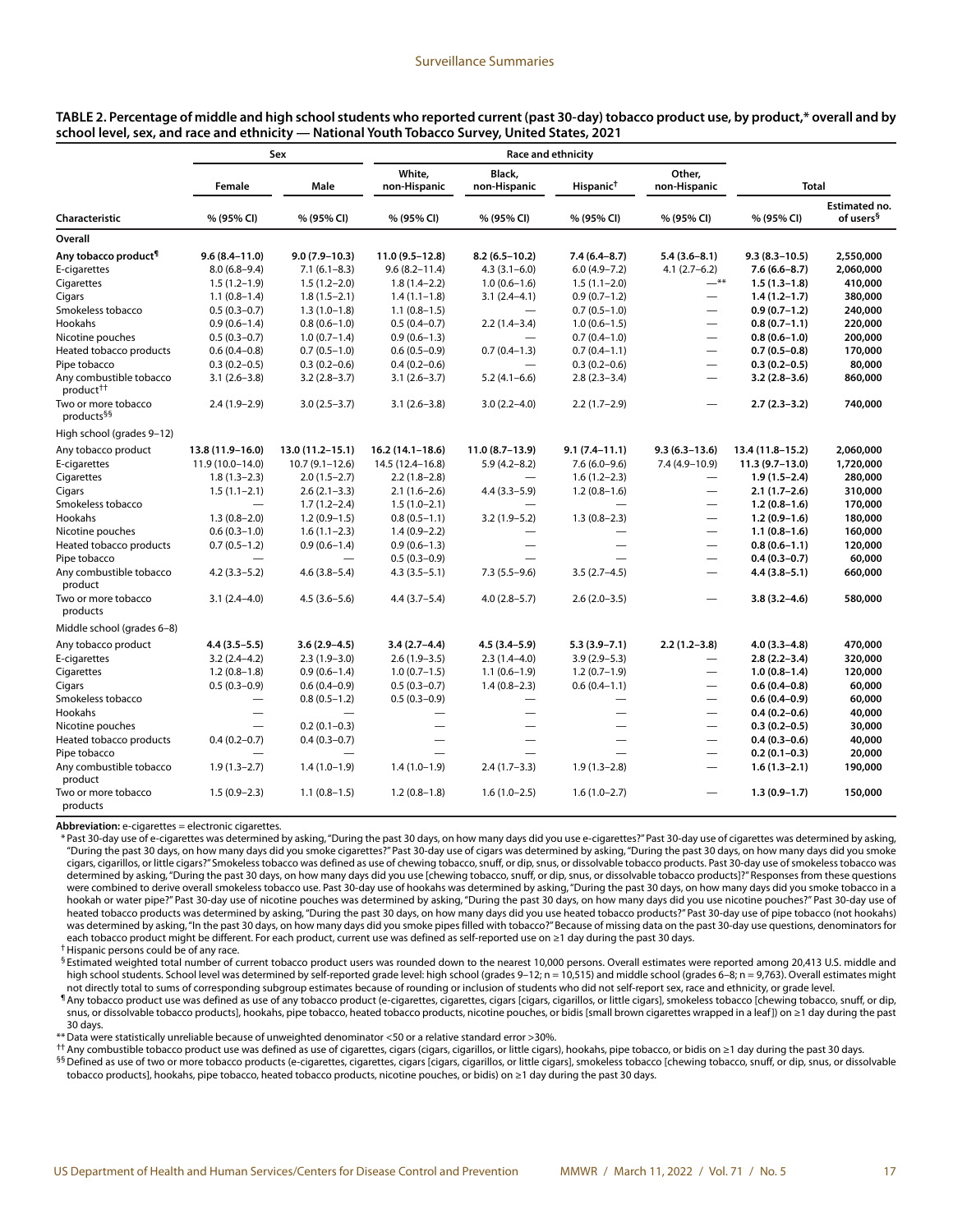**TABLE 2. Percentage of middle and high school students who reported current (past 30-day) tobacco product use, by product,* overall and by school level, sex, and race and ethnicity — National Youth Tobacco Survey, United States, 2021**

| | Sex | | Race and ethnicity | | | | Total | |
|---|---|---|---|---|---|---|---|---|
| | Female | Male | White, non-Hispanic | Black, non-Hispanic | Hispanic† | Other, non-Hispanic | | |
| Characteristic | % (95% CI) | % (95% CI) | % (95% CI) | % (95% CI) | % (95% CI) | % (95% CI) | % (95% CI) | Estimated no. of users§ |
| **Overall** | | | | | | | | |
| **Any tobacco product¶** | **9.6 (8.4–11.0)** | **9.0 (7.9–10.3)** | **11.0 (9.5–12.8)** | **8.2 (6.5–10.2)** | **7.4 (6.4–8.7)** | **5.4 (3.6–8.1)** | **9.3 (8.3–10.5)** | **2,550,000** |
| E-cigarettes | 8.0 (6.8–9.4) | 7.1 (6.1–8.3) | 9.6 (8.2–11.4) | 4.3 (3.1–6.0) | 6.0 (4.9–7.2) | 4.1 (2.7–6.2) | **7.6 (6.6–8.7)** | **2,060,000** |
| Cigarettes | 1.5 (1.2–1.9) | 1.5 (1.2–2.0) | 1.8 (1.4–2.2) | 1.0 (0.6–1.6) | 1.5 (1.1–2.0) | —** | **1.5 (1.3–1.8)** | **410,000** |
| Cigars | 1.1 (0.8–1.4) | 1.8 (1.5–2.1) | 1.4 (1.1–1.8) | 3.1 (2.4–4.1) | 0.9 (0.7–1.2) | — | **1.4 (1.2–1.7)** | **380,000** |
| Smokeless tobacco | 0.5 (0.3–0.7) | 1.3 (1.0–1.8) | 1.1 (0.8–1.5) | — | 0.7 (0.5–1.0) | — | **0.9 (0.7–1.2)** | **240,000** |
| Hookahs | 0.9 (0.6–1.4) | 0.8 (0.6–1.0) | 0.5 (0.4–0.7) | 2.2 (1.4–3.4) | 1.0 (0.6–1.5) | — | **0.8 (0.7–1.1)** | **220,000** |
| Nicotine pouches | 0.5 (0.3–0.7) | 1.0 (0.7–1.4) | 0.9 (0.6–1.3) | — | 0.7 (0.4–1.0) | — | **0.8 (0.6–1.0)** | **200,000** |
| Heated tobacco products | 0.6 (0.4–0.8) | 0.7 (0.5–1.0) | 0.6 (0.5–0.9) | 0.7 (0.4–1.3) | 0.7 (0.4–1.1) | — | **0.7 (0.5–0.8)** | **170,000** |
| Pipe tobacco | 0.3 (0.2–0.5) | 0.3 (0.2–0.6) | 0.4 (0.2–0.6) | — | 0.3 (0.2–0.6) | — | **0.3 (0.2–0.5)** | **80,000** |
| Any combustible tobacco product†† | 3.1 (2.6–3.8) | 3.2 (2.8–3.7) | 3.1 (2.6–3.7) | 5.2 (4.1–6.6) | 2.8 (2.3–3.4) | — | **3.2 (2.8–3.6)** | **860,000** |
| Two or more tobacco products§§ | 2.4 (1.9–2.9) | 3.0 (2.5–3.7) | 3.1 (2.6–3.8) | 3.0 (2.2–4.0) | 2.2 (1.7–2.9) | — | **2.7 (2.3–3.2)** | **740,000** |
| High school (grades 9–12) | | | | | | | | |
| Any tobacco product | **13.8 (11.9–16.0)** | **13.0 (11.2–15.1)** | **16.2 (14.1–18.6)** | **11.0 (8.7–13.9)** | **9.1 (7.4–11.1)** | **9.3 (6.3–13.6)** | **13.4 (11.8–15.2)** | **2,060,000** |
| E-cigarettes | 11.9 (10.0–14.0) | 10.7 (9.1–12.6) | 14.5 (12.4–16.8) | 5.9 (4.2–8.2) | 7.6 (6.0–9.6) | 7.4 (4.9–10.9) | **11.3 (9.7–13.0)** | **1,720,000** |
| Cigarettes | 1.8 (1.3–2.3) | 2.0 (1.5–2.7) | 2.2 (1.8–2.8) | — | 1.6 (1.2–2.3) | — | **1.9 (1.5–2.4)** | **280,000** |
| Cigars | 1.5 (1.1–2.1) | 2.6 (2.1–3.3) | 2.1 (1.6–2.6) | 4.4 (3.3–5.9) | 1.2 (0.8–1.6) | — | **2.1 (1.7–2.6)** | **310,000** |
| Smokeless tobacco | — | 1.7 (1.2–2.4) | 1.5 (1.0–2.1) | — | — | — | **1.2 (0.8–1.6)** | **170,000** |
| Hookahs | 1.3 (0.8–2.0) | 1.2 (0.9–1.5) | 0.8 (0.5–1.1) | 3.2 (1.9–5.2) | 1.3 (0.8–2.3) | — | **1.2 (0.9–1.6)** | **180,000** |
| Nicotine pouches | 0.6 (0.3–1.0) | 1.6 (1.1–2.3) | 1.4 (0.9–2.2) | — | — | — | **1.1 (0.8–1.6)** | **160,000** |
| Heated tobacco products | 0.7 (0.5–1.2) | 0.9 (0.6–1.4) | 0.9 (0.6–1.3) | — | — | — | **0.8 (0.6–1.1)** | **120,000** |
| Pipe tobacco | — | — | 0.5 (0.3–0.9) | — | — | — | **0.4 (0.3–0.7)** | **60,000** |
| Any combustible tobacco product | 4.2 (3.3–5.2) | 4.6 (3.8–5.4) | 4.3 (3.5–5.1) | 7.3 (5.5–9.6) | 3.5 (2.7–4.5) | — | **4.4 (3.8–5.1)** | **660,000** |
| Two or more tobacco products | 3.1 (2.4–4.0) | 4.5 (3.6–5.6) | 4.4 (3.7–5.4) | 4.0 (2.8–5.7) | 2.6 (2.0–3.5) | — | **3.8 (3.2–4.6)** | **580,000** |
| Middle school (grades 6–8) | | | | | | | | |
| Any tobacco product | **4.4 (3.5–5.5)** | **3.6 (2.9–4.5)** | **3.4 (2.7–4.4)** | **4.5 (3.4–5.9)** | **5.3 (3.9–7.1)** | **2.2 (1.2–3.8)** | **4.0 (3.3–4.8)** | **470,000** |
| E-cigarettes | 3.2 (2.4–4.2) | 2.3 (1.9–3.0) | 2.6 (1.9–3.5) | 2.3 (1.4–4.0) | 3.9 (2.9–5.3) | — | **2.8 (2.2–3.4)** | **320,000** |
| Cigarettes | 1.2 (0.8–1.8) | 0.9 (0.6–1.4) | 1.0 (0.7–1.5) | 1.1 (0.6–1.9) | 1.2 (0.7–1.9) | — | **1.0 (0.8–1.4)** | **120,000** |
| Cigars | 0.5 (0.3–0.9) | 0.6 (0.4–0.9) | 0.5 (0.3–0.7) | 1.4 (0.8–2.3) | 0.6 (0.4–1.1) | — | **0.6 (0.4–0.8)** | **60,000** |
| Smokeless tobacco | — | 0.8 (0.5–1.2) | 0.5 (0.3–0.9) | — | — | — | **0.6 (0.4–0.9)** | **60,000** |
| Hookahs | — | — | — | — | — | — | **0.4 (0.2–0.6)** | **40,000** |
| Nicotine pouches | — | 0.2 (0.1–0.3) | — | — | — | — | **0.3 (0.2–0.5)** | **30,000** |
| Heated tobacco products | 0.4 (0.2–0.7) | 0.4 (0.3–0.7) | — | — | — | — | **0.4 (0.3–0.6)** | **40,000** |
| Pipe tobacco | — | — | — | — | — | — | **0.2 (0.1–0.3)** | **20,000** |
| Any combustible tobacco product | 1.9 (1.3–2.7) | 1.4 (1.0–1.9) | 1.4 (1.0–1.9) | 2.4 (1.7–3.3) | 1.9 (1.3–2.8) | — | **1.6 (1.3–2.1)** | **190,000** |
| Two or more tobacco products | 1.5 (0.9–2.3) | 1.1 (0.8–1.5) | 1.2 (0.8–1.8) | 1.6 (1.0–2.5) | 1.6 (1.0–2.7) | — | **1.3 (0.9–1.7)** | **150,000** |

**Abbreviation:** e-cigarettes = electronic cigarettes.

\* Past 30-day use of e-cigarettes was determined by asking, "During the past 30 days, on how many days did you use e-cigarettes?" Past 30-day use of cigarettes was determined by asking, "During the past 30 days, on how many days did you smoke cigarettes?" Past 30-day use of cigars was determined by asking, "During the past 30 days, on how many days did you smoke cigars, cigarillos, or little cigars?" Smokeless tobacco was defined as use of chewing tobacco, snuff, or dip, snus, or dissolvable tobacco products. Past 30-day use of smokeless tobacco was determined by asking, "During the past 30 days, on how many days did you use [chewing tobacco, snuff, or dip, snus, or dissolvable tobacco products]?" Responses from these questions were combined to derive overall smokeless tobacco use. Past 30-day use of hookahs was determined by asking, "During the past 30 days, on how many days did you smoke tobacco in a hookah or water pipe?" Past 30-day use of nicotine pouches was determined by asking, "During the past 30 days, on how many days did you use nicotine pouches?" Past 30-day use of heated tobacco products was determined by asking, "During the past 30 days, on how many days did you use heated tobacco products?" Past 30-day use of pipe tobacco (not hookahs) was determined by asking, "In the past 30 days, on how many days did you smoke pipes filled with tobacco?" Because of missing data on the past 30-day use questions, denominators for each tobacco product might be different. For each product, current use was defined as self-reported use on ≥1 day during the past 30 days.

† Hispanic persons could be of any race.

§ Estimated weighted total number of current tobacco product users was rounded down to the nearest 10,000 persons. Overall estimates were reported among 20,413 U.S. middle and high school students. School level was determined by self-reported grade level: high school (grades 9–12; n = 10,515) and middle school (grades 6–8; n = 9,763). Overall estimates might not directly total to sums of corresponding subgroup estimates because of rounding or inclusion of students who did not self-report sex, race and ethnicity, or grade level.

¶ Any tobacco product use was defined as use of any tobacco product (e-cigarettes, cigarettes, cigars [cigars, cigarillos, or little cigars], smokeless tobacco [chewing tobacco, snuff, or dip, snus, or dissolvable tobacco products], hookahs, pipe tobacco, heated tobacco products, nicotine pouches, or bidis [small brown cigarettes wrapped in a leaf]) on ≥1 day during the past 30 days.

\** Data were statistically unreliable because of unweighted denominator <50 or a relative standard error >30%.

†† Any combustible tobacco product use was defined as use of cigarettes, cigars (cigars, cigarillos, or little cigars), hookahs, pipe tobacco, or bidis on ≥1 day during the past 30 days.

§§ Defined as use of two or more tobacco products (e-cigarettes, cigarettes, cigars [cigars, cigarillos, or little cigars], smokeless tobacco [chewing tobacco, snuff, or dip, snus, or dissolvable tobacco products], hookahs, pipe tobacco, heated tobacco products, nicotine pouches, or bidis) on ≥1 day during the past 30 days.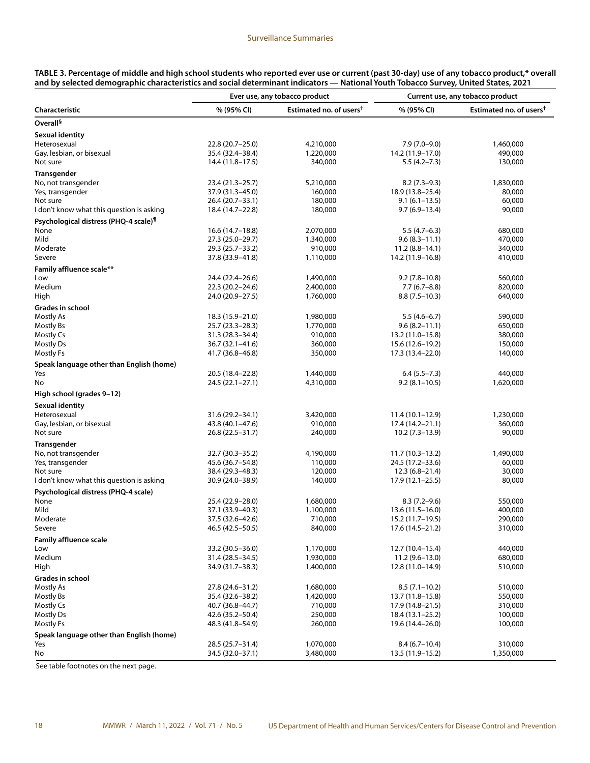**TABLE 3. Percentage of middle and high school students who reported ever use or current (past 30-day) use of any tobacco product,* overall and by selected demographic characteristics and social determinant indicators — National Youth Tobacco Survey, United States, 2021**

| Characteristic | Ever use, any tobacco product | | Current use, any tobacco product | |
|---|---|---|---|---|
| | % (95% CI) | Estimated no. of users† | % (95% CI) | Estimated no. of users† |
| **Overall§** | | | | |
| **Sexual identity** | | | | |
| Heterosexual | 22.8 (20.7–25.0) | 4,210,000 | 7.9 (7.0–9.0) | 1,460,000 |
| Gay, lesbian, or bisexual | 35.4 (32.4–38.4) | 1,220,000 | 14.2 (11.9–17.0) | 490,000 |
| Not sure | 14.4 (11.8–17.5) | 340,000 | 5.5 (4.2–7.3) | 130,000 |
| **Transgender** | | | | |
| No, not transgender | 23.4 (21.3–25.7) | 5,210,000 | 8.2 (7.3–9.3) | 1,830,000 |
| Yes, transgender | 37.9 (31.3–45.0) | 160,000 | 18.9 (13.8–25.4) | 80,000 |
| Not sure | 26.4 (20.7–33.1) | 180,000 | 9.1 (6.1–13.5) | 60,000 |
| I don't know what this question is asking | 18.4 (14.7–22.8) | 180,000 | 9.7 (6.9–13.4) | 90,000 |
| **Psychological distress (PHQ-4 scale)¶** | | | | |
| None | 16.6 (14.7–18.8) | 2,070,000 | 5.5 (4.7–6.3) | 680,000 |
| Mild | 27.3 (25.0–29.7) | 1,340,000 | 9.6 (8.3–11.1) | 470,000 |
| Moderate | 29.3 (25.7–33.2) | 910,000 | 11.2 (8.8–14.1) | 340,000 |
| Severe | 37.8 (33.9–41.8) | 1,110,000 | 14.2 (11.9–16.8) | 410,000 |
| **Family affluence scale\*\*** | | | | |
| Low | 24.4 (22.4–26.6) | 1,490,000 | 9.2 (7.8–10.8) | 560,000 |
| Medium | 22.3 (20.2–24.6) | 2,400,000 | 7.7 (6.7–8.8) | 820,000 |
| High | 24.0 (20.9–27.5) | 1,760,000 | 8.8 (7.5–10.3) | 640,000 |
| **Grades in school** | | | | |
| Mostly As | 18.3 (15.9–21.0) | 1,980,000 | 5.5 (4.6–6.7) | 590,000 |
| Mostly Bs | 25.7 (23.3–28.3) | 1,770,000 | 9.6 (8.2–11.1) | 650,000 |
| Mostly Cs | 31.3 (28.3–34.4) | 910,000 | 13.2 (11.0–15.8) | 380,000 |
| Mostly Ds | 36.7 (32.1–41.6) | 360,000 | 15.6 (12.6–19.2) | 150,000 |
| Mostly Fs | 41.7 (36.8–46.8) | 350,000 | 17.3 (13.4–22.0) | 140,000 |
| **Speak language other than English (home)** | | | | |
| Yes | 20.5 (18.4–22.8) | 1,440,000 | 6.4 (5.5–7.3) | 440,000 |
| No | 24.5 (22.1–27.1) | 4,310,000 | 9.2 (8.1–10.5) | 1,620,000 |
| **High school (grades 9–12)** | | | | |
| **Sexual identity** | | | | |
| Heterosexual | 31.6 (29.2–34.1) | 3,420,000 | 11.4 (10.1–12.9) | 1,230,000 |
| Gay, lesbian, or bisexual | 43.8 (40.1–47.6) | 910,000 | 17.4 (14.2–21.1) | 360,000 |
| Not sure | 26.8 (22.5–31.7) | 240,000 | 10.2 (7.3–13.9) | 90,000 |
| **Transgender** | | | | |
| No, not transgender | 32.7 (30.3–35.2) | 4,190,000 | 11.7 (10.3–13.2) | 1,490,000 |
| Yes, transgender | 45.6 (36.7–54.8) | 110,000 | 24.5 (17.2–33.6) | 60,000 |
| Not sure | 38.4 (29.3–48.3) | 120,000 | 12.3 (6.8–21.4) | 30,000 |
| I don't know what this question is asking | 30.9 (24.0–38.9) | 140,000 | 17.9 (12.1–25.5) | 80,000 |
| **Psychological distress (PHQ-4 scale)** | | | | |
| None | 25.4 (22.9–28.0) | 1,680,000 | 8.3 (7.2–9.6) | 550,000 |
| Mild | 37.1 (33.9–40.3) | 1,100,000 | 13.6 (11.5–16.0) | 400,000 |
| Moderate | 37.5 (32.6–42.6) | 710,000 | 15.2 (11.7–19.5) | 290,000 |
| Severe | 46.5 (42.5–50.5) | 840,000 | 17.6 (14.5–21.2) | 310,000 |
| **Family affluence scale** | | | | |
| Low | 33.2 (30.5–36.0) | 1,170,000 | 12.7 (10.4–15.4) | 440,000 |
| Medium | 31.4 (28.5–34.5) | 1,930,000 | 11.2 (9.6–13.0) | 680,000 |
| High | 34.9 (31.7–38.3) | 1,400,000 | 12.8 (11.0–14.9) | 510,000 |
| **Grades in school** | | | | |
| Mostly As | 27.8 (24.6–31.2) | 1,680,000 | 8.5 (7.1–10.2) | 510,000 |
| Mostly Bs | 35.4 (32.6–38.2) | 1,420,000 | 13.7 (11.8–15.8) | 550,000 |
| Mostly Cs | 40.7 (36.8–44.7) | 710,000 | 17.9 (14.8–21.5) | 310,000 |
| Mostly Ds | 42.6 (35.2–50.4) | 250,000 | 18.4 (13.1–25.2) | 100,000 |
| Mostly Fs | 48.3 (41.8–54.9) | 260,000 | 19.6 (14.4–26.0) | 100,000 |
| **Speak language other than English (home)** | | | | |
| Yes | 28.5 (25.7–31.4) | 1,070,000 | 8.4 (6.7–10.4) | 310,000 |
| No | 34.5 (32.0–37.1) | 3,480,000 | 13.5 (11.9–15.2) | 1,350,000 |

See table footnotes on the next page.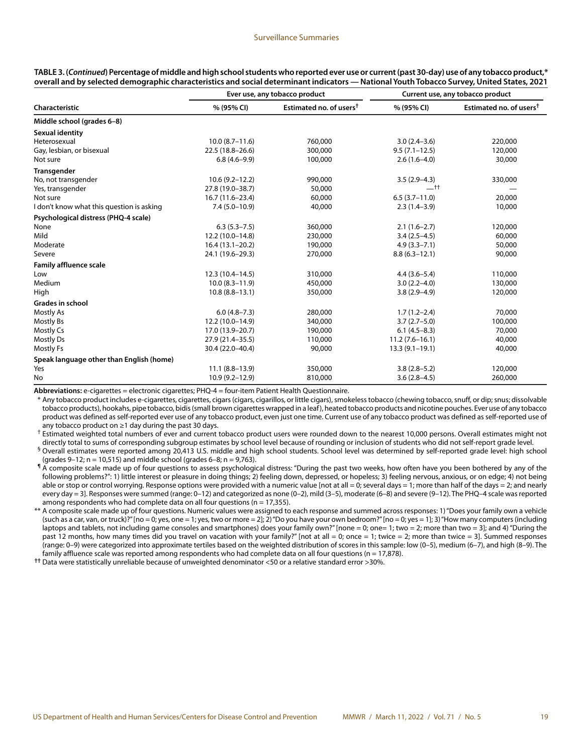**TABLE 3. (*Continued*) Percentage of middle and high school students who reported ever use or current (past 30-day) use of any tobacco product,* overall and by selected demographic characteristics and social determinant indicators — National Youth Tobacco Survey, United States, 2021**

| Characteristic | Ever use, any tobacco product | | Current use, any tobacco product | |
|---|---|---|---|---|
| | % (95% CI) | Estimated no. of users† | % (95% CI) | Estimated no. of users† |
| **Middle school (grades 6–8)** | | | | |
| **Sexual identity** | | | | |
| Heterosexual | 10.0 (8.7–11.6) | 760,000 | 3.0 (2.4–3.6) | 220,000 |
| Gay, lesbian, or bisexual | 22.5 (18.8–26.6) | 300,000 | 9.5 (7.1–12.5) | 120,000 |
| Not sure | 6.8 (4.6–9.9) | 100,000 | 2.6 (1.6–4.0) | 30,000 |
| **Transgender** | | | | |
| No, not transgender | 10.6 (9.2–12.2) | 990,000 | 3.5 (2.9–4.3) | 330,000 |
| Yes, transgender | 27.8 (19.0–38.7) | 50,000 | —†† | — |
| Not sure | 16.7 (11.6–23.4) | 60,000 | 6.5 (3.7–11.0) | 20,000 |
| I don't know what this question is asking | 7.4 (5.0–10.9) | 40,000 | 2.3 (1.4–3.9) | 10,000 |
| **Psychological distress (PHQ-4 scale)** | | | | |
| None | 6.3 (5.3–7.5) | 360,000 | 2.1 (1.6–2.7) | 120,000 |
| Mild | 12.2 (10.0–14.8) | 230,000 | 3.4 (2.5–4.5) | 60,000 |
| Moderate | 16.4 (13.1–20.2) | 190,000 | 4.9 (3.3–7.1) | 50,000 |
| Severe | 24.1 (19.6–29.3) | 270,000 | 8.8 (6.3–12.1) | 90,000 |
| **Family affluence scale** | | | | |
| Low | 12.3 (10.4–14.5) | 310,000 | 4.4 (3.6–5.4) | 110,000 |
| Medium | 10.0 (8.3–11.9) | 450,000 | 3.0 (2.2–4.0) | 130,000 |
| High | 10.8 (8.8–13.1) | 350,000 | 3.8 (2.9–4.9) | 120,000 |
| **Grades in school** | | | | |
| Mostly As | 6.0 (4.8–7.3) | 280,000 | 1.7 (1.2–2.4) | 70,000 |
| Mostly Bs | 12.2 (10.0–14.9) | 340,000 | 3.7 (2.7–5.0) | 100,000 |
| Mostly Cs | 17.0 (13.9–20.7) | 190,000 | 6.1 (4.5–8.3) | 70,000 |
| Mostly Ds | 27.9 (21.4–35.5) | 110,000 | 11.2 (7.6–16.1) | 40,000 |
| Mostly Fs | 30.4 (22.0–40.4) | 90,000 | 13.3 (9.1–19.1) | 40,000 |
| **Speak language other than English (home)** | | | | |
| Yes | 11.1 (8.8–13.9) | 350,000 | 3.8 (2.8–5.2) | 120,000 |
| No | 10.9 (9.2–12.9) | 810,000 | 3.6 (2.8–4.5) | 260,000 |

**Abbreviations:** e-cigarettes = electronic cigarettes; PHQ-4 = four-item Patient Health Questionnaire.

\* Any tobacco product includes e-cigarettes, cigarettes, cigars (cigars, cigarillos, or little cigars), smokeless tobacco (chewing tobacco, snuff, or dip; snus; dissolvable tobacco products), hookahs, pipe tobacco, bidis (small brown cigarettes wrapped in a leaf), heated tobacco products and nicotine pouches. Ever use of any tobacco product was defined as self-reported ever use of any tobacco product, even just one time. Current use of any tobacco product was defined as self-reported use of any tobacco product on ≥1 day during the past 30 days.

† Estimated weighted total numbers of ever and current tobacco product users were rounded down to the nearest 10,000 persons. Overall estimates might not directly total to sums of corresponding subgroup estimates by school level because of rounding or inclusion of students who did not self-report grade level.

§ Overall estimates were reported among 20,413 U.S. middle and high school students. School level was determined by self-reported grade level: high school (grades 9–12; n = 10,515) and middle school (grades 6–8; n = 9,763).

¶ A composite scale made up of four questions to assess psychological distress: "During the past two weeks, how often have you been bothered by any of the following problems?": 1) little interest or pleasure in doing things; 2) feeling down, depressed, or hopeless; 3) feeling nervous, anxious, or on edge; 4) not being able or stop or control worrying. Response options were provided with a numeric value [not at all = 0; several days = 1; more than half of the days = 2; and nearly every day = 3]. Responses were summed (range: 0–12) and categorized as none (0–2), mild (3–5), moderate (6–8) and severe (9–12). The PHQ–4 scale was reported among respondents who had complete data on all four questions (n = 17,355).

** A composite scale made up of four questions. Numeric values were assigned to each response and summed across responses: 1) "Does your family own a vehicle (such as a car, van, or truck)?" [no = 0; yes, one = 1; yes, two or more = 2]; 2) "Do you have your own bedroom?" [no = 0; yes = 1]; 3) "How many computers (including laptops and tablets, not including game consoles and smartphones) does your family own?" [none = 0; one= 1; two = 2; more than two = 3]; and 4) "During the past 12 months, how many times did you travel on vacation with your family?" [not at all = 0; once = 1; twice = 2; more than twice = 3]. Summed responses (range: 0–9) were categorized into approximate tertiles based on the weighted distribution of scores in this sample: low (0–5), medium (6–7), and high (8–9). The family affluence scale was reported among respondents who had complete data on all four questions (n = 17,878).

†† Data were statistically unreliable because of unweighted denominator <50 or a relative standard error >30%.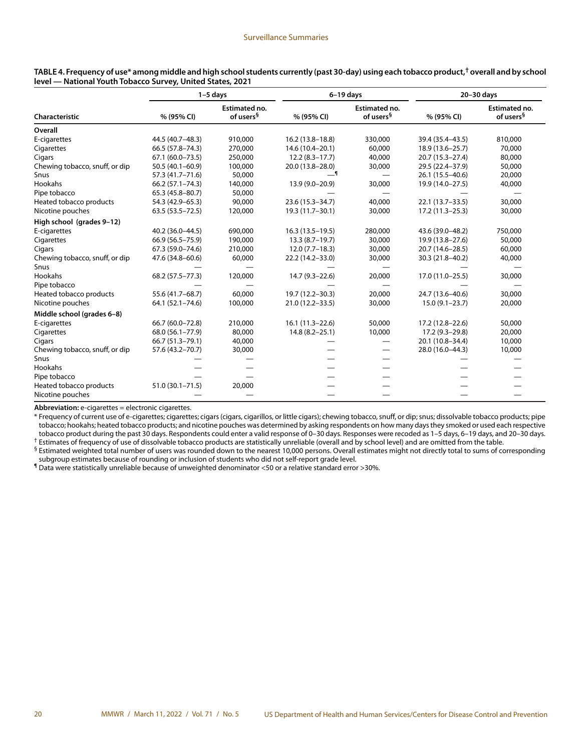**TABLE 4. Frequency of use* among middle and high school students currently (past 30-day) using each tobacco product,† overall and by school level — National Youth Tobacco Survey, United States, 2021**

| Characteristic | 1–5 days | | 6–19 days | | 20–30 days | |
|---|---|---|---|---|---|---|
| | % (95% CI) | Estimated no. of users§ | % (95% CI) | Estimated no. of users§ | % (95% CI) | Estimated no. of users§ |
| **Overall** | | | | | | |
| E-cigarettes | 44.5 (40.7–48.3) | 910,000 | 16.2 (13.8–18.8) | 330,000 | 39.4 (35.4–43.5) | 810,000 |
| Cigarettes | 66.5 (57.8–74.3) | 270,000 | 14.6 (10.4–20.1) | 60,000 | 18.9 (13.6–25.7) | 70,000 |
| Cigars | 67.1 (60.0–73.5) | 250,000 | 12.2 (8.3–17.7) | 40,000 | 20.7 (15.3–27.4) | 80,000 |
| Chewing tobacco, snuff, or dip | 50.5 (40.1–60.9) | 100,000 | 20.0 (13.8–28.0) | 30,000 | 29.5 (22.4–37.9) | 50,000 |
| Snus | 57.3 (41.7–71.6) | 50,000 | —¶ | — | 26.1 (15.5–40.6) | 20,000 |
| Hookahs | 66.2 (57.1–74.3) | 140,000 | 13.9 (9.0–20.9) | 30,000 | 19.9 (14.0–27.5) | 40,000 |
| Pipe tobacco | 65.3 (45.8–80.7) | 50,000 | — | — | — | — |
| Heated tobacco products | 54.3 (42.9–65.3) | 90,000 | 23.6 (15.3–34.7) | 40,000 | 22.1 (13.7–33.5) | 30,000 |
| Nicotine pouches | 63.5 (53.5–72.5) | 120,000 | 19.3 (11.7–30.1) | 30,000 | 17.2 (11.3–25.3) | 30,000 |
| **High school (grades 9–12)** | | | | | | |
| E-cigarettes | 40.2 (36.0–44.5) | 690,000 | 16.3 (13.5–19.5) | 280,000 | 43.6 (39.0–48.2) | 750,000 |
| Cigarettes | 66.9 (56.5–75.9) | 190,000 | 13.3 (8.7–19.7) | 30,000 | 19.9 (13.8–27.6) | 50,000 |
| Cigars | 67.3 (59.0–74.6) | 210,000 | 12.0 (7.7–18.3) | 30,000 | 20.7 (14.6–28.5) | 60,000 |
| Chewing tobacco, snuff, or dip | 47.6 (34.8–60.6) | 60,000 | 22.2 (14.2–33.0) | 30,000 | 30.3 (21.8–40.2) | 40,000 |
| Snus | — | — | — | — | — | — |
| Hookahs | 68.2 (57.5–77.3) | 120,000 | 14.7 (9.3–22.6) | 20,000 | 17.0 (11.0–25.5) | 30,000 |
| Pipe tobacco | — | — | — | — | — | — |
| Heated tobacco products | 55.6 (41.7–68.7) | 60,000 | 19.7 (12.2–30.3) | 20,000 | 24.7 (13.6–40.6) | 30,000 |
| Nicotine pouches | 64.1 (52.1–74.6) | 100,000 | 21.0 (12.2–33.5) | 30,000 | 15.0 (9.1–23.7) | 20,000 |
| **Middle school (grades 6–8)** | | | | | | |
| E-cigarettes | 66.7 (60.0–72.8) | 210,000 | 16.1 (11.3–22.6) | 50,000 | 17.2 (12.8–22.6) | 50,000 |
| Cigarettes | 68.0 (56.1–77.9) | 80,000 | 14.8 (8.2–25.1) | 10,000 | 17.2 (9.3–29.8) | 20,000 |
| Cigars | 66.7 (51.3–79.1) | 40,000 | — | — | 20.1 (10.8–34.4) | 10,000 |
| Chewing tobacco, snuff, or dip | 57.6 (43.2–70.7) | 30,000 | — | — | 28.0 (16.0–44.3) | 10,000 |
| Snus | — | — | — | — | — | — |
| Hookahs | — | — | — | — | — | — |
| Pipe tobacco | — | — | — | — | — | — |
| Heated tobacco products | 51.0 (30.1–71.5) | 20,000 | — | — | — | — |
| Nicotine pouches | — | — | — | — | — | — |

**Abbreviation:** e-cigarettes = electronic cigarettes.

\* Frequency of current use of e-cigarettes; cigarettes; cigars (cigars, cigarillos, or little cigars); chewing tobacco, snuff, or dip; snus; dissolvable tobacco products; pipe tobacco; hookahs; heated tobacco products; and nicotine pouches was determined by asking respondents on how many days they smoked or used each respective tobacco product during the past 30 days. Respondents could enter a valid response of 0–30 days. Responses were recoded as 1–5 days, 6–19 days, and 20–30 days.

† Estimates of frequency of use of dissolvable tobacco products are statistically unreliable (overall and by school level) and are omitted from the table.

§ Estimated weighted total number of users was rounded down to the nearest 10,000 persons. Overall estimates might not directly total to sums of corresponding subgroup estimates because of rounding or inclusion of students who did not self-report grade level.

¶ Data were statistically unreliable because of unweighted denominator <50 or a relative standard error >30%.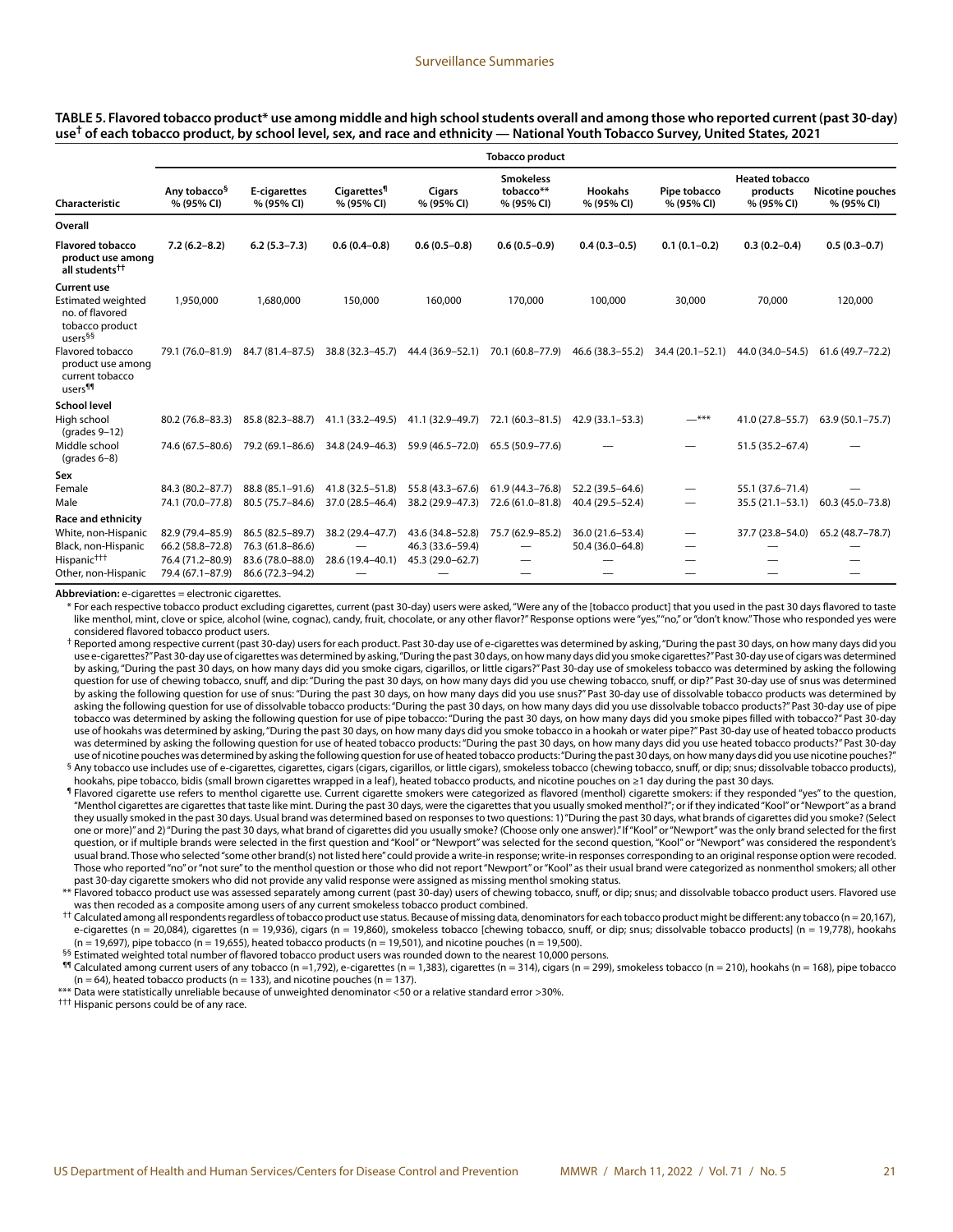**TABLE 5. Flavored tobacco product* use among middle and high school students overall and among those who reported current (past 30-day) use† of each tobacco product, by school level, sex, and race and ethnicity — National Youth Tobacco Survey, United States, 2021**

| Characteristic | Tobacco product | | | | | | | | |
|---|---|---|---|---|---|---|---|---|---|
| | Any tobacco§ % (95% CI) | E-cigarettes % (95% CI) | Cigarettes¶ % (95% CI) | Cigars % (95% CI) | Smokeless tobacco** % (95% CI) | Hookahs % (95% CI) | Pipe tobacco % (95% CI) | Heated tobacco products % (95% CI) | Nicotine pouches % (95% CI) |
| **Overall** | | | | | | | | | |
| **Flavored tobacco product use among all students††** | **7.2 (6.2–8.2)** | **6.2 (5.3–7.3)** | **0.6 (0.4–0.8)** | **0.6 (0.5–0.8)** | **0.6 (0.5–0.9)** | **0.4 (0.3–0.5)** | **0.1 (0.1–0.2)** | **0.3 (0.2–0.4)** | **0.5 (0.3–0.7)** |
| **Current use** | | | | | | | | | |
| Estimated weighted no. of flavored tobacco product users§§ | 1,950,000 | 1,680,000 | 150,000 | 160,000 | 170,000 | 100,000 | 30,000 | 70,000 | 120,000 |
| Flavored tobacco product use among current tobacco users¶¶ | 79.1 (76.0–81.9) | 84.7 (81.4–87.5) | 38.8 (32.3–45.7) | 44.4 (36.9–52.1) | 70.1 (60.8–77.9) | 46.6 (38.3–55.2) | 34.4 (20.1–52.1) | 44.0 (34.0–54.5) | 61.6 (49.7–72.2) |
| **School level** | | | | | | | | | |
| High school (grades 9–12) | 80.2 (76.8–83.3) | 85.8 (82.3–88.7) | 41.1 (33.2–49.5) | 41.1 (32.9–49.7) | 72.1 (60.3–81.5) | 42.9 (33.1–53.3) | —*** | 41.0 (27.8–55.7) | 63.9 (50.1–75.7) |
| Middle school (grades 6–8) | 74.6 (67.5–80.6) | 79.2 (69.1–86.6) | 34.8 (24.9–46.3) | 59.9 (46.5–72.0) | 65.5 (50.9–77.6) | — | — | 51.5 (35.2–67.4) | — |
| **Sex** | | | | | | | | | |
| Female | 84.3 (80.2–87.7) | 88.8 (85.1–91.6) | 41.8 (32.5–51.8) | 55.8 (43.3–67.6) | 61.9 (44.3–76.8) | 52.2 (39.5–64.6) | — | 55.1 (37.6–71.4) | — |
| Male | 74.1 (70.0–77.8) | 80.5 (75.7–84.6) | 37.0 (28.5–46.4) | 38.2 (29.9–47.3) | 72.6 (61.0–81.8) | 40.4 (29.5–52.4) | — | 35.5 (21.1–53.1) | 60.3 (45.0–73.8) |
| **Race and ethnicity** | | | | | | | | | |
| White, non-Hispanic | 82.9 (79.4–85.9) | 86.5 (82.5–89.7) | 38.2 (29.4–47.7) | 43.6 (34.8–52.8) | 75.7 (62.9–85.2) | 36.0 (21.6–53.4) | — | 37.7 (23.8–54.0) | 65.2 (48.7–78.7) |
| Black, non-Hispanic | 66.2 (58.8–72.8) | 76.3 (61.8–86.6) | — | 46.3 (33.6–59.4) | — | 50.4 (36.0–64.8) | — | — | — |
| Hispanic††† | 76.4 (71.2–80.9) | 83.6 (78.0–88.0) | 28.6 (19.4–40.1) | 45.3 (29.0–62.7) | — | — | — | — | — |
| Other, non-Hispanic | 79.4 (67.1–87.9) | 86.6 (72.3–94.2) | — | — | — | — | — | — | — |

**Abbreviation:** e-cigarettes = electronic cigarettes.

\* For each respective tobacco product excluding cigarettes, current (past 30-day) users were asked, "Were any of the [tobacco product] that you used in the past 30 days flavored to taste like menthol, mint, clove or spice, alcohol (wine, cognac), candy, fruit, chocolate, or any other flavor?" Response options were "yes," "no," or "don't know." Those who responded yes were considered flavored tobacco product users.

† Reported among respective current (past 30-day) users for each product. Past 30-day use of e-cigarettes was determined by asking, "During the past 30 days, on how many days did you use e-cigarettes?" Past 30-day use of cigarettes was determined by asking, "During the past 30 days, on how many days did you smoke cigarettes?" Past 30-day use of cigars was determined by asking, "During the past 30 days, on how many days did you smoke cigars, cigarillos, or little cigars?" Past 30-day use of smokeless tobacco was determined by asking the following question for use of chewing tobacco, snuff, and dip: "During the past 30 days, on how many days did you use chewing tobacco, snuff, or dip?" Past 30-day use of snus was determined by asking the following question for use of snus: "During the past 30 days, on how many days did you use snus?" Past 30-day use of dissolvable tobacco products was determined by asking the following question for use of dissolvable tobacco products: "During the past 30 days, on how many days did you use dissolvable tobacco products?" Past 30-day use of pipe tobacco was determined by asking the following question for use of pipe tobacco: "During the past 30 days, on how many days did you smoke pipes filled with tobacco?" Past 30-day use of hookahs was determined by asking, "During the past 30 days, on how many days did you smoke tobacco in a hookah or water pipe?" Past 30-day use of heated tobacco products was determined by asking the following question for use of heated tobacco products: "During the past 30 days, on how many days did you use heated tobacco products?" Past 30-day use of nicotine pouches was determined by asking the following question for use of heated tobacco products: "During the past 30 days, on how many days did you use nicotine pouches?"

§ Any tobacco use includes use of e-cigarettes, cigarettes, cigars (cigars, cigarillos, or little cigars), smokeless tobacco (chewing tobacco, snuff, or dip; snus; dissolvable tobacco products), hookahs, pipe tobacco, bidis (small brown cigarettes wrapped in a leaf), heated tobacco products, and nicotine pouches on ≥1 day during the past 30 days.

¶ Flavored cigarette use refers to menthol cigarette use. Current cigarette smokers were categorized as flavored (menthol) cigarette smokers: if they responded "yes" to the question, "Menthol cigarettes are cigarettes that taste like mint. During the past 30 days, were the cigarettes that you usually smoked menthol?"; or if they indicated "Kool" or "Newport" as a brand they usually smoked in the past 30 days. Usual brand was determined based on responses to two questions: 1) "During the past 30 days, what brands of cigarettes did you smoke? (Select one or more)" and 2) "During the past 30 days, what brand of cigarettes did you usually smoke? (Choose only one answer)." If "Kool" or "Newport" was the only brand selected for the first question, or if multiple brands were selected in the first question and "Kool" or "Newport" was selected for the second question, "Kool" or "Newport" was considered the respondent's usual brand. Those who selected "some other brand(s) not listed here" could provide a write-in response; write-in responses corresponding to an original response option were recoded. Those who reported "no" or "not sure" to the menthol question or those who did not report "Newport" or "Kool" as their usual brand were categorized as nonmenthol smokers; all other past 30-day cigarette smokers who did not provide any valid response were assigned as missing menthol smoking status.

** Flavored tobacco product use was assessed separately among current (past 30-day) users of chewing tobacco, snuff, or dip; snus; and dissolvable tobacco product users. Flavored use was then recoded as a composite among users of any current smokeless tobacco product combined.

†† Calculated among all respondents regardless of tobacco product use status. Because of missing data, denominators for each tobacco product might be different: any tobacco (n = 20,167), e-cigarettes (n = 20,084), cigarettes (n = 19,936), cigars (n = 19,860), smokeless tobacco [chewing tobacco, snuff, or dip; snus; dissolvable tobacco products] (n = 19,778), hookahs (n = 19,697), pipe tobacco (n = 19,655), heated tobacco products (n = 19,501), and nicotine pouches (n = 19,500).

§§ Estimated weighted total number of flavored tobacco product users was rounded down to the nearest 10,000 persons.

¶¶ Calculated among current users of any tobacco (n =1,792), e-cigarettes (n = 1,383), cigarettes (n = 314), cigars (n = 299), smokeless tobacco (n = 210), hookahs (n = 168), pipe tobacco (n = 64), heated tobacco products (n = 133), and nicotine pouches (n = 137).

*** Data were statistically unreliable because of unweighted denominator <50 or a relative standard error >30%.

††† Hispanic persons could be of any race.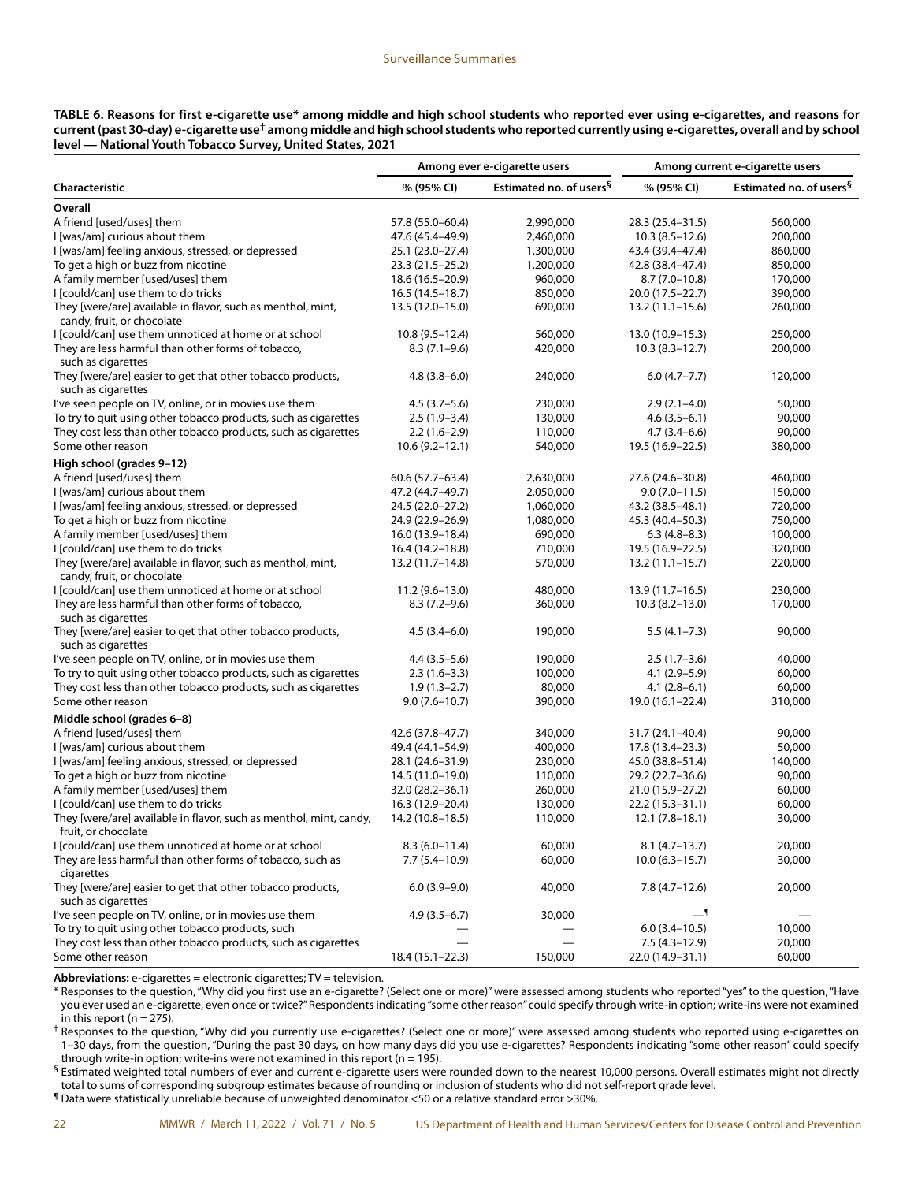**TABLE 6. Reasons for first e-cigarette use* among middle and high school students who reported ever using e-cigarettes, and reasons for current (past 30-day) e-cigarette use† among middle and high school students who reported currently using e-cigarettes, overall and by school level — National Youth Tobacco Survey, United States, 2021**

| Characteristic | Among ever e-cigarette users | | Among current e-cigarette users | |
|---|---|---|---|---|
| | % (95% CI) | Estimated no. of users§ | % (95% CI) | Estimated no. of users§ |
| **Overall** | | | | |
| A friend [used/uses] them | 57.8 (55.0–60.4) | 2,990,000 | 28.3 (25.4–31.5) | 560,000 |
| I [was/am] curious about them | 47.6 (45.4–49.9) | 2,460,000 | 10.3 (8.5–12.6) | 200,000 |
| I [was/am] feeling anxious, stressed, or depressed | 25.1 (23.0–27.4) | 1,300,000 | 43.4 (39.4–47.4) | 860,000 |
| To get a high or buzz from nicotine | 23.3 (21.5–25.2) | 1,200,000 | 42.8 (38.4–47.4) | 850,000 |
| A family member [used/uses] them | 18.6 (16.5–20.9) | 960,000 | 8.7 (7.0–10.8) | 170,000 |
| I [could/can] use them to do tricks | 16.5 (14.5–18.7) | 850,000 | 20.0 (17.5–22.7) | 390,000 |
| They [were/are] available in flavor, such as menthol, mint, candy, fruit, or chocolate | 13.5 (12.0–15.0) | 690,000 | 13.2 (11.1–15.6) | 260,000 |
| I [could/can] use them unnoticed at home or at school | 10.8 (9.5–12.4) | 560,000 | 13.0 (10.9–15.3) | 250,000 |
| They are less harmful than other forms of tobacco, such as cigarettes | 8.3 (7.1–9.6) | 420,000 | 10.3 (8.3–12.7) | 200,000 |
| They [were/are] easier to get that other tobacco products, such as cigarettes | 4.8 (3.8–6.0) | 240,000 | 6.0 (4.7–7.7) | 120,000 |
| I've seen people on TV, online, or in movies use them | 4.5 (3.7–5.6) | 230,000 | 2.9 (2.1–4.0) | 50,000 |
| To try to quit using other tobacco products, such as cigarettes | 2.5 (1.9–3.4) | 130,000 | 4.6 (3.5–6.1) | 90,000 |
| They cost less than other tobacco products, such as cigarettes | 2.2 (1.6–2.9) | 110,000 | 4.7 (3.4–6.6) | 90,000 |
| Some other reason | 10.6 (9.2–12.1) | 540,000 | 19.5 (16.9–22.5) | 380,000 |
| **High school (grades 9–12)** | | | | |
| A friend [used/uses] them | 60.6 (57.7–63.4) | 2,630,000 | 27.6 (24.6–30.8) | 460,000 |
| I [was/am] curious about them | 47.2 (44.7–49.7) | 2,050,000 | 9.0 (7.0–11.5) | 150,000 |
| I [was/am] feeling anxious, stressed, or depressed | 24.5 (22.0–27.2) | 1,060,000 | 43.2 (38.5–48.1) | 720,000 |
| To get a high or buzz from nicotine | 24.9 (22.9–26.9) | 1,080,000 | 45.3 (40.4–50.3) | 750,000 |
| A family member [used/uses] them | 16.0 (13.9–18.4) | 690,000 | 6.3 (4.8–8.3) | 100,000 |
| I [could/can] use them to do tricks | 16.4 (14.2–18.8) | 710,000 | 19.5 (16.9–22.5) | 320,000 |
| They [were/are] available in flavor, such as menthol, mint, candy, fruit, or chocolate | 13.2 (11.7–14.8) | 570,000 | 13.2 (11.1–15.7) | 220,000 |
| I [could/can] use them unnoticed at home or at school | 11.2 (9.6–13.0) | 480,000 | 13.9 (11.7–16.5) | 230,000 |
| They are less harmful than other forms of tobacco, such as cigarettes | 8.3 (7.2–9.6) | 360,000 | 10.3 (8.2–13.0) | 170,000 |
| They [were/are] easier to get that other tobacco products, such as cigarettes | 4.5 (3.4–6.0) | 190,000 | 5.5 (4.1–7.3) | 90,000 |
| I've seen people on TV, online, or in movies use them | 4.4 (3.5–5.6) | 190,000 | 2.5 (1.7–3.6) | 40,000 |
| To try to quit using other tobacco products, such as cigarettes | 2.3 (1.6–3.3) | 100,000 | 4.1 (2.9–5.9) | 60,000 |
| They cost less than other tobacco products, such as cigarettes | 1.9 (1.3–2.7) | 80,000 | 4.1 (2.8–6.1) | 60,000 |
| Some other reason | 9.0 (7.6–10.7) | 390,000 | 19.0 (16.1–22.4) | 310,000 |
| **Middle school (grades 6–8)** | | | | |
| A friend [used/uses] them | 42.6 (37.8–47.7) | 340,000 | 31.7 (24.1–40.4) | 90,000 |
| I [was/am] curious about them | 49.4 (44.1–54.9) | 400,000 | 17.8 (13.4–23.3) | 50,000 |
| I [was/am] feeling anxious, stressed, or depressed | 28.1 (24.6–31.9) | 230,000 | 45.0 (38.8–51.4) | 140,000 |
| To get a high or buzz from nicotine | 14.5 (11.0–19.0) | 110,000 | 29.2 (22.7–36.6) | 90,000 |
| A family member [used/uses] them | 32.0 (28.2–36.1) | 260,000 | 21.0 (15.9–27.2) | 60,000 |
| I [could/can] use them to do tricks | 16.3 (12.9–20.4) | 130,000 | 22.2 (15.3–31.1) | 60,000 |
| They [were/are] available in flavor, such as menthol, mint, candy, fruit, or chocolate | 14.2 (10.8–18.5) | 110,000 | 12.1 (7.8–18.1) | 30,000 |
| I [could/can] use them unnoticed at home or at school | 8.3 (6.0–11.4) | 60,000 | 8.1 (4.7–13.7) | 20,000 |
| They are less harmful than other forms of tobacco, such as cigarettes | 7.7 (5.4–10.9) | 60,000 | 10.0 (6.3–15.7) | 30,000 |
| They [were/are] easier to get that other tobacco products, such as cigarettes | 6.0 (3.9–9.0) | 40,000 | 7.8 (4.7–12.6) | 20,000 |
| I've seen people on TV, online, or in movies use them | 4.9 (3.5–6.7) | 30,000 | —¶ | — |
| To try to quit using other tobacco products, such | — | — | 6.0 (3.4–10.5) | 10,000 |
| They cost less than other tobacco products, such as cigarettes | — | — | 7.5 (4.3–12.9) | 20,000 |
| Some other reason | 18.4 (15.1–22.3) | 150,000 | 22.0 (14.9–31.1) | 60,000 |

**Abbreviations:** e-cigarettes = electronic cigarettes; TV = television.

* Responses to the question, "Why did you first use an e-cigarette? (Select one or more)" were assessed among students who reported "yes" to the question, "Have you ever used an e-cigarette, even once or twice?" Respondents indicating "some other reason" could specify through write-in option; write-ins were not examined in this report (n = 275).

† Responses to the question, "Why did you currently use e-cigarettes? (Select one or more)" were assessed among students who reported using e-cigarettes on 1–30 days, from the question, "During the past 30 days, on how many days did you use e-cigarettes? Respondents indicating "some other reason" could specify through write-in option; write-ins were not examined in this report (n = 195).

§ Estimated weighted total numbers of ever and current e-cigarette users were rounded down to the nearest 10,000 persons. Overall estimates might not directly total to sums of corresponding subgroup estimates because of rounding or inclusion of students who did not self-report grade level.

¶ Data were statistically unreliable because of unweighted denominator <50 or a relative standard error >30%.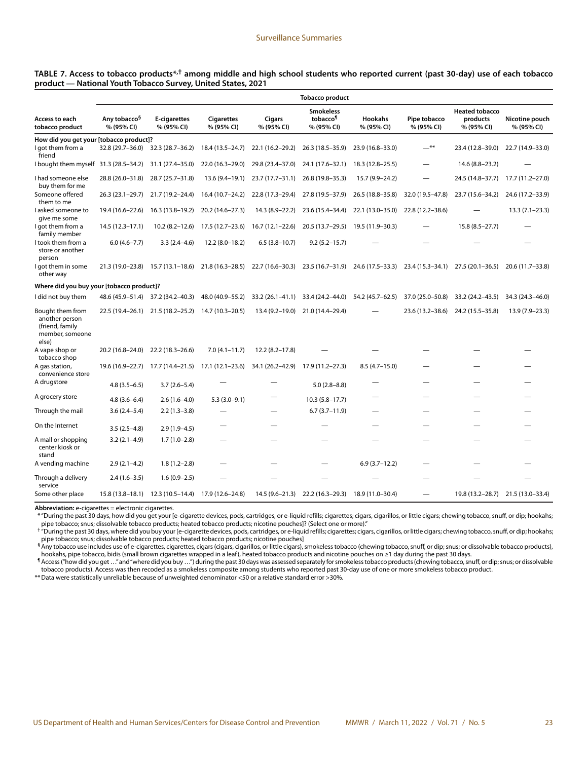**TABLE 7. Access to tobacco products*,† among middle and high school students who reported current (past 30-day) use of each tobacco product — National Youth Tobacco Survey, United States, 2021**

| Access to each tobacco product | Any tobacco§ % (95% CI) | E-cigarettes % (95% CI) | Cigarettes % (95% CI) | Cigars % (95% CI) | Smokeless tobacco¶ % (95% CI) | Hookahs % (95% CI) | Pipe tobacco % (95% CI) | Heated tobacco products % (95% CI) | Nicotine pouch % (95% CI) |
|---|---|---|---|---|---|---|---|---|---|
| **How did you get your [tobacco product]?** | | | | | | | | | |
| I got them from a friend | 32.8 (29.7–36.0) | 32.3 (28.7–36.2) | 18.4 (13.5–24.7) | 22.1 (16.2–29.2) | 26.3 (18.5–35.9) | 23.9 (16.8–33.0) | —** | 23.4 (12.8–39.0) | 22.7 (14.9–33.0) |
| I bought them myself | 31.3 (28.5–34.2) | 31.1 (27.4–35.0) | 22.0 (16.3–29.0) | 29.8 (23.4–37.0) | 24.1 (17.6–32.1) | 18.3 (12.8–25.5) | — | 14.6 (8.8–23.2) | — |
| I had someone else buy them for me | 28.8 (26.0–31.8) | 28.7 (25.7–31.8) | 13.6 (9.4–19.1) | 23.7 (17.7–31.1) | 26.8 (19.8–35.3) | 15.7 (9.9–24.2) | — | 24.5 (14.8–37.7) | 17.7 (11.2–27.0) |
| Someone offered them to me | 26.3 (23.1–29.7) | 21.7 (19.2–24.4) | 16.4 (10.7–24.2) | 22.8 (17.3–29.4) | 27.8 (19.5–37.9) | 26.5 (18.8–35.8) | 32.0 (19.5–47.8) | 23.7 (15.6–34.2) | 24.6 (17.2–33.9) |
| I asked someone to give me some | 19.4 (16.6–22.6) | 16.3 (13.8–19.2) | 20.2 (14.6–27.3) | 14.3 (8.9–22.2) | 23.6 (15.4–34.4) | 22.1 (13.0–35.0) | 22.8 (12.2–38.6) | — | 13.3 (7.1–23.3) |
| I got them from a family member | 14.5 (12.3–17.1) | 10.2 (8.2–12.6) | 17.5 (12.7–23.6) | 16.7 (12.1–22.6) | 20.5 (13.7–29.5) | 19.5 (11.9–30.3) | — | 15.8 (8.5–27.7) | — |
| I took them from a store or another person | 6.0 (4.6–7.7) | 3.3 (2.4–4.6) | 12.2 (8.0–18.2) | 6.5 (3.8–10.7) | 9.2 (5.2–15.7) | — | — | — | — |
| I got them in some other way | 21.3 (19.0–23.8) | 15.7 (13.1–18.6) | 21.8 (16.3–28.5) | 22.7 (16.6–30.3) | 23.5 (16.7–31.9) | 24.6 (17.5–33.3) | 23.4 (15.3–34.1) | 27.5 (20.1–36.5) | 20.6 (11.7–33.8) |
| **Where did you buy your [tobacco product]?** | | | | | | | | | |
| I did not buy them | 48.6 (45.9–51.4) | 37.2 (34.2–40.3) | 48.0 (40.9–55.2) | 33.2 (26.1–41.1) | 33.4 (24.2–44.0) | 54.2 (45.7–62.5) | 37.0 (25.0–50.8) | 33.2 (24.2–43.5) | 34.3 (24.3–46.0) |
| Bought them from another person (friend, family member, someone else) | 22.5 (19.4–26.1) | 21.5 (18.2–25.2) | 14.7 (10.3–20.5) | 13.4 (9.2–19.0) | 21.0 (14.4–29.4) | — | 23.6 (13.2–38.6) | 24.2 (15.5–35.8) | 13.9 (7.9–23.3) |
| A vape shop or tobacco shop | 20.2 (16.8–24.0) | 22.2 (18.3–26.6) | 7.0 (4.1–11.7) | 12.2 (8.2–17.8) | — | — | — | — | — |
| A gas station, convenience store | 19.6 (16.9–22.7) | 17.7 (14.4–21.5) | 17.1 (12.1–23.6) | 34.1 (26.2–42.9) | 17.9 (11.2–27.3) | 8.5 (4.7–15.0) | — | — | — |
| A drugstore | 4.8 (3.5–6.5) | 3.7 (2.6–5.4) | — | — | 5.0 (2.8–8.8) | — | — | — | — |
| A grocery store | 4.8 (3.6–6.4) | 2.6 (1.6–4.0) | 5.3 (3.0–9.1) | — | 10.3 (5.8–17.7) | — | — | — | — |
| Through the mail | 3.6 (2.4–5.4) | 2.2 (1.3–3.8) | — | — | 6.7 (3.7–11.9) | — | — | — | — |
| On the Internet | 3.5 (2.5–4.8) | 2.9 (1.9–4.5) | — | — | — | — | — | — | — |
| A mall or shopping center kiosk or stand | 3.2 (2.1–4.9) | 1.7 (1.0–2.8) | — | — | — | — | — | — | — |
| A vending machine | 2.9 (2.1–4.2) | 1.8 (1.2–2.8) | — | — | — | 6.9 (3.7–12.2) | — | — | — |
| Through a delivery service | 2.4 (1.6–3.5) | 1.6 (0.9–2.5) | — | — | — | — | — | — | — |
| Some other place | 15.8 (13.8–18.1) | 12.3 (10.5–14.4) | 17.9 (12.6–24.8) | 14.5 (9.6–21.3) | 22.2 (16.3–29.3) | 18.9 (11.0–30.4) | — | 19.8 (13.2–28.7) | 21.5 (13.0–33.4) |

**Abbreviation:** e-cigarettes = electronic cigarettes.

\* "During the past 30 days, how did you get your [e-cigarette devices, pods, cartridges, or e-liquid refills; cigarettes; cigars, cigarillos, or little cigars; chewing tobacco, snuff, or dip; hookahs; pipe tobacco; snus; dissolvable tobacco products; heated tobacco products; nicotine pouches]? (Select one or more)."

† "During the past 30 days, where did you buy your [e-cigarette devices, pods, cartridges, or e-liquid refills; cigarettes; cigars, cigarillos, or little cigars; chewing tobacco, snuff, or dip; hookahs; pipe tobacco; snus; dissolvable tobacco products; heated tobacco products; nicotine pouches]

§ Any tobacco use includes use of e-cigarettes, cigarettes, cigars (cigars, cigarillos, or little cigars), smokeless tobacco (chewing tobacco, snuff, or dip; snus; or dissolvable tobacco products), hookahs, pipe tobacco, bidis (small brown cigarettes wrapped in a leaf), heated tobacco products and nicotine pouches on ≥1 day during the past 30 days.

¶ Access ("how did you get …" and "where did you buy …") during the past 30 days was assessed separately for smokeless tobacco products (chewing tobacco, snuff, or dip; snus; or dissolvable tobacco products). Access was then recoded as a smokeless composite among students who reported past 30-day use of one or more smokeless tobacco product.

** Data were statistically unreliable because of unweighted denominator <50 or a relative standard error >30%.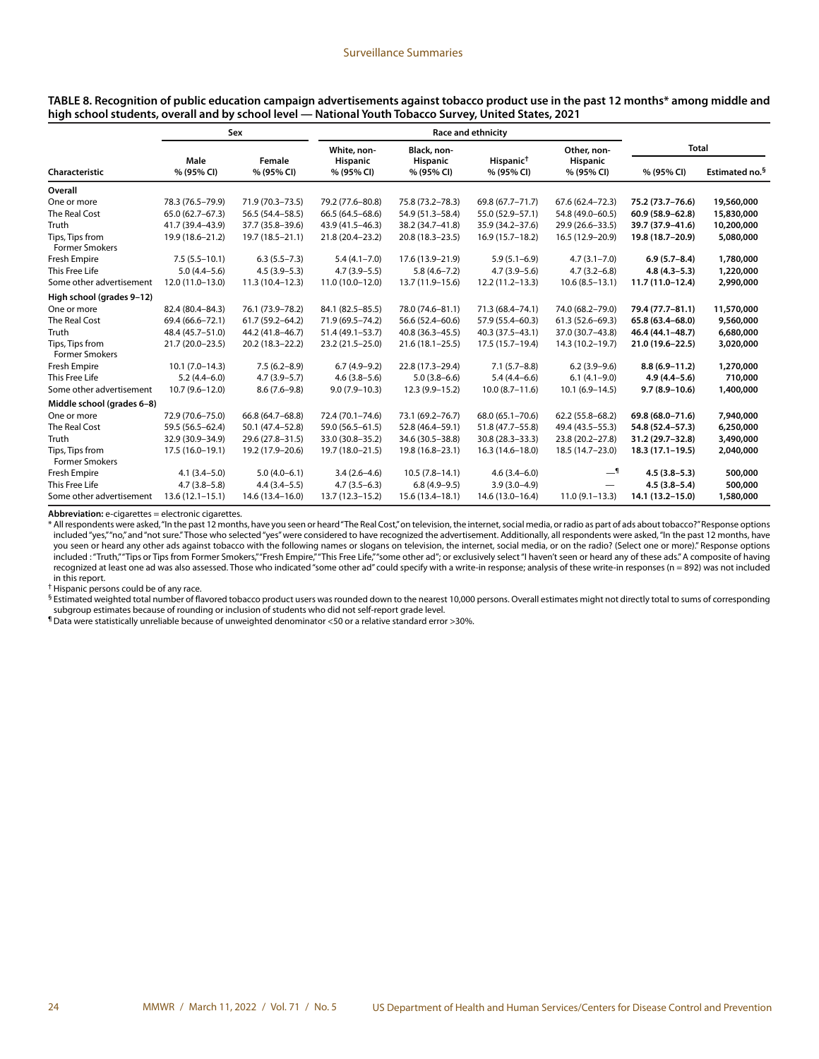**TABLE 8. Recognition of public education campaign advertisements against tobacco product use in the past 12 months* among middle and high school students, overall and by school level — National Youth Tobacco Survey, United States, 2021**

| Characteristic | Sex | | Race and ethnicity | | | | Total | |
|---|---|---|---|---|---|---|---|---|
| | Male % (95% CI) | Female % (95% CI) | White, non-Hispanic % (95% CI) | Black, non-Hispanic % (95% CI) | Hispanic[†] % (95% CI) | Other, non-Hispanic % (95% CI) | % (95% CI) | Estimated no.[§] |
| **Overall** | | | | | | | | |
| One or more | 78.3 (76.5–79.9) | 71.9 (70.3–73.5) | 79.2 (77.6–80.8) | 75.8 (73.2–78.3) | 69.8 (67.7–71.7) | 67.6 (62.4–72.3) | **75.2 (73.7–76.6)** | **19,560,000** |
| The Real Cost | 65.0 (62.7–67.3) | 56.5 (54.4–58.5) | 66.5 (64.5–68.6) | 54.9 (51.3–58.4) | 55.0 (52.9–57.1) | 54.8 (49.0–60.5) | **60.9 (58.9–62.8)** | **15,830,000** |
| Truth | 41.7 (39.4–43.9) | 37.7 (35.8–39.6) | 43.9 (41.5–46.3) | 38.2 (34.7–41.8) | 35.9 (34.2–37.6) | 29.9 (26.6–33.5) | **39.7 (37.9–41.6)** | **10,200,000** |
| Tips, Tips from Former Smokers | 19.9 (18.6–21.2) | 19.7 (18.5–21.1) | 21.8 (20.4–23.2) | 20.8 (18.3–23.5) | 16.9 (15.7–18.2) | 16.5 (12.9–20.9) | **19.8 (18.7–20.9)** | **5,080,000** |
| Fresh Empire | 7.5 (5.5–10.1) | 6.3 (5.5–7.3) | 5.4 (4.1–7.0) | 17.6 (13.9–21.9) | 5.9 (5.1–6.9) | 4.7 (3.1–7.0) | **6.9 (5.7–8.4)** | **1,780,000** |
| This Free Life | 5.0 (4.4–5.6) | 4.5 (3.9–5.3) | 4.7 (3.9–5.5) | 5.8 (4.6–7.2) | 4.7 (3.9–5.6) | 4.7 (3.2–6.8) | **4.8 (4.3–5.3)** | **1,220,000** |
| Some other advertisement | 12.0 (11.0–13.0) | 11.3 (10.4–12.3) | 11.0 (10.0–12.0) | 13.7 (11.9–15.6) | 12.2 (11.2–13.3) | 10.6 (8.5–13.1) | **11.7 (11.0–12.4)** | **2,990,000** |
| **High school (grades 9–12)** | | | | | | | | |
| One or more | 82.4 (80.4–84.3) | 76.1 (73.9–78.2) | 84.1 (82.5–85.5) | 78.0 (74.6–81.1) | 71.3 (68.4–74.1) | 74.0 (68.2–79.0) | **79.4 (77.7–81.1)** | **11,570,000** |
| The Real Cost | 69.4 (66.6–72.1) | 61.7 (59.2–64.2) | 71.9 (69.5–74.2) | 56.6 (52.4–60.6) | 57.9 (55.4–60.3) | 61.3 (52.6–69.3) | **65.8 (63.4–68.0)** | **9,560,000** |
| Truth | 48.4 (45.7–51.0) | 44.2 (41.8–46.7) | 51.4 (49.1–53.7) | 40.8 (36.3–45.5) | 40.3 (37.5–43.1) | 37.0 (30.7–43.8) | **46.4 (44.1–48.7)** | **6,680,000** |
| Tips, Tips from Former Smokers | 21.7 (20.0–23.5) | 20.2 (18.3–22.2) | 23.2 (21.5–25.0) | 21.6 (18.1–25.5) | 17.5 (15.7–19.4) | 14.3 (10.2–19.7) | **21.0 (19.6–22.5)** | **3,020,000** |
| Fresh Empire | 10.1 (7.0–14.3) | 7.5 (6.2–8.9) | 6.7 (4.9–9.2) | 22.8 (17.3–29.4) | 7.1 (5.7–8.8) | 6.2 (3.9–9.6) | **8.8 (6.9–11.2)** | **1,270,000** |
| This Free Life | 5.2 (4.4–6.0) | 4.7 (3.9–5.7) | 4.6 (3.8–5.6) | 5.0 (3.8–6.6) | 5.4 (4.4–6.6) | 6.1 (4.1–9.0) | **4.9 (4.4–5.6)** | **710,000** |
| Some other advertisement | 10.7 (9.6–12.0) | 8.6 (7.6–9.8) | 9.0 (7.9–10.3) | 12.3 (9.9–15.2) | 10.0 (8.7–11.6) | 10.1 (6.9–14.5) | **9.7 (8.9–10.6)** | **1,400,000** |
| **Middle school (grades 6–8)** | | | | | | | | |
| One or more | 72.9 (70.6–75.0) | 66.8 (64.7–68.8) | 72.4 (70.1–74.6) | 73.1 (69.2–76.7) | 68.0 (65.1–70.6) | 62.2 (55.8–68.2) | **69.8 (68.0–71.6)** | **7,940,000** |
| The Real Cost | 59.5 (56.5–62.4) | 50.1 (47.4–52.8) | 59.0 (56.5–61.5) | 52.8 (46.4–59.1) | 51.8 (47.7–55.8) | 49.4 (43.5–55.3) | **54.8 (52.4–57.3)** | **6,250,000** |
| Truth | 32.9 (30.9–34.9) | 29.6 (27.8–31.5) | 33.0 (30.8–35.2) | 34.6 (30.5–38.8) | 30.8 (28.3–33.3) | 23.8 (20.2–27.8) | **31.2 (29.7–32.8)** | **3,490,000** |
| Tips, Tips from Former Smokers | 17.5 (16.0–19.1) | 19.2 (17.9–20.6) | 19.7 (18.0–21.5) | 19.8 (16.8–23.1) | 16.3 (14.6–18.0) | 18.5 (14.7–23.0) | **18.3 (17.1–19.5)** | **2,040,000** |
| Fresh Empire | 4.1 (3.4–5.0) | 5.0 (4.0–6.1) | 3.4 (2.6–4.6) | 10.5 (7.8–14.1) | 4.6 (3.4–6.0) | —[¶] | **4.5 (3.8–5.3)** | **500,000** |
| This Free Life | 4.7 (3.8–5.8) | 4.4 (3.4–5.5) | 4.7 (3.5–6.3) | 6.8 (4.9–9.5) | 3.9 (3.0–4.9) | — | **4.5 (3.8–5.4)** | **500,000** |
| Some other advertisement | 13.6 (12.1–15.1) | 14.6 (13.4–16.0) | 13.7 (12.3–15.2) | 15.6 (13.4–18.1) | 14.6 (13.0–16.4) | 11.0 (9.1–13.3) | **14.1 (13.2–15.0)** | **1,580,000** |

**Abbreviation:** e-cigarettes = electronic cigarettes.

\* All respondents were asked, "In the past 12 months, have you seen or heard "The Real Cost," on television, the internet, social media, or radio as part of ads about tobacco?" Response options included "yes," "no," and "not sure." Those who selected "yes" were considered to have recognized the advertisement. Additionally, all respondents were asked, "In the past 12 months, have you seen or heard any other ads against tobacco with the following names or slogans on television, the internet, social media, or on the radio? (Select one or more)." Response options included : "Truth," "Tips or Tips from Former Smokers," "Fresh Empire," "This Free Life," "some other ad"; or exclusively select "I haven't seen or heard any of these ads." A composite of having recognized at least one ad was also assessed. Those who indicated "some other ad" could specify with a write-in response; analysis of these write-in responses (n = 892) was not included in this report.

† Hispanic persons could be of any race.

§ Estimated weighted total number of flavored tobacco product users was rounded down to the nearest 10,000 persons. Overall estimates might not directly total to sums of corresponding subgroup estimates because of rounding or inclusion of students who did not self-report grade level.

¶ Data were statistically unreliable because of unweighted denominator <50 or a relative standard error >30%.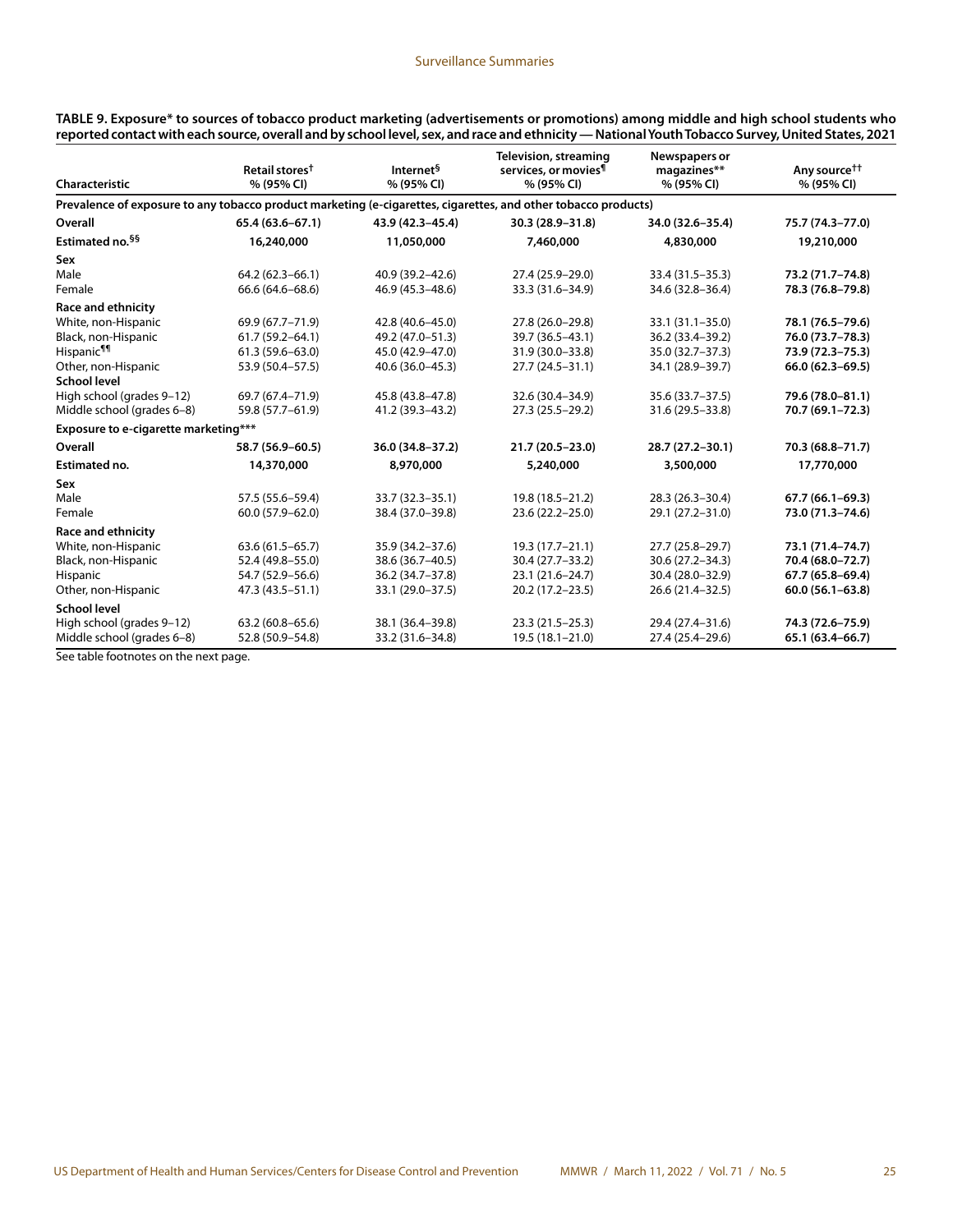**TABLE 9. Exposure* to sources of tobacco product marketing (advertisements or promotions) among middle and high school students who reported contact with each source, overall and by school level, sex, and race and ethnicity — National Youth Tobacco Survey, United States, 2021**

| Characteristic | Retail stores† % (95% CI) | Internet§ % (95% CI) | Television, streaming services, or movies¶ % (95% CI) | Newspapers or magazines** % (95% CI) | Any source†† % (95% CI) |
|---|---|---|---|---|---|
| **Prevalence of exposure to any tobacco product marketing (e-cigarettes, cigarettes, and other tobacco products)** | | | | | |
| **Overall** | **65.4 (63.6–67.1)** | **43.9 (42.3–45.4)** | **30.3 (28.9–31.8)** | **34.0 (32.6–35.4)** | **75.7 (74.3–77.0)** |
| **Estimated no.§§** | **16,240,000** | **11,050,000** | **7,460,000** | **4,830,000** | **19,210,000** |
| **Sex** | | | | | |
| Male | 64.2 (62.3–66.1) | 40.9 (39.2–42.6) | 27.4 (25.9–29.0) | 33.4 (31.5–35.3) | **73.2 (71.7–74.8)** |
| Female | 66.6 (64.6–68.6) | 46.9 (45.3–48.6) | 33.3 (31.6–34.9) | 34.6 (32.8–36.4) | **78.3 (76.8–79.8)** |
| **Race and ethnicity** | | | | | |
| White, non-Hispanic | 69.9 (67.7–71.9) | 42.8 (40.6–45.0) | 27.8 (26.0–29.8) | 33.1 (31.1–35.0) | **78.1 (76.5–79.6)** |
| Black, non-Hispanic | 61.7 (59.2–64.1) | 49.2 (47.0–51.3) | 39.7 (36.5–43.1) | 36.2 (33.4–39.2) | **76.0 (73.7–78.3)** |
| Hispanic¶¶ | 61.3 (59.6–63.0) | 45.0 (42.9–47.0) | 31.9 (30.0–33.8) | 35.0 (32.7–37.3) | **73.9 (72.3–75.3)** |
| Other, non-Hispanic | 53.9 (50.4–57.5) | 40.6 (36.0–45.3) | 27.7 (24.5–31.1) | 34.1 (28.9–39.7) | **66.0 (62.3–69.5)** |
| **School level** | | | | | |
| High school (grades 9–12) | 69.7 (67.4–71.9) | 45.8 (43.8–47.8) | 32.6 (30.4–34.9) | 35.6 (33.7–37.5) | **79.6 (78.0–81.1)** |
| Middle school (grades 6–8) | 59.8 (57.7–61.9) | 41.2 (39.3–43.2) | 27.3 (25.5–29.2) | 31.6 (29.5–33.8) | **70.7 (69.1–72.3)** |
| **Exposure to e-cigarette marketing*** ** | | | | | |
| **Overall** | **58.7 (56.9–60.5)** | **36.0 (34.8–37.2)** | **21.7 (20.5–23.0)** | **28.7 (27.2–30.1)** | **70.3 (68.8–71.7)** |
| **Estimated no.** | **14,370,000** | **8,970,000** | **5,240,000** | **3,500,000** | **17,770,000** |
| **Sex** | | | | | |
| Male | 57.5 (55.6–59.4) | 33.7 (32.3–35.1) | 19.8 (18.5–21.2) | 28.3 (26.3–30.4) | **67.7 (66.1–69.3)** |
| Female | 60.0 (57.9–62.0) | 38.4 (37.0–39.8) | 23.6 (22.2–25.0) | 29.1 (27.2–31.0) | **73.0 (71.3–74.6)** |
| **Race and ethnicity** | | | | | |
| White, non-Hispanic | 63.6 (61.5–65.7) | 35.9 (34.2–37.6) | 19.3 (17.7–21.1) | 27.7 (25.8–29.7) | **73.1 (71.4–74.7)** |
| Black, non-Hispanic | 52.4 (49.8–55.0) | 38.6 (36.7–40.5) | 30.4 (27.7–33.2) | 30.6 (27.2–34.3) | **70.4 (68.0–72.7)** |
| Hispanic | 54.7 (52.9–56.6) | 36.2 (34.7–37.8) | 23.1 (21.6–24.7) | 30.4 (28.0–32.9) | **67.7 (65.8–69.4)** |
| Other, non-Hispanic | 47.3 (43.5–51.1) | 33.1 (29.0–37.5) | 20.2 (17.2–23.5) | 26.6 (21.4–32.5) | **60.0 (56.1–63.8)** |
| **School level** | | | | | |
| High school (grades 9–12) | 63.2 (60.8–65.6) | 38.1 (36.4–39.8) | 23.3 (21.5–25.3) | 29.4 (27.4–31.6) | **74.3 (72.6–75.9)** |
| Middle school (grades 6–8) | 52.8 (50.9–54.8) | 33.2 (31.6–34.8) | 19.5 (18.1–21.0) | 27.4 (25.4–29.6) | **65.1 (63.4–66.7)** |

See table footnotes on the next page.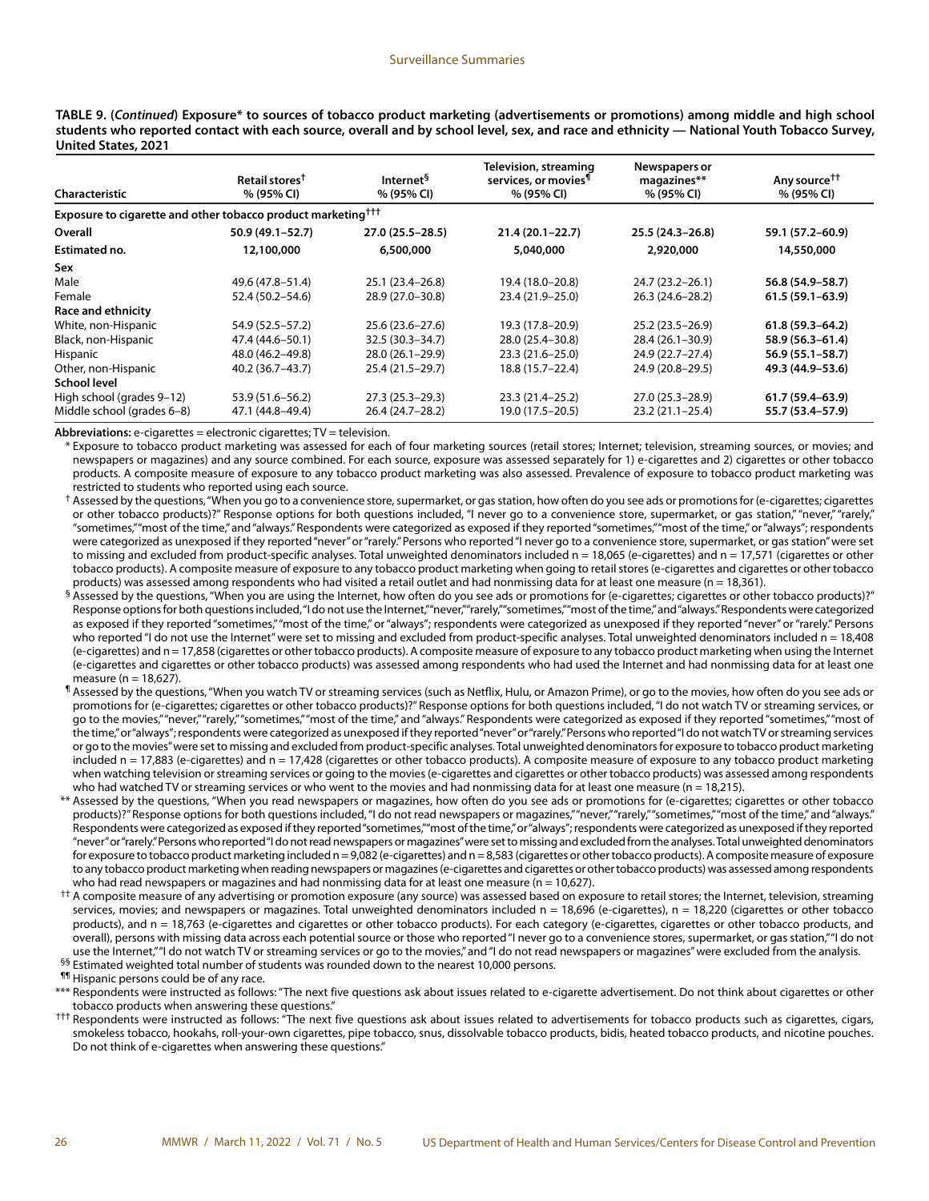**TABLE 9. (*Continued*) Exposure* to sources of tobacco product marketing (advertisements or promotions) among middle and high school students who reported contact with each source, overall and by school level, sex, and race and ethnicity — National Youth Tobacco Survey, United States, 2021**

| Characteristic | Retail stores† % (95% CI) | Internet§ % (95% CI) | Television, streaming services, or movies¶ % (95% CI) | Newspapers or magazines** % (95% CI) | Any source†† % (95% CI) |
|---|---|---|---|---|---|
| **Exposure to cigarette and other tobacco product marketing†††** | | | | | |
| **Overall** | **50.9 (49.1–52.7)** | **27.0 (25.5–28.5)** | **21.4 (20.1–22.7)** | **25.5 (24.3–26.8)** | **59.1 (57.2–60.9)** |
| **Estimated no.** | **12,100,000** | **6,500,000** | **5,040,000** | **2,920,000** | **14,550,000** |
| **Sex** | | | | | |
| Male | 49.6 (47.8–51.4) | 25.1 (23.4–26.8) | 19.4 (18.0–20.8) | 24.7 (23.2–26.1) | **56.8 (54.9–58.7)** |
| Female | 52.4 (50.2–54.6) | 28.9 (27.0–30.8) | 23.4 (21.9–25.0) | 26.3 (24.6–28.2) | **61.5 (59.1–63.9)** |
| **Race and ethnicity** | | | | | |
| White, non-Hispanic | 54.9 (52.5–57.2) | 25.6 (23.6–27.6) | 19.3 (17.8–20.9) | 25.2 (23.5–26.9) | **61.8 (59.3–64.2)** |
| Black, non-Hispanic | 47.4 (44.6–50.1) | 32.5 (30.3–34.7) | 28.0 (25.4–30.8) | 28.4 (26.1–30.9) | **58.9 (56.3–61.4)** |
| Hispanic | 48.0 (46.2–49.8) | 28.0 (26.1–29.9) | 23.3 (21.6–25.0) | 24.9 (22.7–27.4) | **56.9 (55.1–58.7)** |
| Other, non-Hispanic | 40.2 (36.7–43.7) | 25.4 (21.5–29.7) | 18.8 (15.7–22.4) | 24.9 (20.8–29.5) | **49.3 (44.9–53.6)** |
| **School level** | | | | | |
| High school (grades 9–12) | 53.9 (51.6–56.2) | 27.3 (25.3–29.3) | 23.3 (21.4–25.2) | 27.0 (25.3–28.9) | **61.7 (59.4–63.9)** |
| Middle school (grades 6–8) | 47.1 (44.8–49.4) | 26.4 (24.7–28.2) | 19.0 (17.5–20.5) | 23.2 (21.1–25.4) | **55.7 (53.4–57.9)** |

**Abbreviations:** e-cigarettes = electronic cigarettes; TV = television.

\* Exposure to tobacco product marketing was assessed for each of four marketing sources (retail stores; Internet; television, streaming sources, or movies; and newspapers or magazines) and any source combined. For each source, exposure was assessed separately for 1) e-cigarettes and 2) cigarettes or other tobacco products. A composite measure of exposure to any tobacco product marketing was also assessed. Prevalence of exposure to tobacco product marketing was restricted to students who reported using each source.

† Assessed by the questions, "When you go to a convenience store, supermarket, or gas station, how often do you see ads or promotions for (e-cigarettes; cigarettes or other tobacco products)?" Response options for both questions included, "I never go to a convenience store, supermarket, or gas station," "never," "rarely," "sometimes," "most of the time," and "always." Respondents were categorized as exposed if they reported "sometimes," "most of the time," or "always"; respondents were categorized as unexposed if they reported "never" or "rarely." Persons who reported "I never go to a convenience store, supermarket, or gas station" were set to missing and excluded from product-specific analyses. Total unweighted denominators included n = 18,065 (e-cigarettes) and n = 17,571 (cigarettes or other tobacco products). A composite measure of exposure to any tobacco product marketing when going to retail stores (e-cigarettes and cigarettes or other tobacco products) was assessed among respondents who had visited a retail outlet and had nonmissing data for at least one measure (n = 18,361).

§ Assessed by the questions, "When you are using the Internet, how often do you see ads or promotions for (e-cigarettes; cigarettes or other tobacco products)?" Response options for both questions included, "I do not use the Internet," "never," "rarely," "sometimes," "most of the time," and "always." Respondents were categorized as exposed if they reported "sometimes," "most of the time," or "always"; respondents were categorized as unexposed if they reported "never" or "rarely." Persons who reported "I do not use the Internet" were set to missing and excluded from product-specific analyses. Total unweighted denominators included n = 18,408 (e-cigarettes) and n = 17,858 (cigarettes or other tobacco products). A composite measure of exposure to any tobacco product marketing when using the Internet (e-cigarettes and cigarettes or other tobacco products) was assessed among respondents who had used the Internet and had nonmissing data for at least one measure (n = 18,627).

¶ Assessed by the questions, "When you watch TV or streaming services (such as Netflix, Hulu, or Amazon Prime), or go to the movies, how often do you see ads or promotions for (e-cigarettes; cigarettes or other tobacco products)?" Response options for both questions included, "I do not watch TV or streaming services, or go to the movies," "never," "rarely," "sometimes," "most of the time," and "always." Respondents were categorized as exposed if they reported "sometimes," "most of the time," or "always"; respondents were categorized as unexposed if they reported "never" or "rarely." Persons who reported "I do not watch TV or streaming services or go to the movies" were set to missing and excluded from product-specific analyses. Total unweighted denominators for exposure to tobacco product marketing included n = 17,883 (e-cigarettes) and n = 17,428 (cigarettes or other tobacco products). A composite measure of exposure to any tobacco product marketing when watching television or streaming services or going to the movies (e-cigarettes and cigarettes or other tobacco products) was assessed among respondents who had watched TV or streaming services or who went to the movies and had nonmissing data for at least one measure (n = 18,215).

** Assessed by the questions, "When you read newspapers or magazines, how often do you see ads or promotions for (e-cigarettes; cigarettes or other tobacco products)?" Response options for both questions included, "I do not read newspapers or magazines," "never," "rarely," "sometimes," "most of the time," and "always." Respondents were categorized as exposed if they reported "sometimes," "most of the time," or "always"; respondents were categorized as unexposed if they reported "never" or "rarely." Persons who reported "I do not read newspapers or magazines" were set to missing and excluded from the analyses. Total unweighted denominators for exposure to tobacco product marketing included n = 9,082 (e-cigarettes) and n = 8,583 (cigarettes or other tobacco products). A composite measure of exposure to any tobacco product marketing when reading newspapers or magazines (e-cigarettes and cigarettes or other tobacco products) was assessed among respondents who had read newspapers or magazines and had nonmissing data for at least one measure (n = 10,627).

†† A composite measure of any advertising or promotion exposure (any source) was assessed based on exposure to retail stores; the Internet, television, streaming services, movies; and newspapers or magazines. Total unweighted denominators included n = 18,696 (e-cigarettes), n = 18,220 (cigarettes or other tobacco products), and n = 18,763 (e-cigarettes and cigarettes or other tobacco products). For each category (e-cigarettes, cigarettes or other tobacco products, and overall), persons with missing data across each potential source or those who reported "I never go to a convenience stores, supermarket, or gas station," "I do not use the Internet," "I do not watch TV or streaming services or go to the movies," and "I do not read newspapers or magazines" were excluded from the analysis.

§§ Estimated weighted total number of students was rounded down to the nearest 10,000 persons.

¶¶ Hispanic persons could be of any race.

*** Respondents were instructed as follows: "The next five questions ask about issues related to e-cigarette advertisement. Do not think about cigarettes or other tobacco products when answering these questions."

††† Respondents were instructed as follows: "The next five questions ask about issues related to advertisements for tobacco products such as cigarettes, cigars, smokeless tobacco, hookahs, roll-your-own cigarettes, pipe tobacco, snus, dissolvable tobacco products, bidis, heated tobacco products, and nicotine pouches. Do not think of e-cigarettes when answering these questions."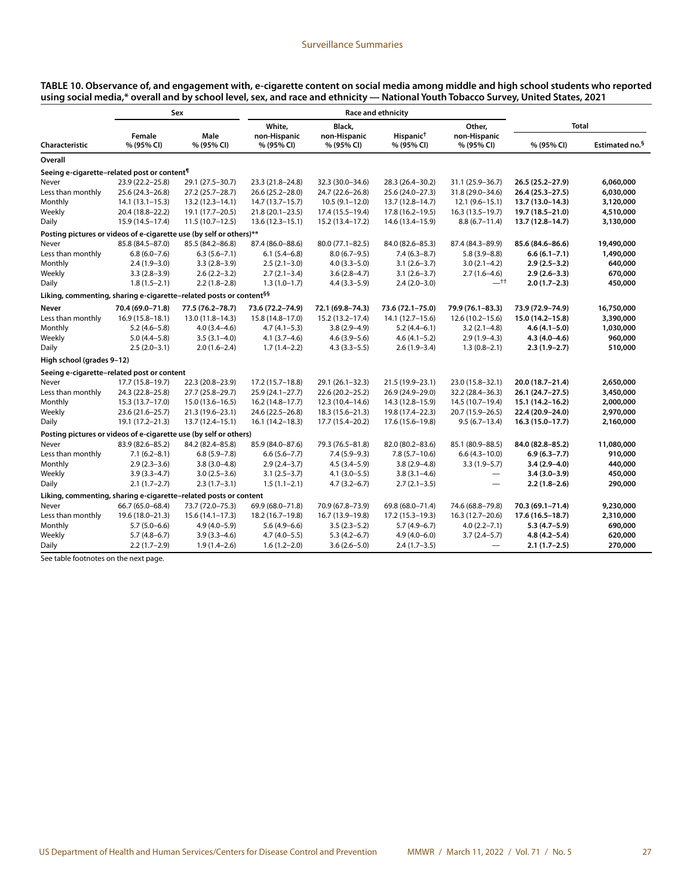**TABLE 10. Observance of, and engagement with, e-cigarette content on social media among middle and high school students who reported using social media,* overall and by school level, sex, and race and ethnicity — National Youth Tobacco Survey, United States, 2021**

| Characteristic | Sex | | Race and ethnicity | | | | Total | |
|---|---|---|---|---|---|---|---|---|
| | Female % (95% CI) | Male % (95% CI) | White, non-Hispanic % (95% CI) | Black, non-Hispanic % (95% CI) | Hispanic[†] % (95% CI) | Other, non-Hispanic % (95% CI) | % (95% CI) | Estimated no.[§] |
| **Overall** | | | | | | | | |
| **Seeing e-cigarette–related post or content[¶]** | | | | | | | | |
| Never | 23.9 (22.2–25.8) | 29.1 (27.5–30.7) | 23.3 (21.8–24.8) | 32.3 (30.0–34.6) | 28.3 (26.4–30.2) | 31.1 (25.9–36.7) | **26.5 (25.2–27.9)** | **6,060,000** |
| Less than monthly | 25.6 (24.3–26.8) | 27.2 (25.7–28.7) | 26.6 (25.2–28.0) | 24.7 (22.6–26.8) | 25.6 (24.0–27.3) | 31.8 (29.0–34.6) | **26.4 (25.3–27.5)** | **6,030,000** |
| Monthly | 14.1 (13.1–15.3) | 13.2 (12.3–14.1) | 14.7 (13.7–15.7) | 10.5 (9.1–12.0) | 13.7 (12.8–14.7) | 12.1 (9.6–15.1) | **13.7 (13.0–14.3)** | **3,120,000** |
| Weekly | 20.4 (18.8–22.2) | 19.1 (17.7–20.5) | 21.8 (20.1–23.5) | 17.4 (15.5–19.4) | 17.8 (16.2–19.5) | 16.3 (13.5–19.7) | **19.7 (18.5–21.0)** | **4,510,000** |
| Daily | 15.9 (14.5–17.4) | 11.5 (10.7–12.5) | 13.6 (12.3–15.1) | 15.2 (13.4–17.2) | 14.6 (13.4–15.9) | 8.8 (6.7–11.4) | **13.7 (12.8–14.7)** | **3,130,000** |
| **Posting pictures or videos of e-cigarette use (by self or others)**** | | | | | | | | |
| Never | 85.8 (84.5–87.0) | 85.5 (84.2–86.8) | 87.4 (86.0–88.6) | 80.0 (77.1–82.5) | 84.0 (82.6–85.3) | 87.4 (84.3–89.9) | **85.6 (84.6–86.6)** | **19,490,000** |
| Less than monthly | 6.8 (6.0–7.6) | 6.3 (5.6–7.1) | 6.1 (5.4–6.8) | 8.0 (6.7–9.5) | 7.4 (6.3–8.7) | 5.8 (3.9–8.8) | **6.6 (6.1–7.1)** | **1,490,000** |
| Monthly | 2.4 (1.9–3.0) | 3.3 (2.8–3.9) | 2.5 (2.1–3.0) | 4.0 (3.3–5.0) | 3.1 (2.6–3.7) | 3.0 (2.1–4.2) | **2.9 (2.5–3.2)** | **640,000** |
| Weekly | 3.3 (2.8–3.9) | 2.6 (2.2–3.2) | 2.7 (2.1–3.4) | 3.6 (2.8–4.7) | 3.1 (2.6–3.7) | 2.7 (1.6–4.6) | **2.9 (2.6–3.3)** | **670,000** |
| Daily | 1.8 (1.5–2.1) | 2.2 (1.8–2.8) | 1.3 (1.0–1.7) | 4.4 (3.3–5.9) | 2.4 (2.0–3.0) | —[††] | **2.0 (1.7–2.3)** | **450,000** |
| **Liking, commenting, sharing e-cigarette–related posts or content[§§]** | | | | | | | | |
| **Never** | **70.4 (69.0–71.8)** | **77.5 (76.2–78.7)** | **73.6 (72.2–74.9)** | **72.1 (69.8–74.3)** | **73.6 (72.1–75.0)** | **79.9 (76.1–83.3)** | **73.9 (72.9–74.9)** | **16,750,000** |
| Less than monthly | 16.9 (15.8–18.1) | 13.0 (11.8–14.3) | 15.8 (14.8–17.0) | 15.2 (13.2–17.4) | 14.1 (12.7–15.6) | 12.6 (10.2–15.6) | **15.0 (14.2–15.8)** | **3,390,000** |
| Monthly | 5.2 (4.6–5.8) | 4.0 (3.4–4.6) | 4.7 (4.1–5.3) | 3.8 (2.9–4.9) | 5.2 (4.4–6.1) | 3.2 (2.1–4.8) | **4.6 (4.1–5.0)** | **1,030,000** |
| Weekly | 5.0 (4.4–5.8) | 3.5 (3.1–4.0) | 4.1 (3.7–4.6) | 4.6 (3.9–5.6) | 4.6 (4.1–5.2) | 2.9 (1.9–4.3) | **4.3 (4.0–4.6)** | **960,000** |
| Daily | 2.5 (2.0–3.1) | 2.0 (1.6–2.4) | 1.7 (1.4–2.2) | 4.3 (3.3–5.5) | 2.6 (1.9–3.4) | 1.3 (0.8–2.1) | **2.3 (1.9–2.7)** | **510,000** |
| **High school (grades 9–12)** | | | | | | | | |
| **Seeing e-cigarette–related post or content** | | | | | | | | |
| Never | 17.7 (15.8–19.7) | 22.3 (20.8–23.9) | 17.2 (15.7–18.8) | 29.1 (26.1–32.3) | 21.5 (19.9–23.1) | 23.0 (15.8–32.1) | **20.0 (18.7–21.4)** | **2,650,000** |
| Less than monthly | 24.3 (22.8–25.8) | 27.7 (25.8–29.7) | 25.9 (24.1–27.7) | 22.6 (20.2–25.2) | 26.9 (24.9–29.0) | 32.2 (28.4–36.3) | **26.1 (24.7–27.5)** | **3,450,000** |
| Monthly | 15.3 (13.7–17.0) | 15.0 (13.6–16.5) | 16.2 (14.8–17.7) | 12.3 (10.4–14.6) | 14.3 (12.8–15.9) | 14.5 (10.7–19.4) | **15.1 (14.2–16.2)** | **2,000,000** |
| Weekly | 23.6 (21.6–25.7) | 21.3 (19.6–23.1) | 24.6 (22.5–26.8) | 18.3 (15.6–21.3) | 19.8 (17.4–22.3) | 20.7 (15.9–26.5) | **22.4 (20.9–24.0)** | **2,970,000** |
| Daily | 19.1 (17.2–21.3) | 13.7 (12.4–15.1) | 16.1 (14.2–18.3) | 17.7 (15.4–20.2) | 17.6 (15.6–19.8) | 9.5 (6.7–13.4) | **16.3 (15.0–17.7)** | **2,160,000** |
| **Posting pictures or videos of e-cigarette use (by self or others)** | | | | | | | | |
| Never | 83.9 (82.6–85.2) | 84.2 (82.4–85.8) | 85.9 (84.0–87.6) | 79.3 (76.5–81.8) | 82.0 (80.2–83.6) | 85.1 (80.9–88.5) | **84.0 (82.8–85.2)** | **11,080,000** |
| Less than monthly | 7.1 (6.2–8.1) | 6.8 (5.9–7.8) | 6.6 (5.6–7.7) | 7.4 (5.9–9.3) | 7.8 (5.7–10.6) | 6.6 (4.3–10.0) | **6.9 (6.3–7.7)** | **910,000** |
| Monthly | 2.9 (2.3–3.6) | 3.8 (3.0–4.8) | 2.9 (2.4–3.7) | 4.5 (3.4–5.9) | 3.8 (2.9–4.8) | 3.3 (1.9–5.7) | **3.4 (2.9–4.0)** | **440,000** |
| Weekly | 3.9 (3.3–4.7) | 3.0 (2.5–3.6) | 3.1 (2.5–3.7) | 4.1 (3.0–5.5) | 3.8 (3.1–4.6) | — | **3.4 (3.0–3.9)** | **450,000** |
| Daily | 2.1 (1.7–2.7) | 2.3 (1.7–3.1) | 1.5 (1.1–2.1) | 4.7 (3.2–6.7) | 2.7 (2.1–3.5) | — | **2.2 (1.8–2.6)** | **290,000** |
| **Liking, commenting, sharing e-cigarette–related posts or content** | | | | | | | | |
| Never | 66.7 (65.0–68.4) | 73.7 (72.0–75.3) | 69.9 (68.0–71.8) | 70.9 (67.8–73.9) | 69.8 (68.0–71.4) | 74.6 (68.8–79.8) | **70.3 (69.1–71.4)** | **9,230,000** |
| Less than monthly | 19.6 (18.0–21.3) | 15.6 (14.1–17.3) | 18.2 (16.7–19.8) | 16.7 (13.9–19.8) | 17.2 (15.3–19.3) | 16.3 (12.7–20.6) | **17.6 (16.5–18.7)** | **2,310,000** |
| Monthly | 5.7 (5.0–6.6) | 4.9 (4.0–5.9) | 5.6 (4.9–6.6) | 3.5 (2.3–5.2) | 5.7 (4.9–6.7) | 4.0 (2.2–7.1) | **5.3 (4.7–5.9)** | **690,000** |
| Weekly | 5.7 (4.8–6.7) | 3.9 (3.3–4.6) | 4.7 (4.0–5.5) | 5.3 (4.2–6.7) | 4.9 (4.0–6.0) | 3.7 (2.4–5.7) | **4.8 (4.2–5.4)** | **620,000** |
| Daily | 2.2 (1.7–2.9) | 1.9 (1.4–2.6) | 1.6 (1.2–2.0) | 3.6 (2.6–5.0) | 2.4 (1.7–3.5) | — | **2.1 (1.7–2.5)** | **270,000** |

See table footnotes on the next page.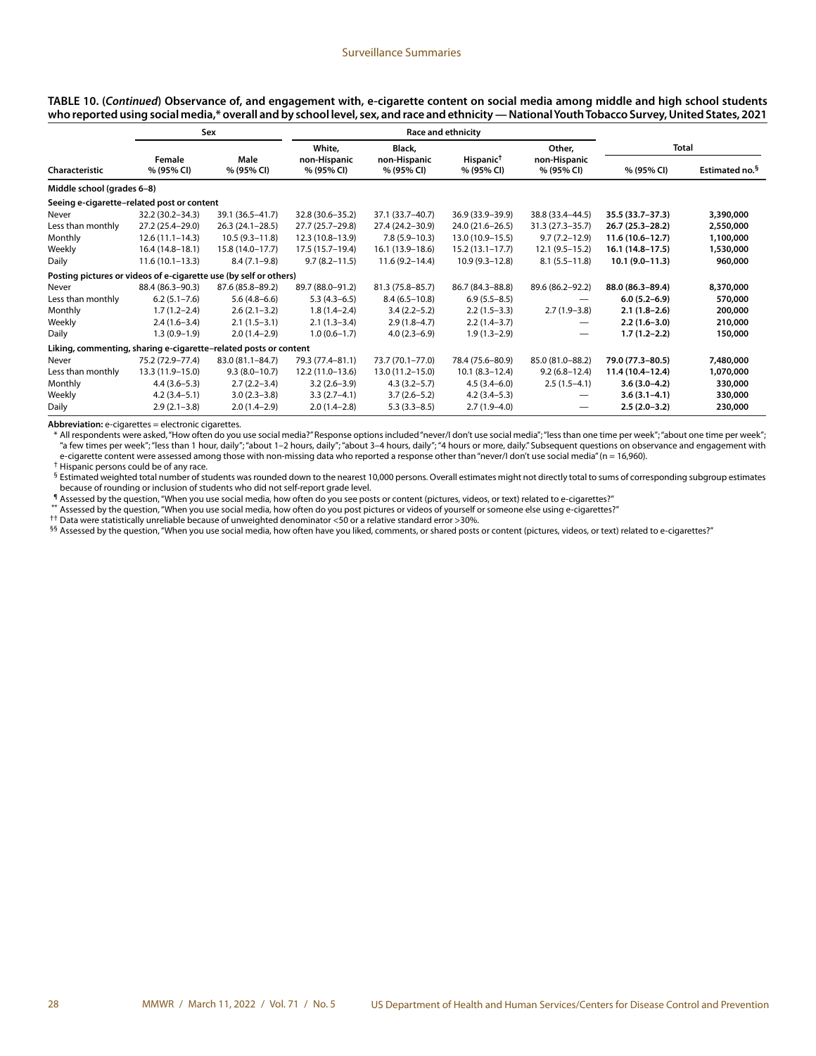**TABLE 10. (*Continued*) Observance of, and engagement with, e-cigarette content on social media among middle and high school students who reported using social media,* overall and by school level, sex, and race and ethnicity — National Youth Tobacco Survey, United States, 2021**

| Characteristic | Sex | | Race and ethnicity | | | | Total | |
|---|---|---|---|---|---|---|---|---|
| | Female % (95% CI) | Male % (95% CI) | White, non-Hispanic % (95% CI) | Black, non-Hispanic % (95% CI) | Hispanic[†] % (95% CI) | Other, non-Hispanic % (95% CI) | % (95% CI) | Estimated no.[§] |
| **Middle school (grades 6–8)** | | | | | | | | |
| **Seeing e-cigarette–related post or content** | | | | | | | | |
| Never | 32.2 (30.2–34.3) | 39.1 (36.5–41.7) | 32.8 (30.6–35.2) | 37.1 (33.7–40.7) | 36.9 (33.9–39.9) | 38.8 (33.4–44.5) | **35.5 (33.7–37.3)** | **3,390,000** |
| Less than monthly | 27.2 (25.4–29.0) | 26.3 (24.1–28.5) | 27.7 (25.7–29.8) | 27.4 (24.2–30.9) | 24.0 (21.6–26.5) | 31.3 (27.3–35.7) | **26.7 (25.3–28.2)** | **2,550,000** |
| Monthly | 12.6 (11.1–14.3) | 10.5 (9.3–11.8) | 12.3 (10.8–13.9) | 7.8 (5.9–10.3) | 13.0 (10.9–15.5) | 9.7 (7.2–12.9) | **11.6 (10.6–12.7)** | **1,100,000** |
| Weekly | 16.4 (14.8–18.1) | 15.8 (14.0–17.7) | 17.5 (15.7–19.4) | 16.1 (13.9–18.6) | 15.2 (13.1–17.7) | 12.1 (9.5–15.2) | **16.1 (14.8–17.5)** | **1,530,000** |
| Daily | 11.6 (10.1–13.3) | 8.4 (7.1–9.8) | 9.7 (8.2–11.5) | 11.6 (9.2–14.4) | 10.9 (9.3–12.8) | 8.1 (5.5–11.8) | **10.1 (9.0–11.3)** | **960,000** |
| **Posting pictures or videos of e-cigarette use (by self or others)** | | | | | | | | |
| Never | 88.4 (86.3–90.3) | 87.6 (85.8–89.2) | 89.7 (88.0–91.2) | 81.3 (75.8–85.7) | 86.7 (84.3–88.8) | 89.6 (86.2–92.2) | **88.0 (86.3–89.4)** | **8,370,000** |
| Less than monthly | 6.2 (5.1–7.6) | 5.6 (4.8–6.6) | 5.3 (4.3–6.5) | 8.4 (6.5–10.8) | 6.9 (5.5–8.5) | — | **6.0 (5.2–6.9)** | **570,000** |
| Monthly | 1.7 (1.2–2.4) | 2.6 (2.1–3.2) | 1.8 (1.4–2.4) | 3.4 (2.2–5.2) | 2.2 (1.5–3.3) | 2.7 (1.9–3.8) | **2.1 (1.8–2.6)** | **200,000** |
| Weekly | 2.4 (1.6–3.4) | 2.1 (1.5–3.1) | 2.1 (1.3–3.4) | 2.9 (1.8–4.7) | 2.2 (1.4–3.7) | — | **2.2 (1.6–3.0)** | **210,000** |
| Daily | 1.3 (0.9–1.9) | 2.0 (1.4–2.9) | 1.0 (0.6–1.7) | 4.0 (2.3–6.9) | 1.9 (1.3–2.9) | — | **1.7 (1.2–2.2)** | **150,000** |
| **Liking, commenting, sharing e-cigarette–related posts or content** | | | | | | | | |
| Never | 75.2 (72.9–77.4) | 83.0 (81.1–84.7) | 79.3 (77.4–81.1) | 73.7 (70.1–77.0) | 78.4 (75.6–80.9) | 85.0 (81.0–88.2) | **79.0 (77.3–80.5)** | **7,480,000** |
| Less than monthly | 13.3 (11.9–15.0) | 9.3 (8.0–10.7) | 12.2 (11.0–13.6) | 13.0 (11.2–15.0) | 10.1 (8.3–12.4) | 9.2 (6.8–12.4) | **11.4 (10.4–12.4)** | **1,070,000** |
| Monthly | 4.4 (3.6–5.3) | 2.7 (2.2–3.4) | 3.2 (2.6–3.9) | 4.3 (3.2–5.7) | 4.5 (3.4–6.0) | 2.5 (1.5–4.1) | **3.6 (3.0–4.2)** | **330,000** |
| Weekly | 4.2 (3.4–5.1) | 3.0 (2.3–3.8) | 3.3 (2.7–4.1) | 3.7 (2.6–5.2) | 4.2 (3.4–5.3) | — | **3.6 (3.1–4.1)** | **330,000** |
| Daily | 2.9 (2.1–3.8) | 2.0 (1.4–2.9) | 2.0 (1.4–2.8) | 5.3 (3.3–8.5) | 2.7 (1.9–4.0) | — | **2.5 (2.0–3.2)** | **230,000** |

**Abbreviation:** e-cigarettes = electronic cigarettes.

\* All respondents were asked, "How often do you use social media?" Response options included "never/I don't use social media"; "less than one time per week"; "about one time per week"; "a few times per week"; "less than 1 hour, daily"; "about 1–2 hours, daily"; "about 3–4 hours, daily"; "4 hours or more, daily." Subsequent questions on observance and engagement with e-cigarette content were assessed among those with non-missing data who reported a response other than "never/I don't use social media" (n = 16,960).

† Hispanic persons could be of any race.

§ Estimated weighted total number of students was rounded down to the nearest 10,000 persons. Overall estimates might not directly total to sums of corresponding subgroup estimates because of rounding or inclusion of students who did not self-report grade level.

¶ Assessed by the question, "When you use social media, how often do you see posts or content (pictures, videos, or text) related to e-cigarettes?"

** Assessed by the question, "When you use social media, how often do you post pictures or videos of yourself or someone else using e-cigarettes?"

†† Data were statistically unreliable because of unweighted denominator <50 or a relative standard error >30%.

§§ Assessed by the question, "When you use social media, how often have you liked, comments, or shared posts or content (pictures, videos, or text) related to e-cigarettes?"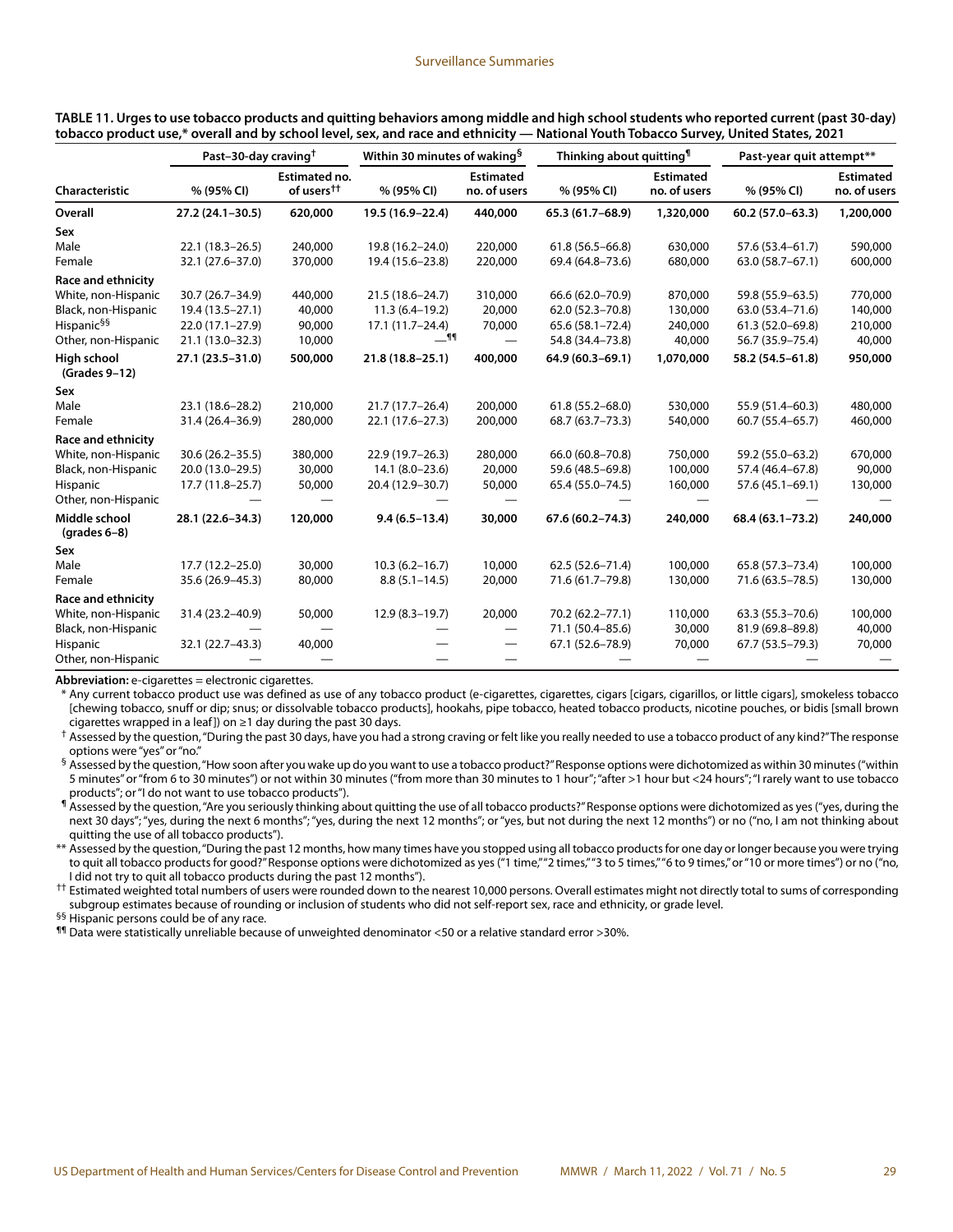**TABLE 11. Urges to use tobacco products and quitting behaviors among middle and high school students who reported current (past 30-day) tobacco product use,* overall and by school level, sex, and race and ethnicity — National Youth Tobacco Survey, United States, 2021**

| Characteristic | Past–30-day craving† | | Within 30 minutes of waking§ | | Thinking about quitting¶ | | Past-year quit attempt** | |
|---|---|---|---|---|---|---|---|---|
| | % (95% CI) | Estimated no. of users†† | % (95% CI) | Estimated no. of users | % (95% CI) | Estimated no. of users | % (95% CI) | Estimated no. of users |
| **Overall** | **27.2 (24.1–30.5)** | **620,000** | **19.5 (16.9–22.4)** | **440,000** | **65.3 (61.7–68.9)** | **1,320,000** | **60.2 (57.0–63.3)** | **1,200,000** |
| **Sex** | | | | | | | | |
| Male | 22.1 (18.3–26.5) | 240,000 | 19.8 (16.2–24.0) | 220,000 | 61.8 (56.5–66.8) | 630,000 | 57.6 (53.4–61.7) | 590,000 |
| Female | 32.1 (27.6–37.0) | 370,000 | 19.4 (15.6–23.8) | 220,000 | 69.4 (64.8–73.6) | 680,000 | 63.0 (58.7–67.1) | 600,000 |
| **Race and ethnicity** | | | | | | | | |
| White, non-Hispanic | 30.7 (26.7–34.9) | 440,000 | 21.5 (18.6–24.7) | 310,000 | 66.6 (62.0–70.9) | 870,000 | 59.8 (55.9–63.5) | 770,000 |
| Black, non-Hispanic | 19.4 (13.5–27.1) | 40,000 | 11.3 (6.4–19.2) | 20,000 | 62.0 (52.3–70.8) | 130,000 | 63.0 (53.4–71.6) | 140,000 |
| Hispanic§§ | 22.0 (17.1–27.9) | 90,000 | 17.1 (11.7–24.4) | 70,000 | 65.6 (58.1–72.4) | 240,000 | 61.3 (52.0–69.8) | 210,000 |
| Other, non-Hispanic | 21.1 (13.0–32.3) | 10,000 | —¶¶ | — | 54.8 (34.4–73.8) | 40,000 | 56.7 (35.9–75.4) | 40,000 |
| **High school (Grades 9–12)** | **27.1 (23.5–31.0)** | **500,000** | **21.8 (18.8–25.1)** | **400,000** | **64.9 (60.3–69.1)** | **1,070,000** | **58.2 (54.5–61.8)** | **950,000** |
| **Sex** | | | | | | | | |
| Male | 23.1 (18.6–28.2) | 210,000 | 21.7 (17.7–26.4) | 200,000 | 61.8 (55.2–68.0) | 530,000 | 55.9 (51.4–60.3) | 480,000 |
| Female | 31.4 (26.4–36.9) | 280,000 | 22.1 (17.6–27.3) | 200,000 | 68.7 (63.7–73.3) | 540,000 | 60.7 (55.4–65.7) | 460,000 |
| **Race and ethnicity** | | | | | | | | |
| White, non-Hispanic | 30.6 (26.2–35.5) | 380,000 | 22.9 (19.7–26.3) | 280,000 | 66.0 (60.8–70.8) | 750,000 | 59.2 (55.0–63.2) | 670,000 |
| Black, non-Hispanic | 20.0 (13.0–29.5) | 30,000 | 14.1 (8.0–23.6) | 20,000 | 59.6 (48.5–69.8) | 100,000 | 57.4 (46.4–67.8) | 90,000 |
| Hispanic | 17.7 (11.8–25.7) | 50,000 | 20.4 (12.9–30.7) | 50,000 | 65.4 (55.0–74.5) | 160,000 | 57.6 (45.1–69.1) | 130,000 |
| Other, non-Hispanic | — | — | — | — | — | — | — | — |
| **Middle school (grades 6–8)** | **28.1 (22.6–34.3)** | **120,000** | **9.4 (6.5–13.4)** | **30,000** | **67.6 (60.2–74.3)** | **240,000** | **68.4 (63.1–73.2)** | **240,000** |
| **Sex** | | | | | | | | |
| Male | 17.7 (12.2–25.0) | 30,000 | 10.3 (6.2–16.7) | 10,000 | 62.5 (52.6–71.4) | 100,000 | 65.8 (57.3–73.4) | 100,000 |
| Female | 35.6 (26.9–45.3) | 80,000 | 8.8 (5.1–14.5) | 20,000 | 71.6 (61.7–79.8) | 130,000 | 71.6 (63.5–78.5) | 130,000 |
| **Race and ethnicity** | | | | | | | | |
| White, non-Hispanic | 31.4 (23.2–40.9) | 50,000 | 12.9 (8.3–19.7) | 20,000 | 70.2 (62.2–77.1) | 110,000 | 63.3 (55.3–70.6) | 100,000 |
| Black, non-Hispanic | — | — | — | — | 71.1 (50.4–85.6) | 30,000 | 81.9 (69.8–89.8) | 40,000 |
| Hispanic | 32.1 (22.7–43.3) | 40,000 | — | — | 67.1 (52.6–78.9) | 70,000 | 67.7 (53.5–79.3) | 70,000 |
| Other, non-Hispanic | — | — | — | — | — | — | — | — |

**Abbreviation:** e-cigarettes = electronic cigarettes.

\* Any current tobacco product use was defined as use of any tobacco product (e-cigarettes, cigarettes, cigars [cigars, cigarillos, or little cigars], smokeless tobacco [chewing tobacco, snuff or dip; snus; or dissolvable tobacco products], hookahs, pipe tobacco, heated tobacco products, nicotine pouches, or bidis [small brown cigarettes wrapped in a leaf]) on ≥1 day during the past 30 days.

† Assessed by the question, "During the past 30 days, have you had a strong craving or felt like you really needed to use a tobacco product of any kind?" The response options were "yes" or "no."

§ Assessed by the question, "How soon after you wake up do you want to use a tobacco product?" Response options were dichotomized as within 30 minutes ("within 5 minutes" or "from 6 to 30 minutes") or not within 30 minutes ("from more than 30 minutes to 1 hour"; "after >1 hour but <24 hours"; "I rarely want to use tobacco products"; or "I do not want to use tobacco products").

¶ Assessed by the question, "Are you seriously thinking about quitting the use of all tobacco products?" Response options were dichotomized as yes ("yes, during the next 30 days"; "yes, during the next 6 months"; "yes, during the next 12 months"; or "yes, but not during the next 12 months") or no ("no, I am not thinking about quitting the use of all tobacco products").

** Assessed by the question, "During the past 12 months, how many times have you stopped using all tobacco products for one day or longer because you were trying to quit all tobacco products for good?" Response options were dichotomized as yes ("1 time," "2 times," "3 to 5 times," "6 to 9 times," or "10 or more times") or no ("no, I did not try to quit all tobacco products during the past 12 months").

†† Estimated weighted total numbers of users were rounded down to the nearest 10,000 persons. Overall estimates might not directly total to sums of corresponding subgroup estimates because of rounding or inclusion of students who did not self-report sex, race and ethnicity, or grade level.

§§ Hispanic persons could be of any race.

¶¶ Data were statistically unreliable because of unweighted denominator <50 or a relative standard error >30%.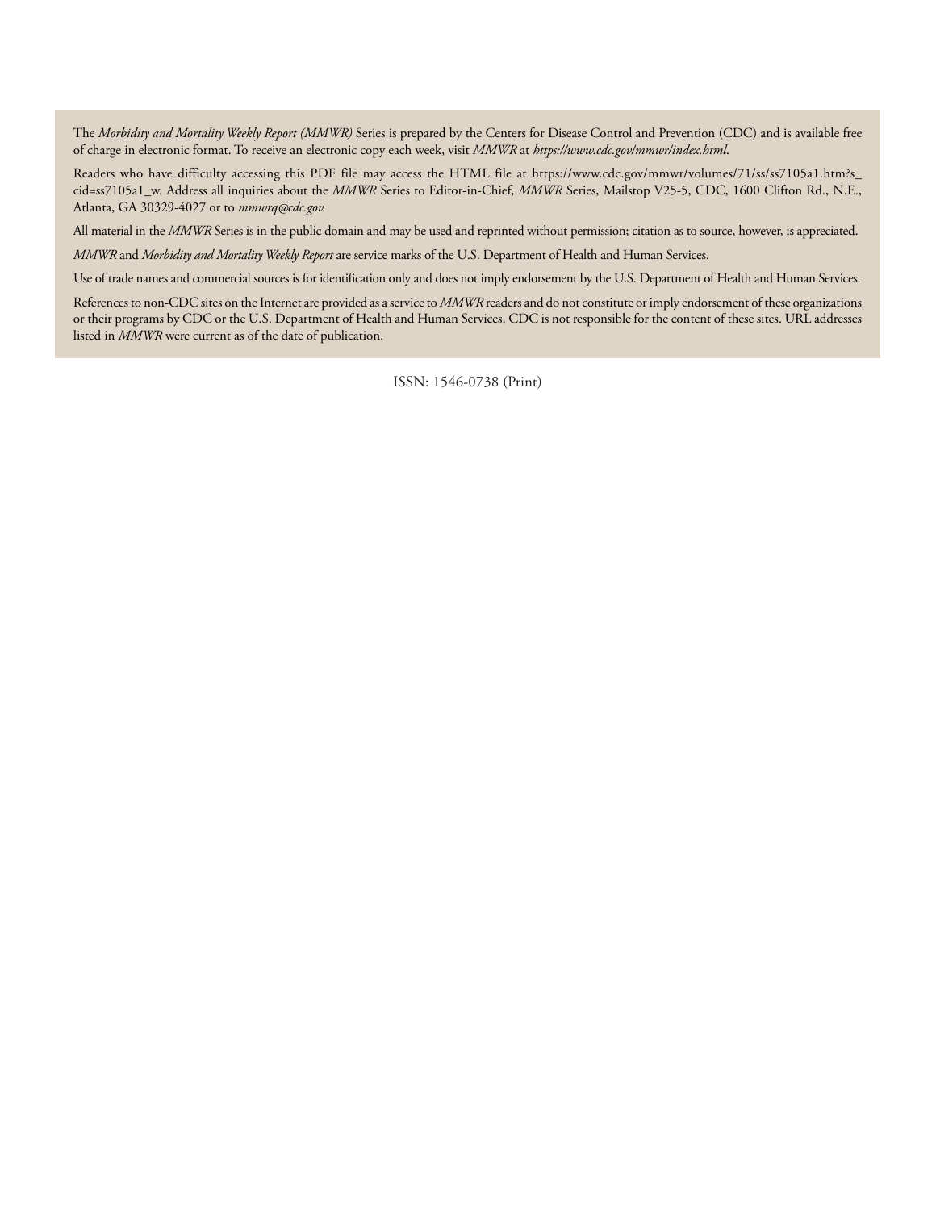The *Morbidity and Mortality Weekly Report (MMWR)* Series is prepared by the Centers for Disease Control and Prevention (CDC) and is available free of charge in electronic format. To receive an electronic copy each week, visit *MMWR* at *https://www.cdc.gov/mmwr/index.html*.

Readers who have difficulty accessing this PDF file may access the HTML file at https://www.cdc.gov/mmwr/volumes/71/ss/ss7105a1.htm?s_cid=ss7105a1_w. Address all inquiries about the *MMWR* Series to Editor-in-Chief, *MMWR* Series, Mailstop V25-5, CDC, 1600 Clifton Rd., N.E., Atlanta, GA 30329-4027 or to *mmwrq@cdc.gov.*

All material in the *MMWR* Series is in the public domain and may be used and reprinted without permission; citation as to source, however, is appreciated.

*MMWR* and *Morbidity and Mortality Weekly Report* are service marks of the U.S. Department of Health and Human Services.

Use of trade names and commercial sources is for identification only and does not imply endorsement by the U.S. Department of Health and Human Services.

References to non-CDC sites on the Internet are provided as a service to *MMWR* readers and do not constitute or imply endorsement of these organizations or their programs by CDC or the U.S. Department of Health and Human Services. CDC is not responsible for the content of these sites. URL addresses listed in *MMWR* were current as of the date of publication.

ISSN: 1546-0738 (Print)